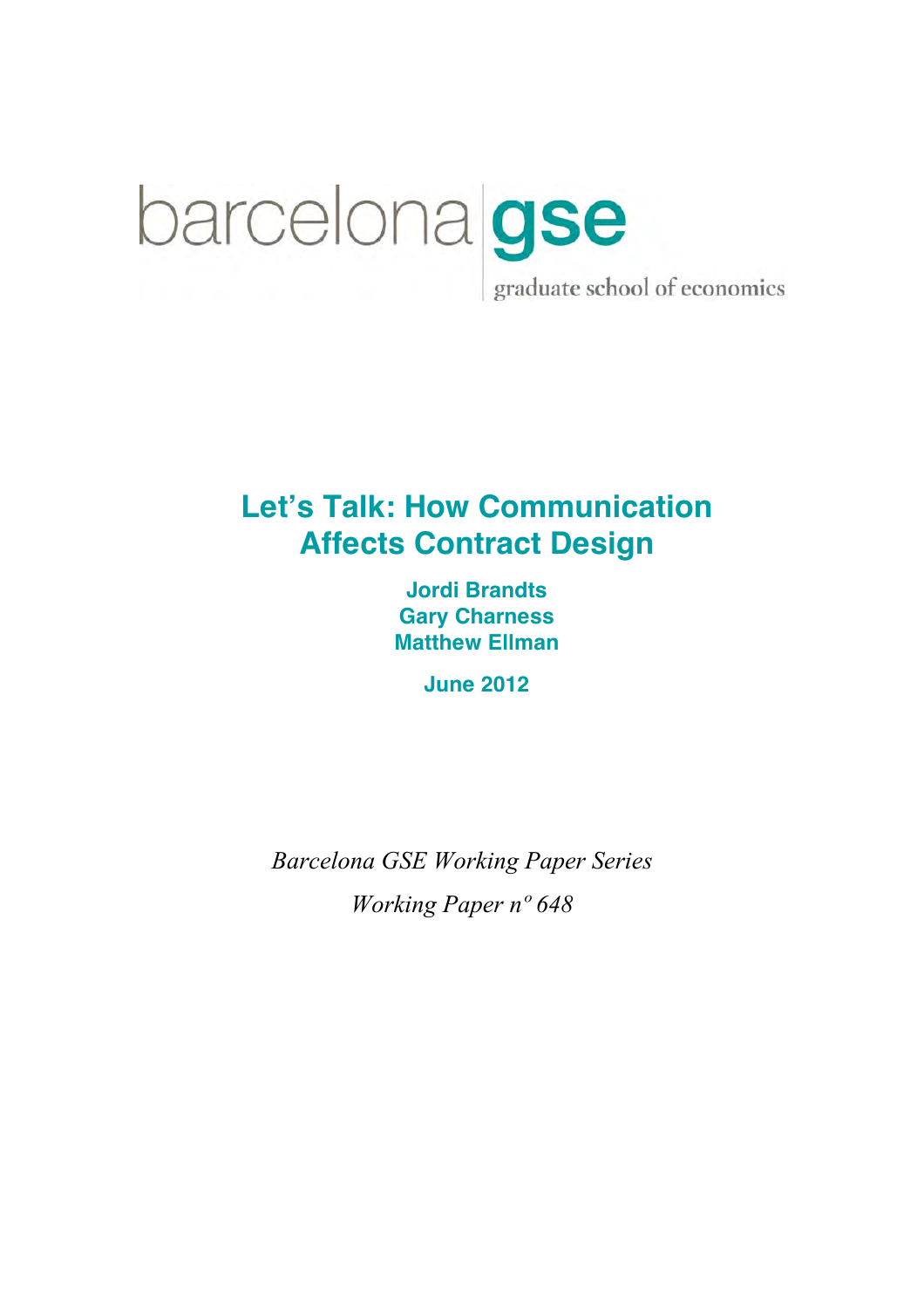barcelona **gse**

graduate school of economics

# Let's Talk: How Communication Affects Contract Design

**Jordi Brandts**
**Gary Charness**
**Matthew Ellman**

**June 2012**

*Barcelona GSE Working Paper Series*

*Working Paper nº 648*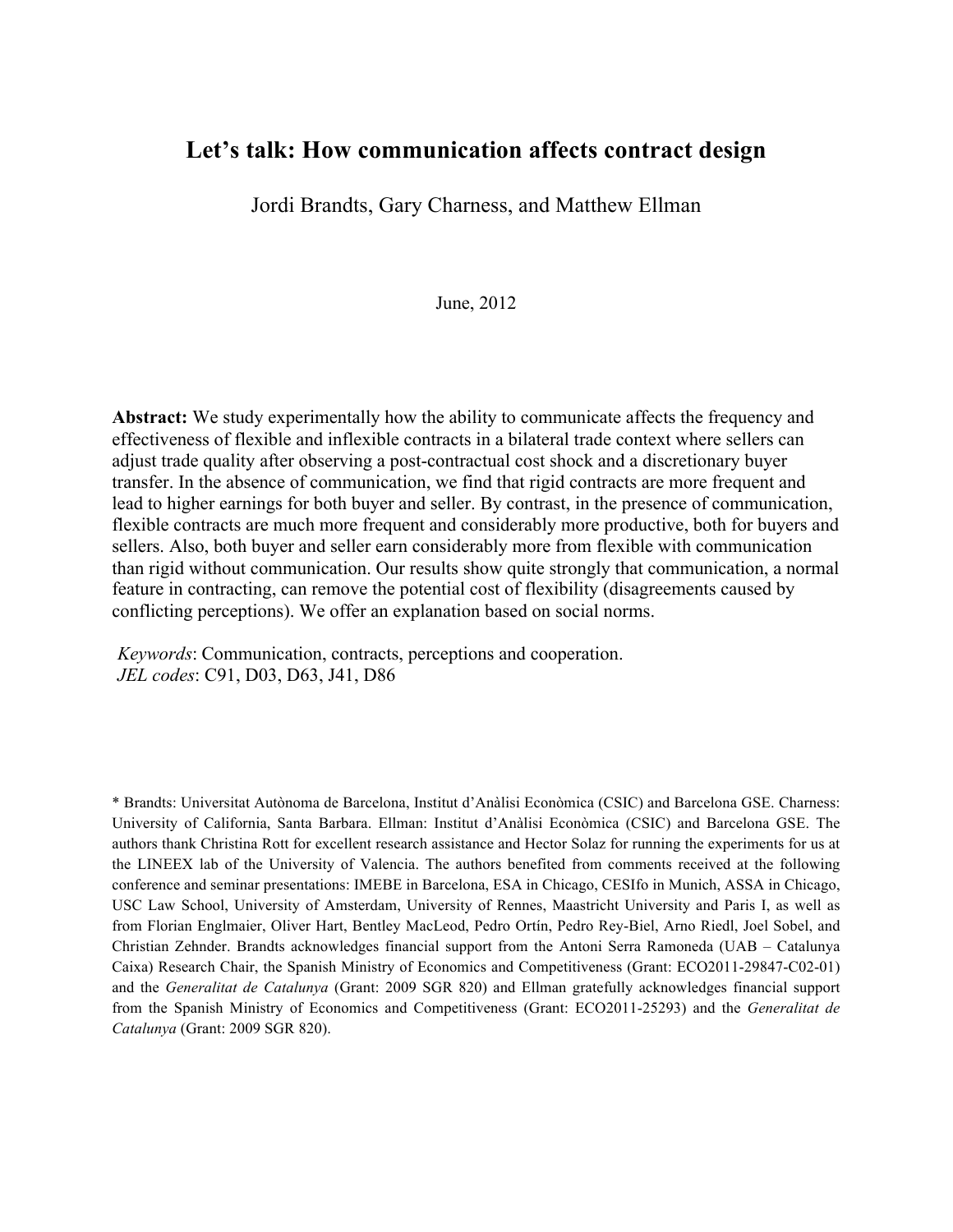# Let's talk: How communication affects contract design

Jordi Brandts, Gary Charness, and Matthew Ellman

June, 2012

**Abstract:** We study experimentally how the ability to communicate affects the frequency and effectiveness of flexible and inflexible contracts in a bilateral trade context where sellers can adjust trade quality after observing a post-contractual cost shock and a discretionary buyer transfer. In the absence of communication, we find that rigid contracts are more frequent and lead to higher earnings for both buyer and seller. By contrast, in the presence of communication, flexible contracts are much more frequent and considerably more productive, both for buyers and sellers. Also, both buyer and seller earn considerably more from flexible with communication than rigid without communication. Our results show quite strongly that communication, a normal feature in contracting, can remove the potential cost of flexibility (disagreements caused by conflicting perceptions). We offer an explanation based on social norms.

*Keywords*: Communication, contracts, perceptions and cooperation.
*JEL codes*: C91, D03, D63, J41, D86

\* Brandts: Universitat Autònoma de Barcelona, Institut d'Anàlisi Econòmica (CSIC) and Barcelona GSE. Charness: University of California, Santa Barbara. Ellman: Institut d'Anàlisi Econòmica (CSIC) and Barcelona GSE. The authors thank Christina Rott for excellent research assistance and Hector Solaz for running the experiments for us at the LINEEX lab of the University of Valencia. The authors benefited from comments received at the following conference and seminar presentations: IMEBE in Barcelona, ESA in Chicago, CESIfo in Munich, ASSA in Chicago, USC Law School, University of Amsterdam, University of Rennes, Maastricht University and Paris I, as well as from Florian Englmaier, Oliver Hart, Bentley MacLeod, Pedro Ortín, Pedro Rey-Biel, Arno Riedl, Joel Sobel, and Christian Zehnder. Brandts acknowledges financial support from the Antoni Serra Ramoneda (UAB – Catalunya Caixa) Research Chair, the Spanish Ministry of Economics and Competitiveness (Grant: ECO2011-29847-C02-01) and the *Generalitat de Catalunya* (Grant: 2009 SGR 820) and Ellman gratefully acknowledges financial support from the Spanish Ministry of Economics and Competitiveness (Grant: ECO2011-25293) and the *Generalitat de Catalunya* (Grant: 2009 SGR 820).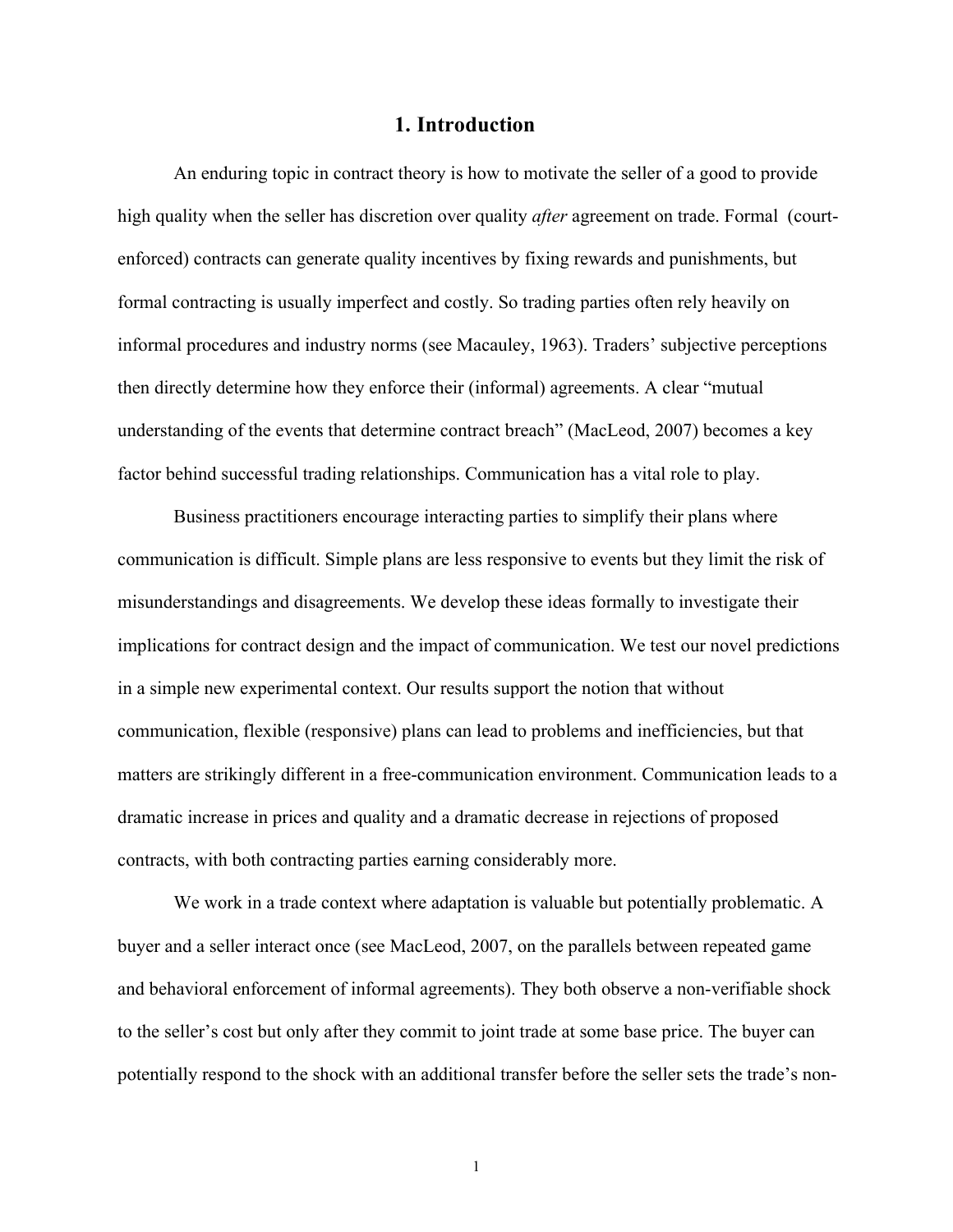## 1. Introduction

An enduring topic in contract theory is how to motivate the seller of a good to provide high quality when the seller has discretion over quality *after* agreement on trade. Formal (court-enforced) contracts can generate quality incentives by fixing rewards and punishments, but formal contracting is usually imperfect and costly. So trading parties often rely heavily on informal procedures and industry norms (see Macauley, 1963). Traders' subjective perceptions then directly determine how they enforce their (informal) agreements. A clear "mutual understanding of the events that determine contract breach" (MacLeod, 2007) becomes a key factor behind successful trading relationships. Communication has a vital role to play.

Business practitioners encourage interacting parties to simplify their plans where communication is difficult. Simple plans are less responsive to events but they limit the risk of misunderstandings and disagreements. We develop these ideas formally to investigate their implications for contract design and the impact of communication. We test our novel predictions in a simple new experimental context. Our results support the notion that without communication, flexible (responsive) plans can lead to problems and inefficiencies, but that matters are strikingly different in a free-communication environment. Communication leads to a dramatic increase in prices and quality and a dramatic decrease in rejections of proposed contracts, with both contracting parties earning considerably more.

We work in a trade context where adaptation is valuable but potentially problematic. A buyer and a seller interact once (see MacLeod, 2007, on the parallels between repeated game and behavioral enforcement of informal agreements). They both observe a non-verifiable shock to the seller's cost but only after they commit to joint trade at some base price. The buyer can potentially respond to the shock with an additional transfer before the seller sets the trade's non-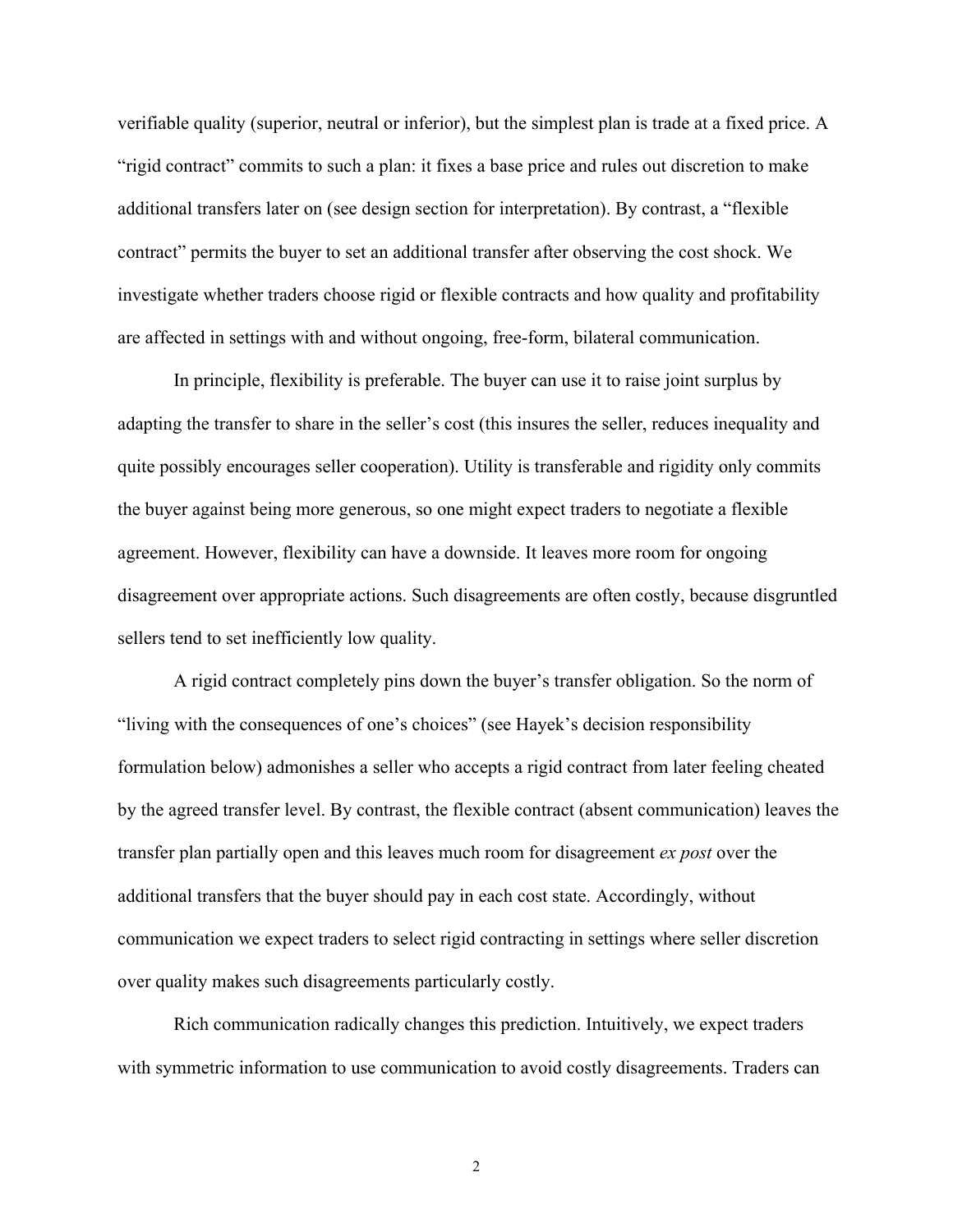verifiable quality (superior, neutral or inferior), but the simplest plan is trade at a fixed price. A "rigid contract" commits to such a plan: it fixes a base price and rules out discretion to make additional transfers later on (see design section for interpretation). By contrast, a "flexible contract" permits the buyer to set an additional transfer after observing the cost shock. We investigate whether traders choose rigid or flexible contracts and how quality and profitability are affected in settings with and without ongoing, free-form, bilateral communication.

In principle, flexibility is preferable. The buyer can use it to raise joint surplus by adapting the transfer to share in the seller's cost (this insures the seller, reduces inequality and quite possibly encourages seller cooperation). Utility is transferable and rigidity only commits the buyer against being more generous, so one might expect traders to negotiate a flexible agreement. However, flexibility can have a downside. It leaves more room for ongoing disagreement over appropriate actions. Such disagreements are often costly, because disgruntled sellers tend to set inefficiently low quality.

A rigid contract completely pins down the buyer's transfer obligation. So the norm of "living with the consequences of one's choices" (see Hayek's decision responsibility formulation below) admonishes a seller who accepts a rigid contract from later feeling cheated by the agreed transfer level. By contrast, the flexible contract (absent communication) leaves the transfer plan partially open and this leaves much room for disagreement *ex post* over the additional transfers that the buyer should pay in each cost state. Accordingly, without communication we expect traders to select rigid contracting in settings where seller discretion over quality makes such disagreements particularly costly.

Rich communication radically changes this prediction. Intuitively, we expect traders with symmetric information to use communication to avoid costly disagreements. Traders can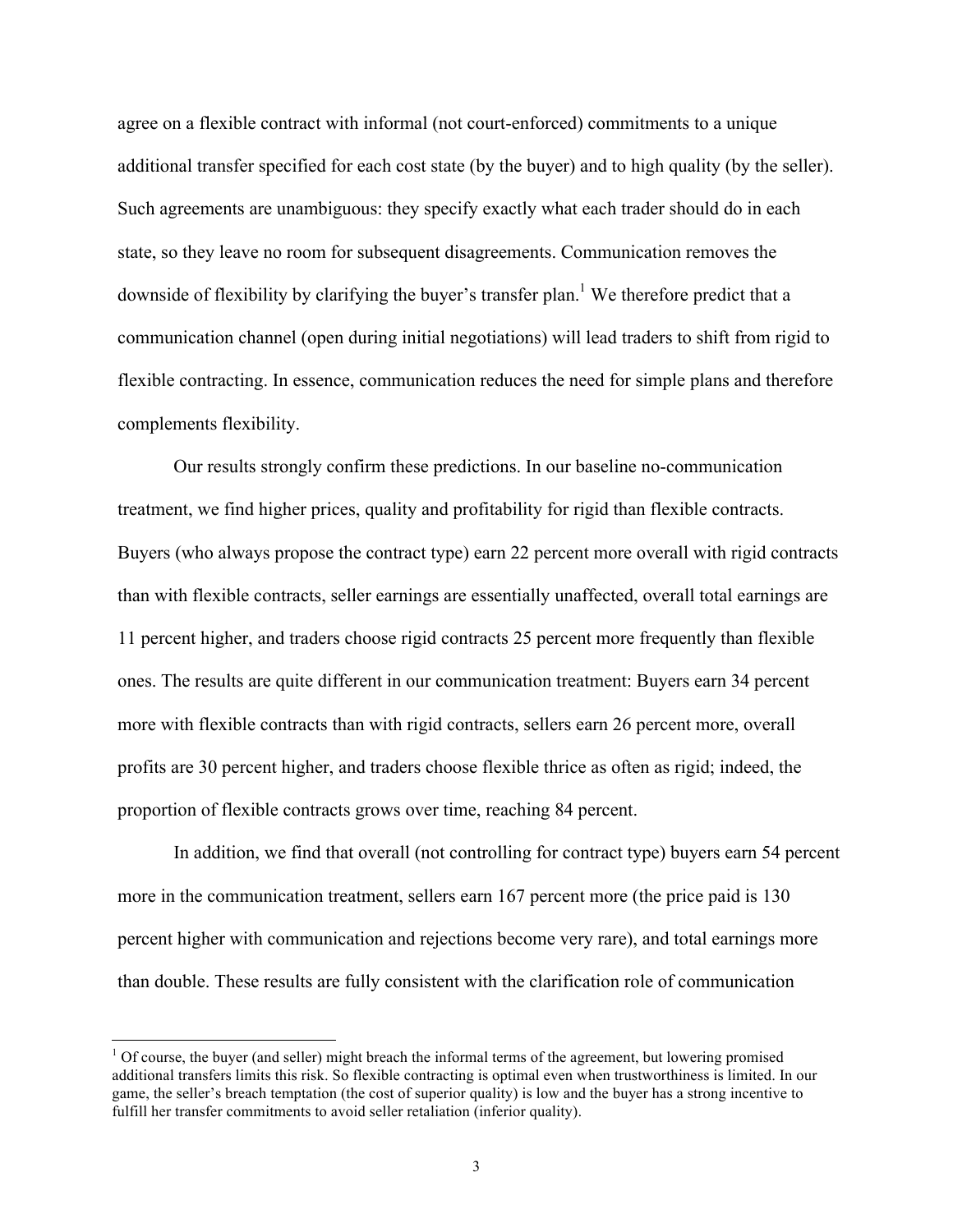agree on a flexible contract with informal (not court-enforced) commitments to a unique additional transfer specified for each cost state (by the buyer) and to high quality (by the seller). Such agreements are unambiguous: they specify exactly what each trader should do in each state, so they leave no room for subsequent disagreements. Communication removes the downside of flexibility by clarifying the buyer's transfer plan.[1] We therefore predict that a communication channel (open during initial negotiations) will lead traders to shift from rigid to flexible contracting. In essence, communication reduces the need for simple plans and therefore complements flexibility.

Our results strongly confirm these predictions. In our baseline no-communication treatment, we find higher prices, quality and profitability for rigid than flexible contracts. Buyers (who always propose the contract type) earn 22 percent more overall with rigid contracts than with flexible contracts, seller earnings are essentially unaffected, overall total earnings are 11 percent higher, and traders choose rigid contracts 25 percent more frequently than flexible ones. The results are quite different in our communication treatment: Buyers earn 34 percent more with flexible contracts than with rigid contracts, sellers earn 26 percent more, overall profits are 30 percent higher, and traders choose flexible thrice as often as rigid; indeed, the proportion of flexible contracts grows over time, reaching 84 percent.

In addition, we find that overall (not controlling for contract type) buyers earn 54 percent more in the communication treatment, sellers earn 167 percent more (the price paid is 130 percent higher with communication and rejections become very rare), and total earnings more than double. These results are fully consistent with the clarification role of communication

[1] Of course, the buyer (and seller) might breach the informal terms of the agreement, but lowering promised additional transfers limits this risk. So flexible contracting is optimal even when trustworthiness is limited. In our game, the seller's breach temptation (the cost of superior quality) is low and the buyer has a strong incentive to fulfill her transfer commitments to avoid seller retaliation (inferior quality).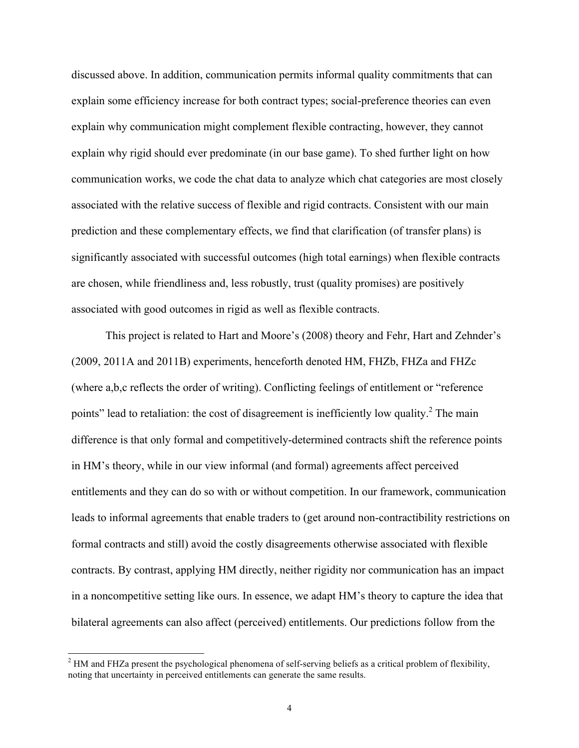discussed above. In addition, communication permits informal quality commitments that can explain some efficiency increase for both contract types; social-preference theories can even explain why communication might complement flexible contracting, however, they cannot explain why rigid should ever predominate (in our base game). To shed further light on how communication works, we code the chat data to analyze which chat categories are most closely associated with the relative success of flexible and rigid contracts. Consistent with our main prediction and these complementary effects, we find that clarification (of transfer plans) is significantly associated with successful outcomes (high total earnings) when flexible contracts are chosen, while friendliness and, less robustly, trust (quality promises) are positively associated with good outcomes in rigid as well as flexible contracts.

This project is related to Hart and Moore's (2008) theory and Fehr, Hart and Zehnder's (2009, 2011A and 2011B) experiments, henceforth denoted HM, FHZb, FHZa and FHZc (where a,b,c reflects the order of writing). Conflicting feelings of entitlement or "reference points" lead to retaliation: the cost of disagreement is inefficiently low quality.[2] The main difference is that only formal and competitively-determined contracts shift the reference points in HM's theory, while in our view informal (and formal) agreements affect perceived entitlements and they can do so with or without competition. In our framework, communication leads to informal agreements that enable traders to (get around non-contractibility restrictions on formal contracts and still) avoid the costly disagreements otherwise associated with flexible contracts. By contrast, applying HM directly, neither rigidity nor communication has an impact in a noncompetitive setting like ours. In essence, we adapt HM's theory to capture the idea that bilateral agreements can also affect (perceived) entitlements. Our predictions follow from the

[2] HM and FHZa present the psychological phenomena of self-serving beliefs as a critical problem of flexibility, noting that uncertainty in perceived entitlements can generate the same results.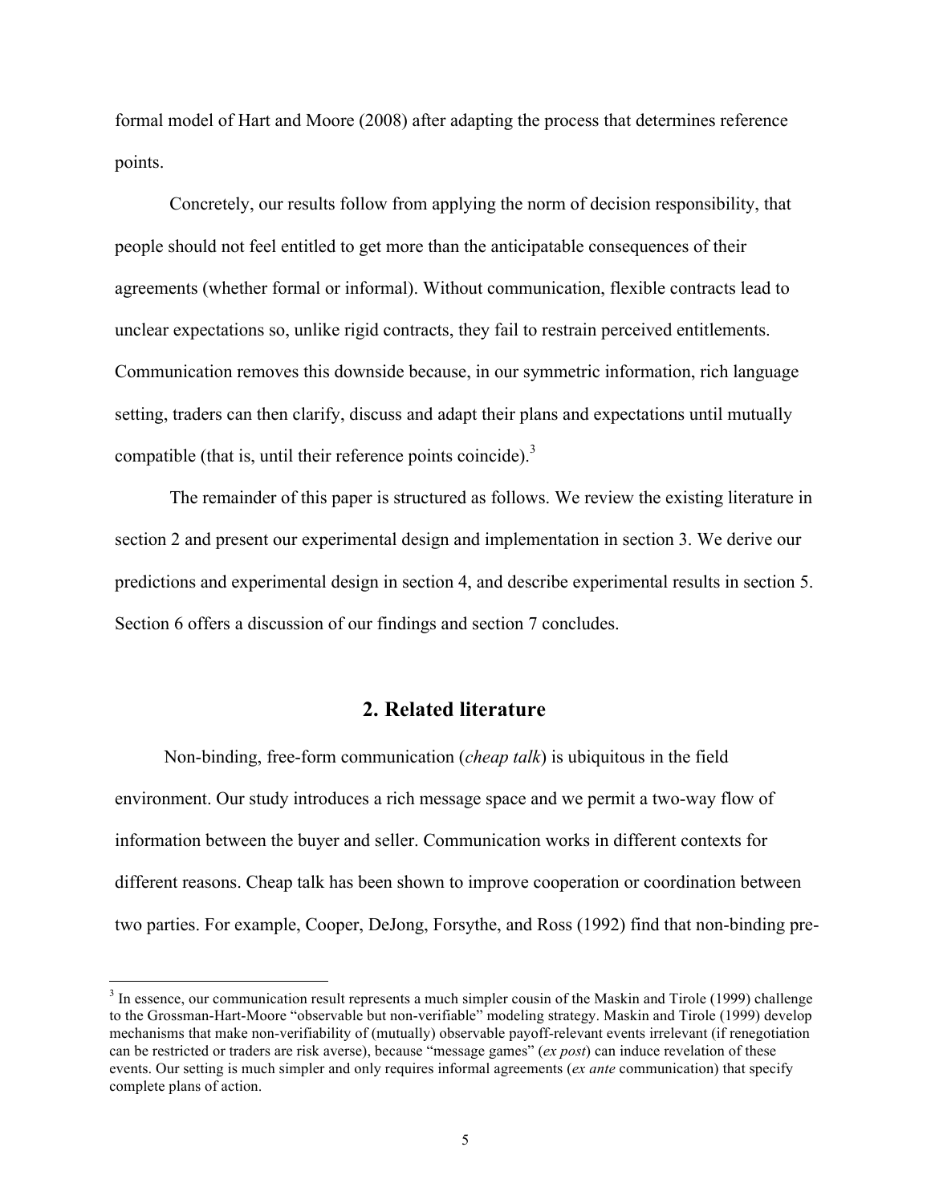formal model of Hart and Moore (2008) after adapting the process that determines reference points.

Concretely, our results follow from applying the norm of decision responsibility, that people should not feel entitled to get more than the anticipatable consequences of their agreements (whether formal or informal). Without communication, flexible contracts lead to unclear expectations so, unlike rigid contracts, they fail to restrain perceived entitlements. Communication removes this downside because, in our symmetric information, rich language setting, traders can then clarify, discuss and adapt their plans and expectations until mutually compatible (that is, until their reference points coincide).[3]

The remainder of this paper is structured as follows. We review the existing literature in section 2 and present our experimental design and implementation in section 3. We derive our predictions and experimental design in section 4, and describe experimental results in section 5. Section 6 offers a discussion of our findings and section 7 concludes.

## 2. Related literature

Non-binding, free-form communication (*cheap talk*) is ubiquitous in the field environment. Our study introduces a rich message space and we permit a two-way flow of information between the buyer and seller. Communication works in different contexts for different reasons. Cheap talk has been shown to improve cooperation or coordination between two parties. For example, Cooper, DeJong, Forsythe, and Ross (1992) find that non-binding pre-

[3] In essence, our communication result represents a much simpler cousin of the Maskin and Tirole (1999) challenge to the Grossman-Hart-Moore "observable but non-verifiable" modeling strategy. Maskin and Tirole (1999) develop mechanisms that make non-verifiability of (mutually) observable payoff-relevant events irrelevant (if renegotiation can be restricted or traders are risk averse), because "message games" (*ex post*) can induce revelation of these events. Our setting is much simpler and only requires informal agreements (*ex ante* communication) that specify complete plans of action.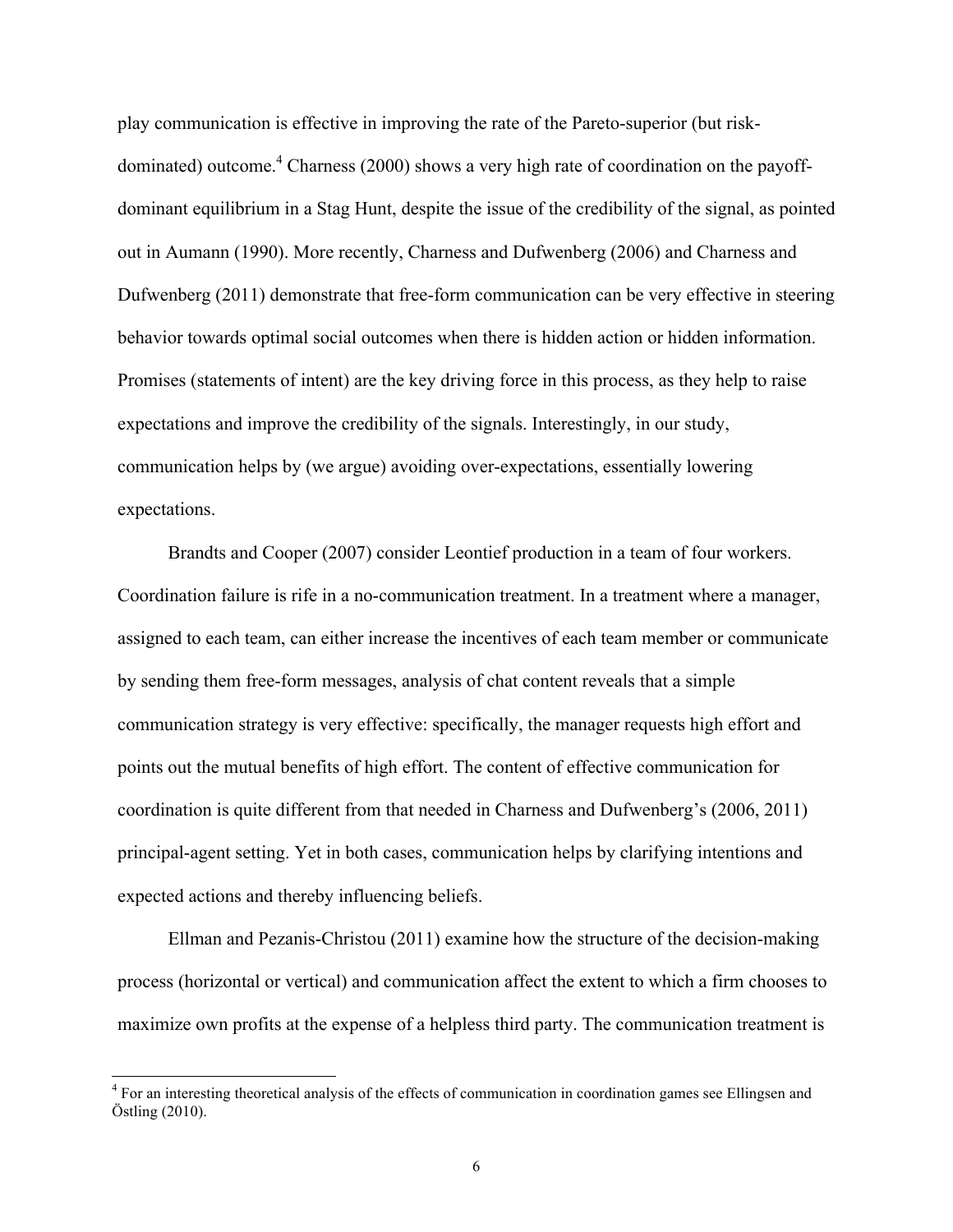play communication is effective in improving the rate of the Pareto-superior (but risk-dominated) outcome.[4] Charness (2000) shows a very high rate of coordination on the payoff-dominant equilibrium in a Stag Hunt, despite the issue of the credibility of the signal, as pointed out in Aumann (1990). More recently, Charness and Dufwenberg (2006) and Charness and Dufwenberg (2011) demonstrate that free-form communication can be very effective in steering behavior towards optimal social outcomes when there is hidden action or hidden information. Promises (statements of intent) are the key driving force in this process, as they help to raise expectations and improve the credibility of the signals. Interestingly, in our study, communication helps by (we argue) avoiding over-expectations, essentially lowering expectations.

Brandts and Cooper (2007) consider Leontief production in a team of four workers. Coordination failure is rife in a no-communication treatment. In a treatment where a manager, assigned to each team, can either increase the incentives of each team member or communicate by sending them free-form messages, analysis of chat content reveals that a simple communication strategy is very effective: specifically, the manager requests high effort and points out the mutual benefits of high effort. The content of effective communication for coordination is quite different from that needed in Charness and Dufwenberg's (2006, 2011) principal-agent setting. Yet in both cases, communication helps by clarifying intentions and expected actions and thereby influencing beliefs.

Ellman and Pezanis-Christou (2011) examine how the structure of the decision-making process (horizontal or vertical) and communication affect the extent to which a firm chooses to maximize own profits at the expense of a helpless third party. The communication treatment is

[4] For an interesting theoretical analysis of the effects of communication in coordination games see Ellingsen and Östling (2010).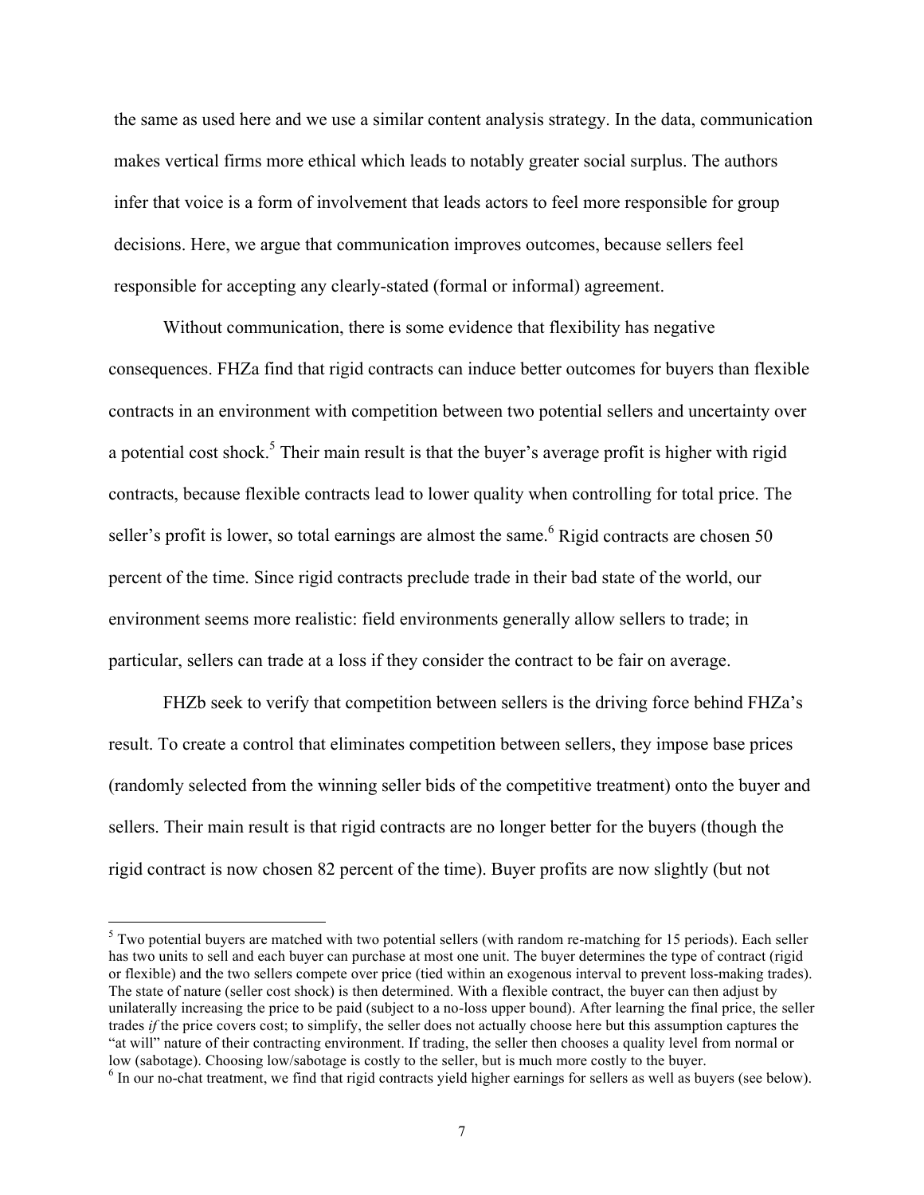the same as used here and we use a similar content analysis strategy. In the data, communication makes vertical firms more ethical which leads to notably greater social surplus. The authors infer that voice is a form of involvement that leads actors to feel more responsible for group decisions. Here, we argue that communication improves outcomes, because sellers feel responsible for accepting any clearly-stated (formal or informal) agreement.

Without communication, there is some evidence that flexibility has negative consequences. FHZa find that rigid contracts can induce better outcomes for buyers than flexible contracts in an environment with competition between two potential sellers and uncertainty over a potential cost shock.[5] Their main result is that the buyer's average profit is higher with rigid contracts, because flexible contracts lead to lower quality when controlling for total price. The seller's profit is lower, so total earnings are almost the same.[6] Rigid contracts are chosen 50 percent of the time. Since rigid contracts preclude trade in their bad state of the world, our environment seems more realistic: field environments generally allow sellers to trade; in particular, sellers can trade at a loss if they consider the contract to be fair on average.

FHZb seek to verify that competition between sellers is the driving force behind FHZa's result. To create a control that eliminates competition between sellers, they impose base prices (randomly selected from the winning seller bids of the competitive treatment) onto the buyer and sellers. Their main result is that rigid contracts are no longer better for the buyers (though the rigid contract is now chosen 82 percent of the time). Buyer profits are now slightly (but not

---

[5] Two potential buyers are matched with two potential sellers (with random re-matching for 15 periods). Each seller has two units to sell and each buyer can purchase at most one unit. The buyer determines the type of contract (rigid or flexible) and the two sellers compete over price (tied within an exogenous interval to prevent loss-making trades). The state of nature (seller cost shock) is then determined. With a flexible contract, the buyer can then adjust by unilaterally increasing the price to be paid (subject to a no-loss upper bound). After learning the final price, the seller trades *if* the price covers cost; to simplify, the seller does not actually choose here but this assumption captures the "at will" nature of their contracting environment. If trading, the seller then chooses a quality level from normal or low (sabotage). Choosing low/sabotage is costly to the seller, but is much more costly to the buyer.

[6] In our no-chat treatment, we find that rigid contracts yield higher earnings for sellers as well as buyers (see below).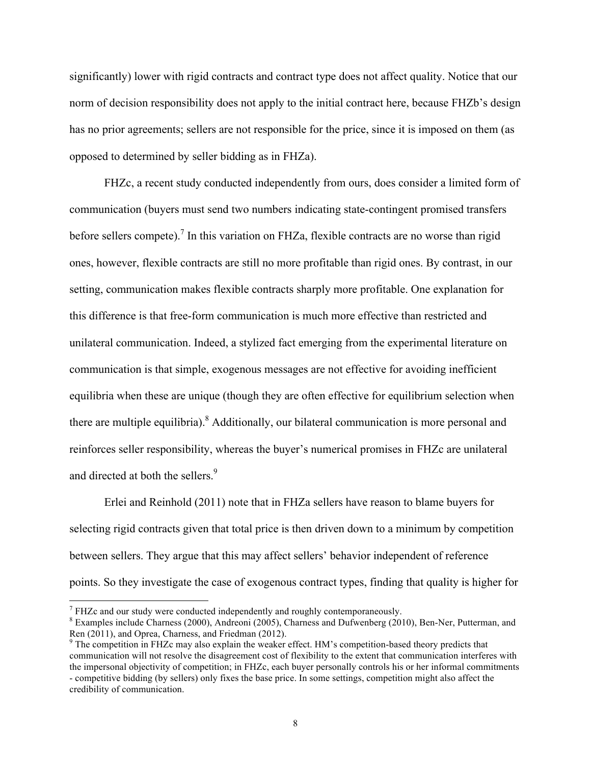significantly) lower with rigid contracts and contract type does not affect quality. Notice that our norm of decision responsibility does not apply to the initial contract here, because FHZb's design has no prior agreements; sellers are not responsible for the price, since it is imposed on them (as opposed to determined by seller bidding as in FHZa).

FHZc, a recent study conducted independently from ours, does consider a limited form of communication (buyers must send two numbers indicating state-contingent promised transfers before sellers compete).[7] In this variation on FHZa, flexible contracts are no worse than rigid ones, however, flexible contracts are still no more profitable than rigid ones. By contrast, in our setting, communication makes flexible contracts sharply more profitable. One explanation for this difference is that free-form communication is much more effective than restricted and unilateral communication. Indeed, a stylized fact emerging from the experimental literature on communication is that simple, exogenous messages are not effective for avoiding inefficient equilibria when these are unique (though they are often effective for equilibrium selection when there are multiple equilibria).[8] Additionally, our bilateral communication is more personal and reinforces seller responsibility, whereas the buyer's numerical promises in FHZc are unilateral and directed at both the sellers.[9]

Erlei and Reinhold (2011) note that in FHZa sellers have reason to blame buyers for selecting rigid contracts given that total price is then driven down to a minimum by competition between sellers. They argue that this may affect sellers' behavior independent of reference points. So they investigate the case of exogenous contract types, finding that quality is higher for

---

[7] FHZc and our study were conducted independently and roughly contemporaneously.

[8] Examples include Charness (2000), Andreoni (2005), Charness and Dufwenberg (2010), Ben-Ner, Putterman, and Ren (2011), and Oprea, Charness, and Friedman (2012).

[9] The competition in FHZc may also explain the weaker effect. HM's competition-based theory predicts that communication will not resolve the disagreement cost of flexibility to the extent that communication interferes with the impersonal objectivity of competition; in FHZc, each buyer personally controls his or her informal commitments - competitive bidding (by sellers) only fixes the base price. In some settings, competition might also affect the credibility of communication.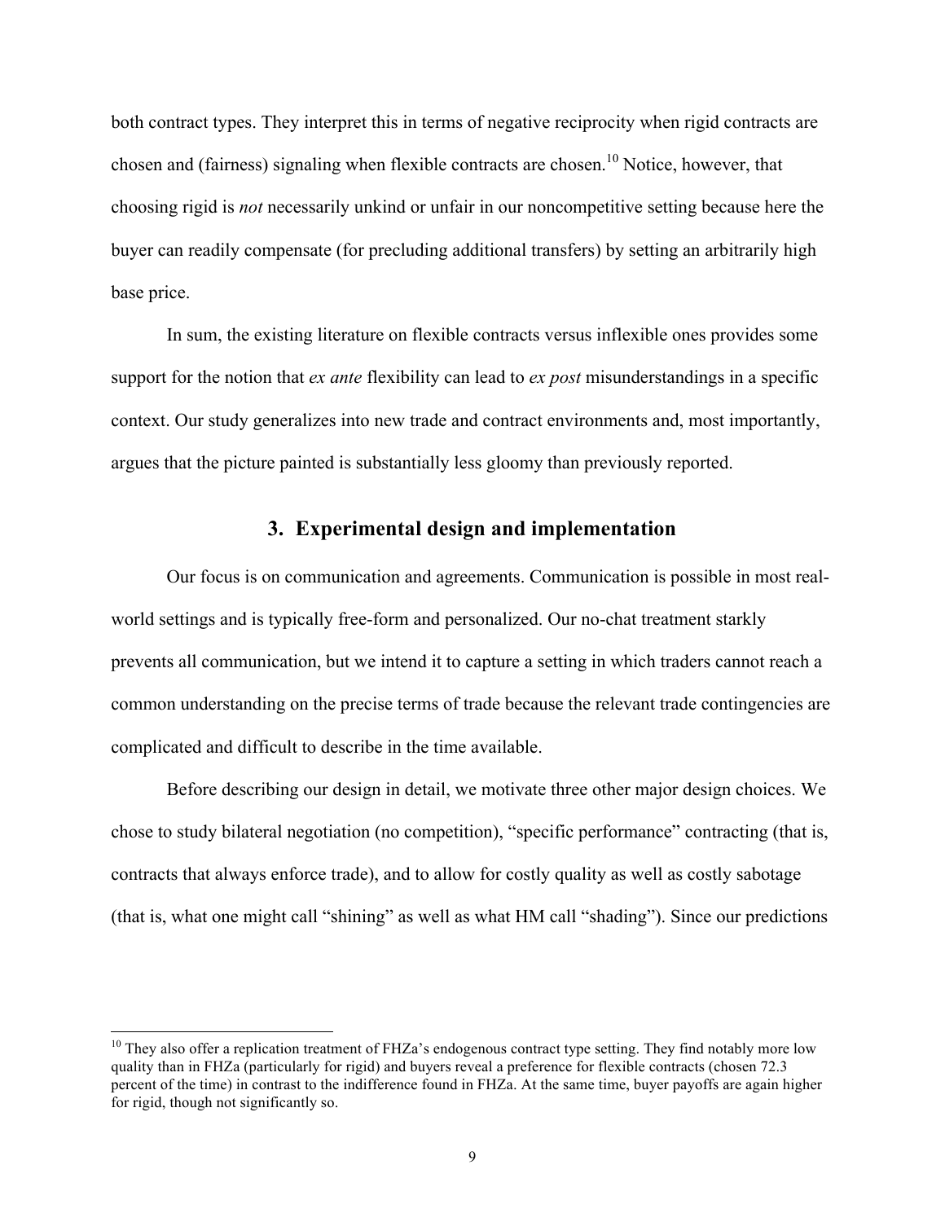both contract types. They interpret this in terms of negative reciprocity when rigid contracts are chosen and (fairness) signaling when flexible contracts are chosen.[10] Notice, however, that choosing rigid is *not* necessarily unkind or unfair in our noncompetitive setting because here the buyer can readily compensate (for precluding additional transfers) by setting an arbitrarily high base price.

In sum, the existing literature on flexible contracts versus inflexible ones provides some support for the notion that *ex ante* flexibility can lead to *ex post* misunderstandings in a specific context. Our study generalizes into new trade and contract environments and, most importantly, argues that the picture painted is substantially less gloomy than previously reported.

## 3. Experimental design and implementation

Our focus is on communication and agreements. Communication is possible in most real-world settings and is typically free-form and personalized. Our no-chat treatment starkly prevents all communication, but we intend it to capture a setting in which traders cannot reach a common understanding on the precise terms of trade because the relevant trade contingencies are complicated and difficult to describe in the time available.

Before describing our design in detail, we motivate three other major design choices. We chose to study bilateral negotiation (no competition), "specific performance" contracting (that is, contracts that always enforce trade), and to allow for costly quality as well as costly sabotage (that is, what one might call "shining" as well as what HM call "shading"). Since our predictions

[10] They also offer a replication treatment of FHZa's endogenous contract type setting. They find notably more low quality than in FHZa (particularly for rigid) and buyers reveal a preference for flexible contracts (chosen 72.3 percent of the time) in contrast to the indifference found in FHZa. At the same time, buyer payoffs are again higher for rigid, though not significantly so.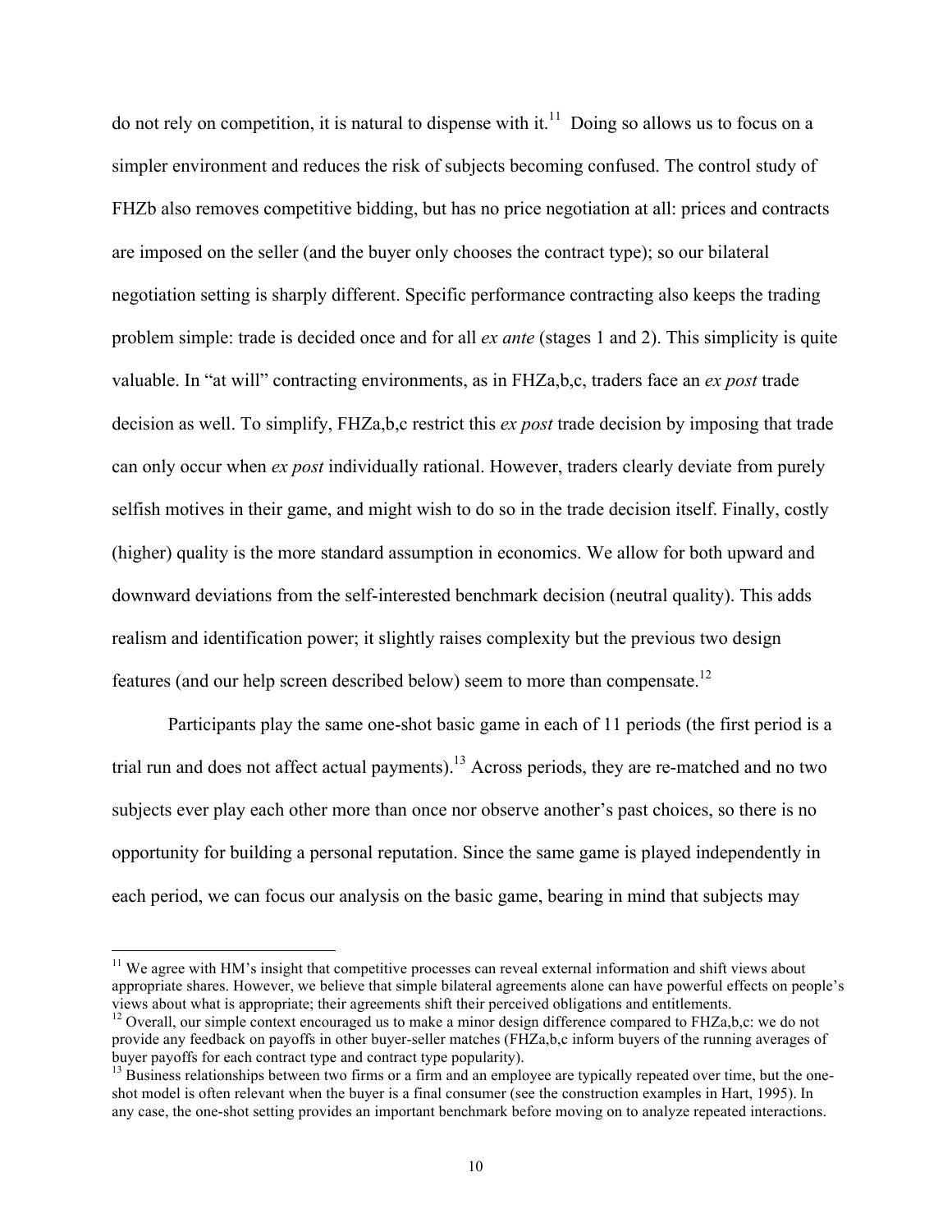do not rely on competition, it is natural to dispense with it.[11] Doing so allows us to focus on a simpler environment and reduces the risk of subjects becoming confused. The control study of FHZb also removes competitive bidding, but has no price negotiation at all: prices and contracts are imposed on the seller (and the buyer only chooses the contract type); so our bilateral negotiation setting is sharply different. Specific performance contracting also keeps the trading problem simple: trade is decided once and for all *ex ante* (stages 1 and 2). This simplicity is quite valuable. In "at will" contracting environments, as in FHZa,b,c, traders face an *ex post* trade decision as well. To simplify, FHZa,b,c restrict this *ex post* trade decision by imposing that trade can only occur when *ex post* individually rational. However, traders clearly deviate from purely selfish motives in their game, and might wish to do so in the trade decision itself. Finally, costly (higher) quality is the more standard assumption in economics. We allow for both upward and downward deviations from the self-interested benchmark decision (neutral quality). This adds realism and identification power; it slightly raises complexity but the previous two design features (and our help screen described below) seem to more than compensate.[12]

Participants play the same one-shot basic game in each of 11 periods (the first period is a trial run and does not affect actual payments).[13] Across periods, they are re-matched and no two subjects ever play each other more than once nor observe another's past choices, so there is no opportunity for building a personal reputation. Since the same game is played independently in each period, we can focus our analysis on the basic game, bearing in mind that subjects may

---

[11] We agree with HM's insight that competitive processes can reveal external information and shift views about appropriate shares. However, we believe that simple bilateral agreements alone can have powerful effects on people's views about what is appropriate; their agreements shift their perceived obligations and entitlements.

[12] Overall, our simple context encouraged us to make a minor design difference compared to FHZa,b,c: we do not provide any feedback on payoffs in other buyer-seller matches (FHZa,b,c inform buyers of the running averages of buyer payoffs for each contract type and contract type popularity).

[13] Business relationships between two firms or a firm and an employee are typically repeated over time, but the one-shot model is often relevant when the buyer is a final consumer (see the construction examples in Hart, 1995). In any case, the one-shot setting provides an important benchmark before moving on to analyze repeated interactions.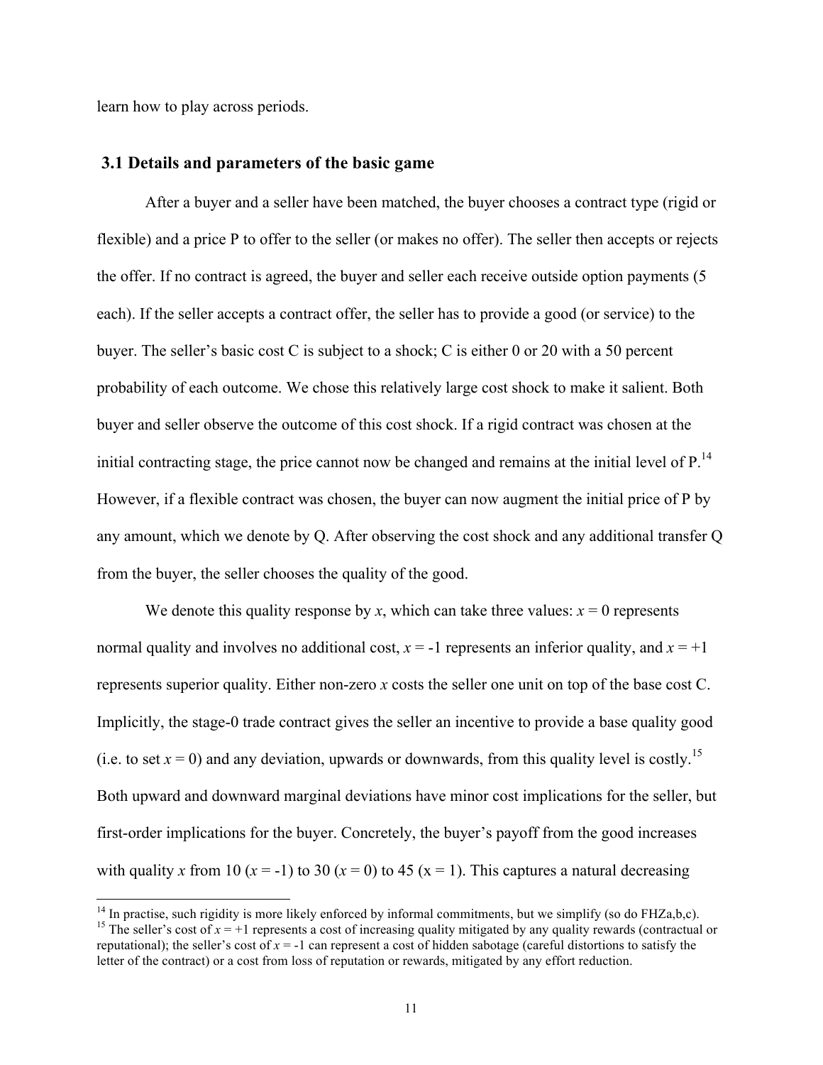learn how to play across periods.

### 3.1 Details and parameters of the basic game

After a buyer and a seller have been matched, the buyer chooses a contract type (rigid or flexible) and a price P to offer to the seller (or makes no offer). The seller then accepts or rejects the offer. If no contract is agreed, the buyer and seller each receive outside option payments (5 each). If the seller accepts a contract offer, the seller has to provide a good (or service) to the buyer. The seller's basic cost C is subject to a shock; C is either 0 or 20 with a 50 percent probability of each outcome. We chose this relatively large cost shock to make it salient. Both buyer and seller observe the outcome of this cost shock. If a rigid contract was chosen at the initial contracting stage, the price cannot now be changed and remains at the initial level of P.[14] However, if a flexible contract was chosen, the buyer can now augment the initial price of P by any amount, which we denote by Q. After observing the cost shock and any additional transfer Q from the buyer, the seller chooses the quality of the good.

We denote this quality response by $x$, which can take three values: $x = 0$ represents normal quality and involves no additional cost, $x = -1$ represents an inferior quality, and $x = +1$ represents superior quality. Either non-zero $x$ costs the seller one unit on top of the base cost C. Implicitly, the stage-0 trade contract gives the seller an incentive to provide a base quality good (i.e. to set $x = 0$) and any deviation, upwards or downwards, from this quality level is costly.[15] Both upward and downward marginal deviations have minor cost implications for the seller, but first-order implications for the buyer. Concretely, the buyer's payoff from the good increases with quality $x$ from 10 ($x = -1$) to 30 ($x = 0$) to 45 ($x = 1$). This captures a natural decreasing

---

[14] In practise, such rigidity is more likely enforced by informal commitments, but we simplify (so do FHZa,b,c).

[15] The seller's cost of $x = +1$ represents a cost of increasing quality mitigated by any quality rewards (contractual or reputational); the seller's cost of $x = -1$ can represent a cost of hidden sabotage (careful distortions to satisfy the letter of the contract) or a cost from loss of reputation or rewards, mitigated by any effort reduction.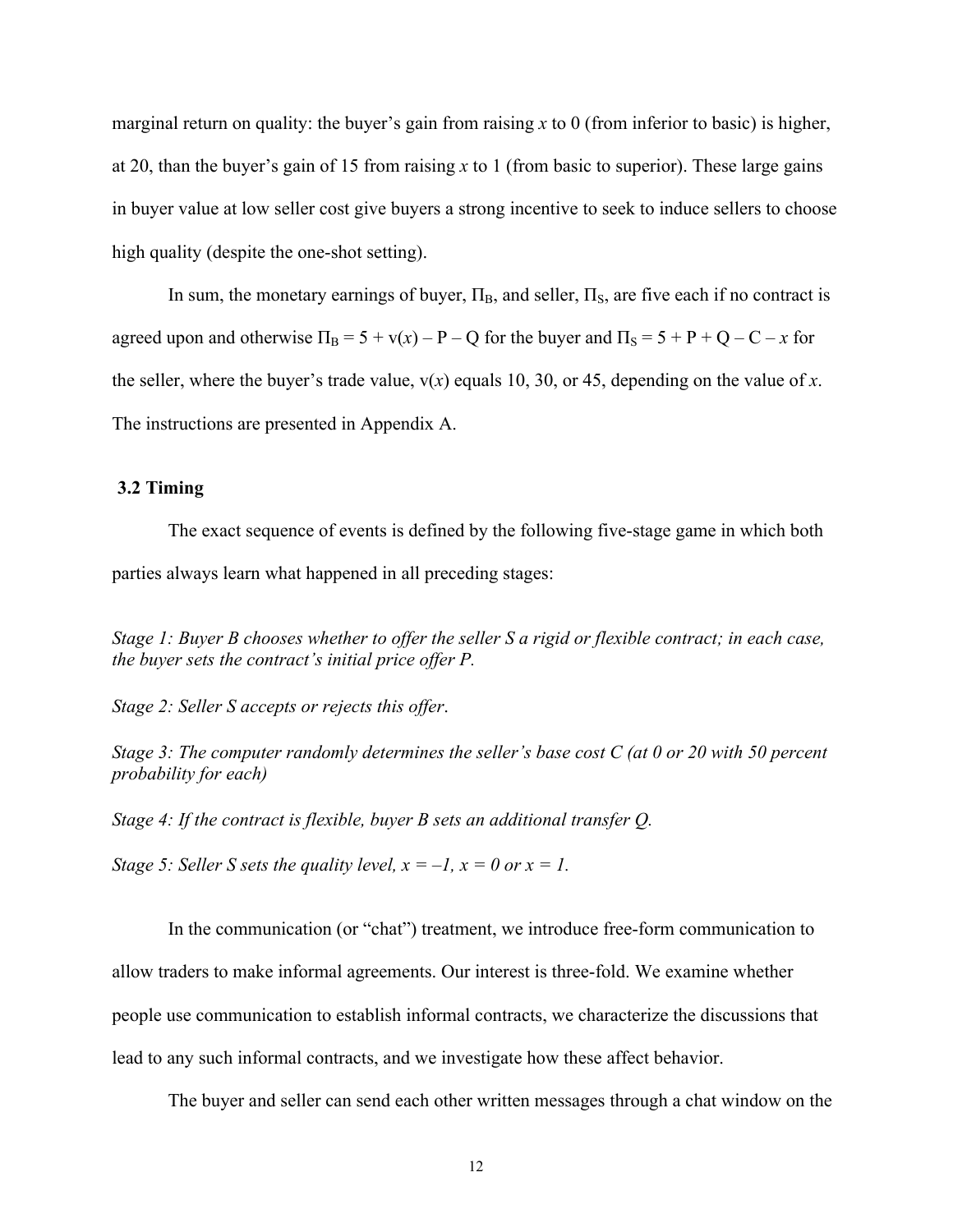marginal return on quality: the buyer's gain from raising $x$ to 0 (from inferior to basic) is higher, at 20, than the buyer's gain of 15 from raising $x$ to 1 (from basic to superior). These large gains in buyer value at low seller cost give buyers a strong incentive to seek to induce sellers to choose high quality (despite the one-shot setting).

In sum, the monetary earnings of buyer, $\Pi_B$, and seller, $\Pi_S$, are five each if no contract is agreed upon and otherwise $\Pi_B = 5 + v(x) - P - Q$ for the buyer and $\Pi_S = 5 + P + Q - C - x$ for the seller, where the buyer's trade value, $v(x)$ equals 10, 30, or 45, depending on the value of $x$. The instructions are presented in Appendix A.

### 3.2 Timing

The exact sequence of events is defined by the following five-stage game in which both parties always learn what happened in all preceding stages:

*Stage 1: Buyer B chooses whether to offer the seller S a rigid or flexible contract; in each case, the buyer sets the contract's initial price offer P.*

*Stage 2: Seller S accepts or rejects this offer.*

*Stage 3: The computer randomly determines the seller's base cost C (at 0 or 20 with 50 percent probability for each)*

*Stage 4: If the contract is flexible, buyer B sets an additional transfer Q.*

*Stage 5: Seller S sets the quality level, $x = -1$, $x = 0$ or $x = 1$.*

In the communication (or "chat") treatment, we introduce free-form communication to allow traders to make informal agreements. Our interest is three-fold. We examine whether people use communication to establish informal contracts, we characterize the discussions that lead to any such informal contracts, and we investigate how these affect behavior.

The buyer and seller can send each other written messages through a chat window on the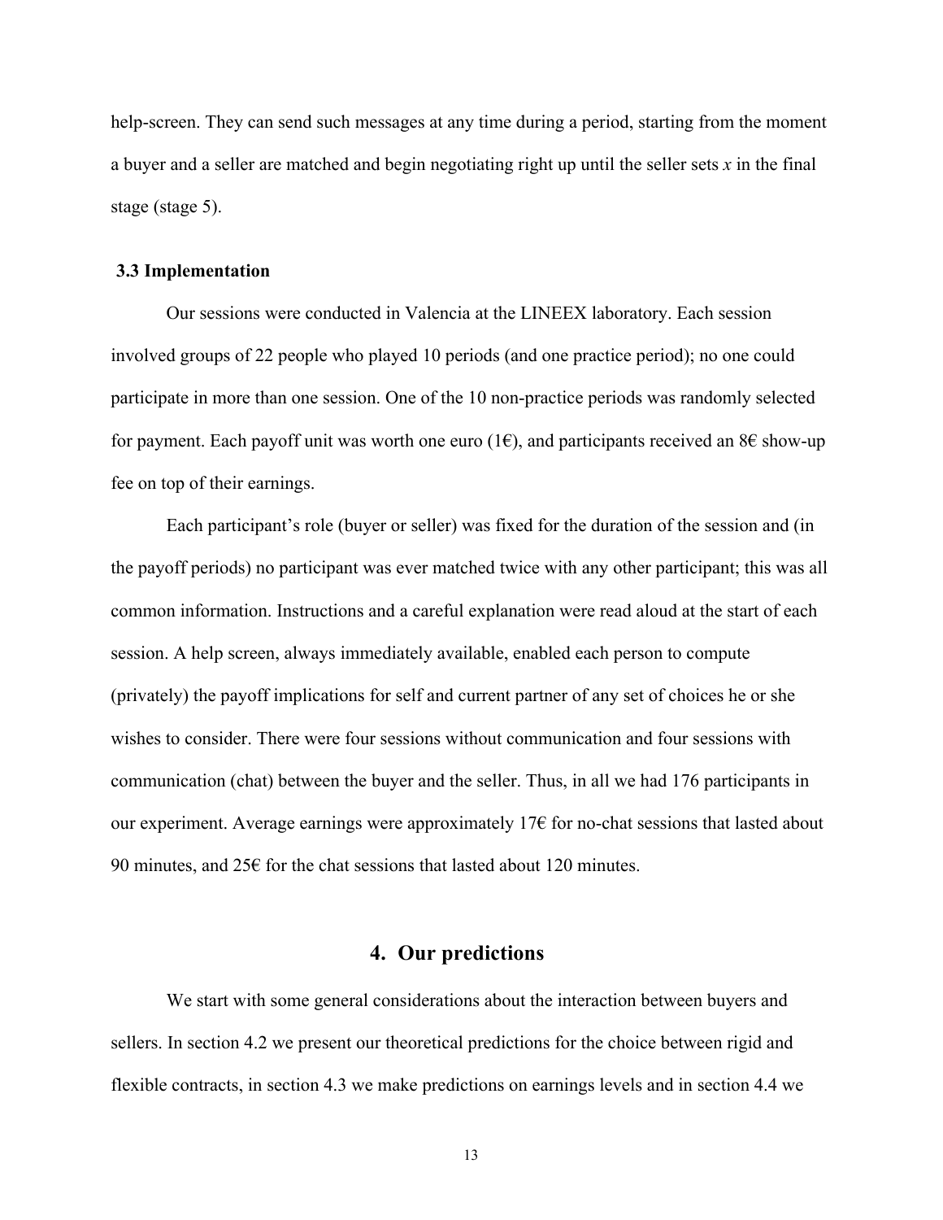help-screen. They can send such messages at any time during a period, starting from the moment a buyer and a seller are matched and begin negotiating right up until the seller sets $x$ in the final stage (stage 5).

### 3.3 Implementation

Our sessions were conducted in Valencia at the LINEEX laboratory. Each session involved groups of 22 people who played 10 periods (and one practice period); no one could participate in more than one session. One of the 10 non-practice periods was randomly selected for payment. Each payoff unit was worth one euro (1€), and participants received an 8€ show-up fee on top of their earnings.

Each participant's role (buyer or seller) was fixed for the duration of the session and (in the payoff periods) no participant was ever matched twice with any other participant; this was all common information. Instructions and a careful explanation were read aloud at the start of each session. A help screen, always immediately available, enabled each person to compute (privately) the payoff implications for self and current partner of any set of choices he or she wishes to consider. There were four sessions without communication and four sessions with communication (chat) between the buyer and the seller. Thus, in all we had 176 participants in our experiment. Average earnings were approximately 17€ for no-chat sessions that lasted about 90 minutes, and 25€ for the chat sessions that lasted about 120 minutes.

## 4. Our predictions

We start with some general considerations about the interaction between buyers and sellers. In section 4.2 we present our theoretical predictions for the choice between rigid and flexible contracts, in section 4.3 we make predictions on earnings levels and in section 4.4 we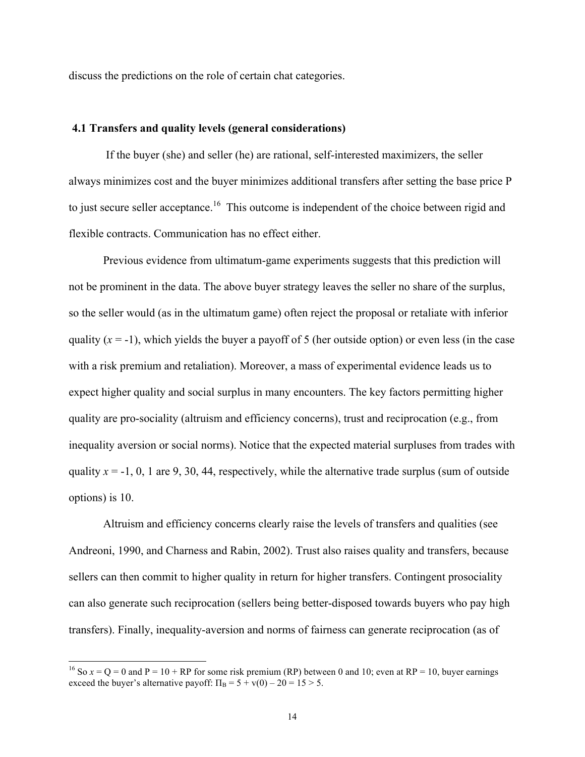discuss the predictions on the role of certain chat categories.

### 4.1 Transfers and quality levels (general considerations)

If the buyer (she) and seller (he) are rational, self-interested maximizers, the seller always minimizes cost and the buyer minimizes additional transfers after setting the base price P to just secure seller acceptance.[16] This outcome is independent of the choice between rigid and flexible contracts. Communication has no effect either.

Previous evidence from ultimatum-game experiments suggests that this prediction will not be prominent in the data. The above buyer strategy leaves the seller no share of the surplus, so the seller would (as in the ultimatum game) often reject the proposal or retaliate with inferior quality ($x = -1$), which yields the buyer a payoff of 5 (her outside option) or even less (in the case with a risk premium and retaliation). Moreover, a mass of experimental evidence leads us to expect higher quality and social surplus in many encounters. The key factors permitting higher quality are pro-sociality (altruism and efficiency concerns), trust and reciprocation (e.g., from inequality aversion or social norms). Notice that the expected material surpluses from trades with quality $x = -1, 0, 1$ are 9, 30, 44, respectively, while the alternative trade surplus (sum of outside options) is 10.

Altruism and efficiency concerns clearly raise the levels of transfers and qualities (see Andreoni, 1990, and Charness and Rabin, 2002). Trust also raises quality and transfers, because sellers can then commit to higher quality in return for higher transfers. Contingent prosociality can also generate such reciprocation (sellers being better-disposed towards buyers who pay high transfers). Finally, inequality-aversion and norms of fairness can generate reciprocation (as of

[16] So $x = Q = 0$ and $P = 10 + RP$ for some risk premium (RP) between 0 and 10; even at RP = 10, buyer earnings exceed the buyer's alternative payoff: $\Pi_B = 5 + v(0) - 20 = 15 > 5$.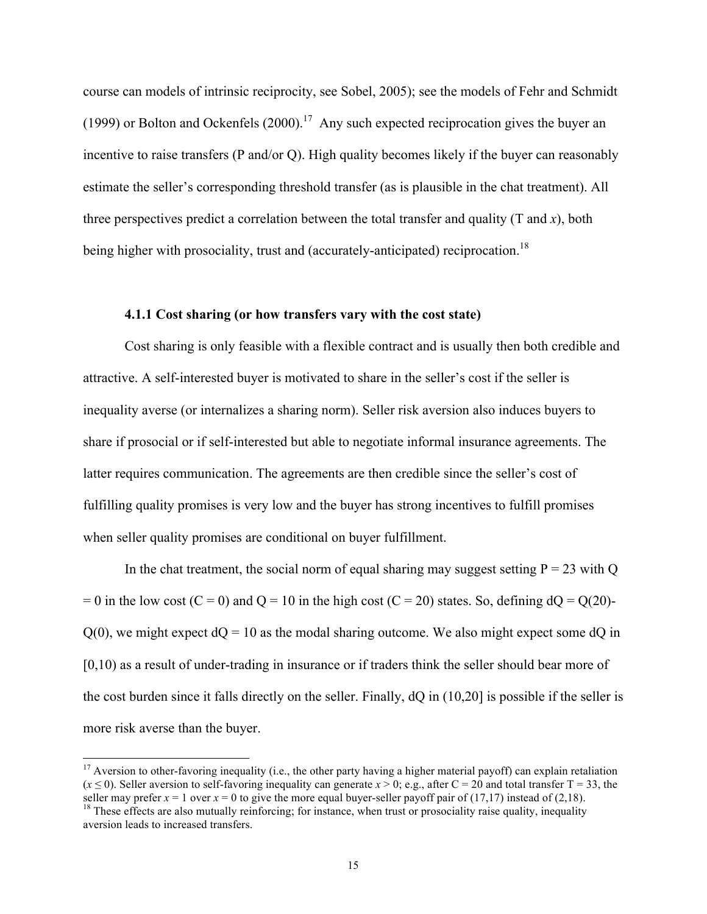course can models of intrinsic reciprocity, see Sobel, 2005); see the models of Fehr and Schmidt (1999) or Bolton and Ockenfels (2000).[17] Any such expected reciprocation gives the buyer an incentive to raise transfers (P and/or Q). High quality becomes likely if the buyer can reasonably estimate the seller's corresponding threshold transfer (as is plausible in the chat treatment). All three perspectives predict a correlation between the total transfer and quality (T and $x$), both being higher with prosociality, trust and (accurately-anticipated) reciprocation.[18]

#### 4.1.1 Cost sharing (or how transfers vary with the cost state)

Cost sharing is only feasible with a flexible contract and is usually then both credible and attractive. A self-interested buyer is motivated to share in the seller's cost if the seller is inequality averse (or internalizes a sharing norm). Seller risk aversion also induces buyers to share if prosocial or if self-interested but able to negotiate informal insurance agreements. The latter requires communication. The agreements are then credible since the seller's cost of fulfilling quality promises is very low and the buyer has strong incentives to fulfill promises when seller quality promises are conditional on buyer fulfillment.

In the chat treatment, the social norm of equal sharing may suggest setting P = 23 with Q = 0 in the low cost (C = 0) and Q = 10 in the high cost (C = 20) states. So, defining dQ = Q(20)-Q(0), we might expect dQ = 10 as the modal sharing outcome. We also might expect some dQ in [0,10) as a result of under-trading in insurance or if traders think the seller should bear more of the cost burden since it falls directly on the seller. Finally, dQ in (10,20] is possible if the seller is more risk averse than the buyer.

---

[17] Aversion to other-favoring inequality (i.e., the other party having a higher material payoff) can explain retaliation ($x \leq 0$). Seller aversion to self-favoring inequality can generate $x > 0$; e.g., after C = 20 and total transfer T = 33, the seller may prefer $x = 1$ over $x = 0$ to give the more equal buyer-seller payoff pair of (17,17) instead of (2,18).

[18] These effects are also mutually reinforcing; for instance, when trust or prosociality raise quality, inequality aversion leads to increased transfers.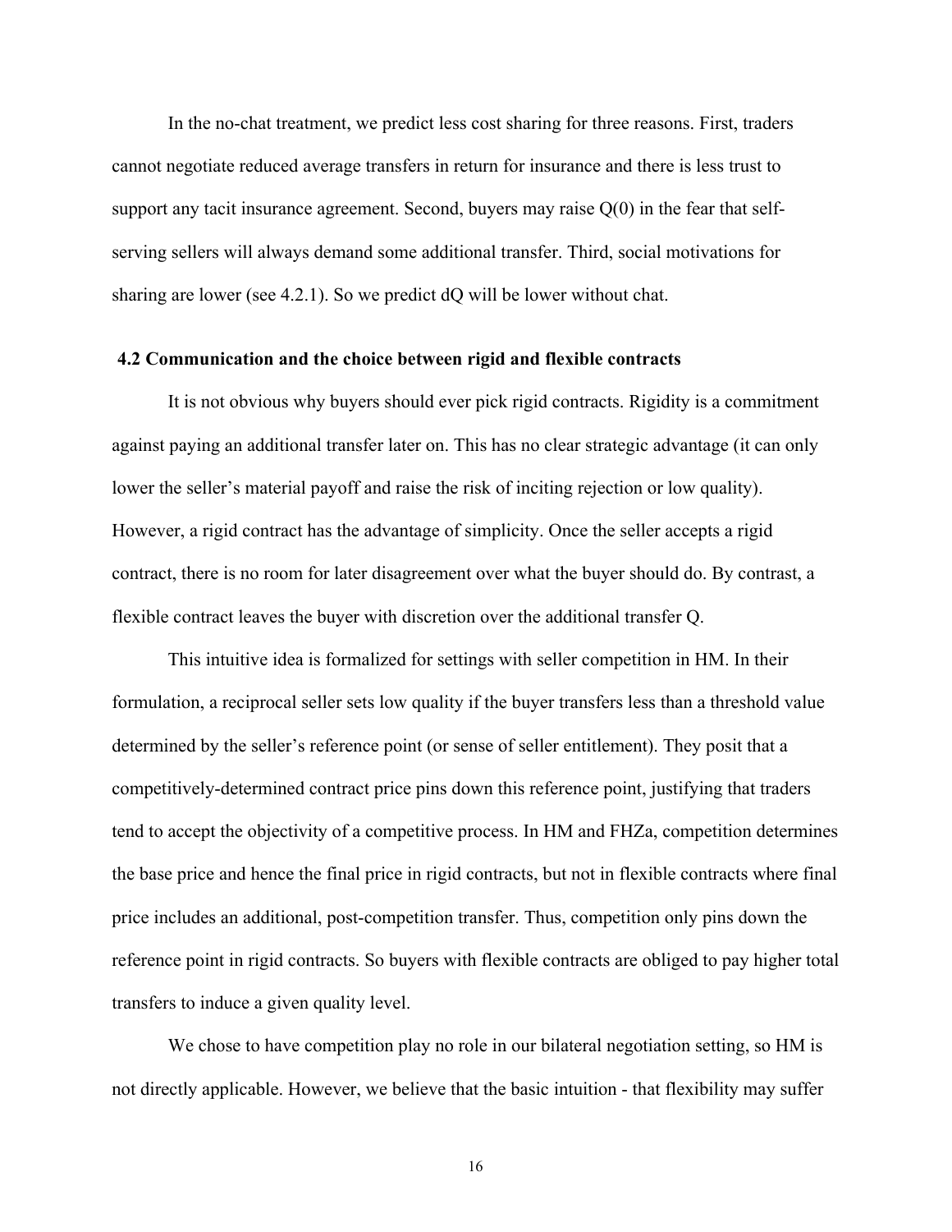In the no-chat treatment, we predict less cost sharing for three reasons. First, traders cannot negotiate reduced average transfers in return for insurance and there is less trust to support any tacit insurance agreement. Second, buyers may raise $Q(0)$ in the fear that self-serving sellers will always demand some additional transfer. Third, social motivations for sharing are lower (see 4.2.1). So we predict $dQ$ will be lower without chat.

### 4.2 Communication and the choice between rigid and flexible contracts

It is not obvious why buyers should ever pick rigid contracts. Rigidity is a commitment against paying an additional transfer later on. This has no clear strategic advantage (it can only lower the seller's material payoff and raise the risk of inciting rejection or low quality). However, a rigid contract has the advantage of simplicity. Once the seller accepts a rigid contract, there is no room for later disagreement over what the buyer should do. By contrast, a flexible contract leaves the buyer with discretion over the additional transfer $Q$.

This intuitive idea is formalized for settings with seller competition in HM. In their formulation, a reciprocal seller sets low quality if the buyer transfers less than a threshold value determined by the seller's reference point (or sense of seller entitlement). They posit that a competitively-determined contract price pins down this reference point, justifying that traders tend to accept the objectivity of a competitive process. In HM and FHZa, competition determines the base price and hence the final price in rigid contracts, but not in flexible contracts where final price includes an additional, post-competition transfer. Thus, competition only pins down the reference point in rigid contracts. So buyers with flexible contracts are obliged to pay higher total transfers to induce a given quality level.

We chose to have competition play no role in our bilateral negotiation setting, so HM is not directly applicable. However, we believe that the basic intuition - that flexibility may suffer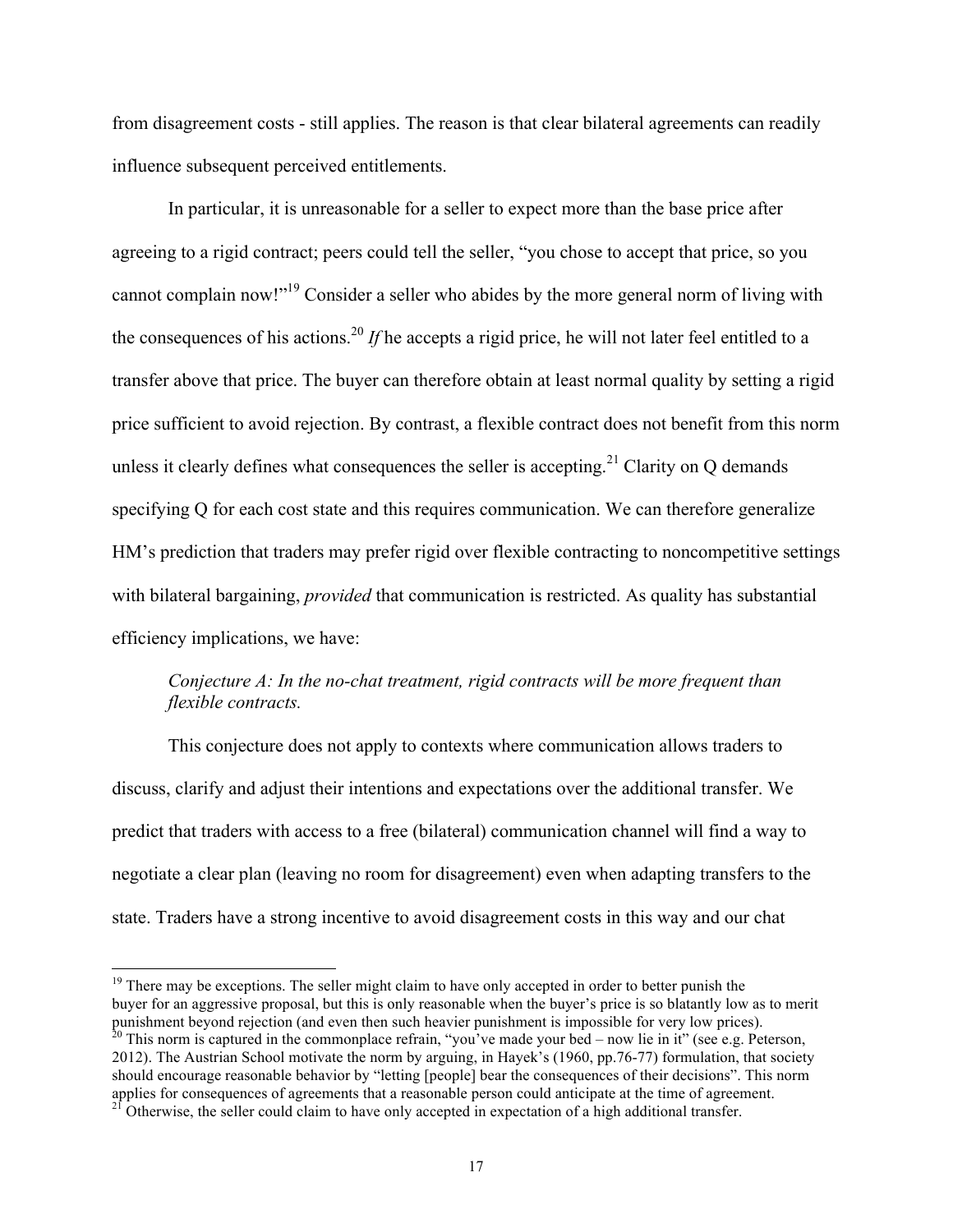from disagreement costs - still applies. The reason is that clear bilateral agreements can readily influence subsequent perceived entitlements.

In particular, it is unreasonable for a seller to expect more than the base price after agreeing to a rigid contract; peers could tell the seller, "you chose to accept that price, so you cannot complain now!"[19] Consider a seller who abides by the more general norm of living with the consequences of his actions.[20] *If* he accepts a rigid price, he will not later feel entitled to a transfer above that price. The buyer can therefore obtain at least normal quality by setting a rigid price sufficient to avoid rejection. By contrast, a flexible contract does not benefit from this norm unless it clearly defines what consequences the seller is accepting.[21] Clarity on Q demands specifying Q for each cost state and this requires communication. We can therefore generalize HM's prediction that traders may prefer rigid over flexible contracting to noncompetitive settings with bilateral bargaining, *provided* that communication is restricted. As quality has substantial efficiency implications, we have:

> *Conjecture A: In the no-chat treatment, rigid contracts will be more frequent than flexible contracts.*

This conjecture does not apply to contexts where communication allows traders to discuss, clarify and adjust their intentions and expectations over the additional transfer. We predict that traders with access to a free (bilateral) communication channel will find a way to negotiate a clear plan (leaving no room for disagreement) even when adapting transfers to the state. Traders have a strong incentive to avoid disagreement costs in this way and our chat

[19] There may be exceptions. The seller might claim to have only accepted in order to better punish the buyer for an aggressive proposal, but this is only reasonable when the buyer's price is so blatantly low as to merit punishment beyond rejection (and even then such heavier punishment is impossible for very low prices).

[20] This norm is captured in the commonplace refrain, "you've made your bed – now lie in it" (see e.g. Peterson, 2012). The Austrian School motivate the norm by arguing, in Hayek's (1960, pp.76-77) formulation, that society should encourage reasonable behavior by "letting [people] bear the consequences of their decisions". This norm applies for consequences of agreements that a reasonable person could anticipate at the time of agreement.

[21] Otherwise, the seller could claim to have only accepted in expectation of a high additional transfer.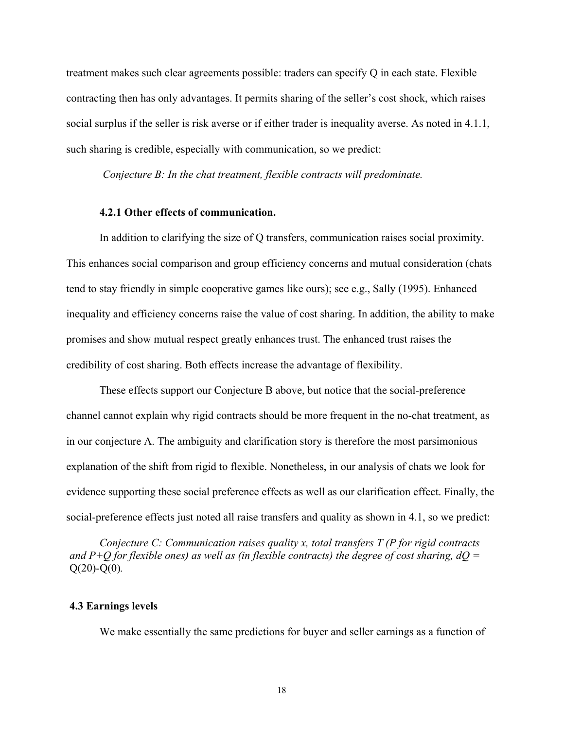treatment makes such clear agreements possible: traders can specify Q in each state. Flexible contracting then has only advantages. It permits sharing of the seller's cost shock, which raises social surplus if the seller is risk averse or if either trader is inequality averse. As noted in 4.1.1, such sharing is credible, especially with communication, so we predict:

*Conjecture B: In the chat treatment, flexible contracts will predominate.*

#### 4.2.1 Other effects of communication.

In addition to clarifying the size of Q transfers, communication raises social proximity. This enhances social comparison and group efficiency concerns and mutual consideration (chats tend to stay friendly in simple cooperative games like ours); see e.g., Sally (1995). Enhanced inequality and efficiency concerns raise the value of cost sharing. In addition, the ability to make promises and show mutual respect greatly enhances trust. The enhanced trust raises the credibility of cost sharing. Both effects increase the advantage of flexibility.

These effects support our Conjecture B above, but notice that the social-preference channel cannot explain why rigid contracts should be more frequent in the no-chat treatment, as in our conjecture A. The ambiguity and clarification story is therefore the most parsimonious explanation of the shift from rigid to flexible. Nonetheless, in our analysis of chats we look for evidence supporting these social preference effects as well as our clarification effect. Finally, the social-preference effects just noted all raise transfers and quality as shown in 4.1, so we predict:

*Conjecture C: Communication raises quality x, total transfers T (P for rigid contracts and P+Q for flexible ones) as well as (in flexible contracts) the degree of cost sharing, dQ = Q(20)-Q(0).*

### 4.3 Earnings levels

We make essentially the same predictions for buyer and seller earnings as a function of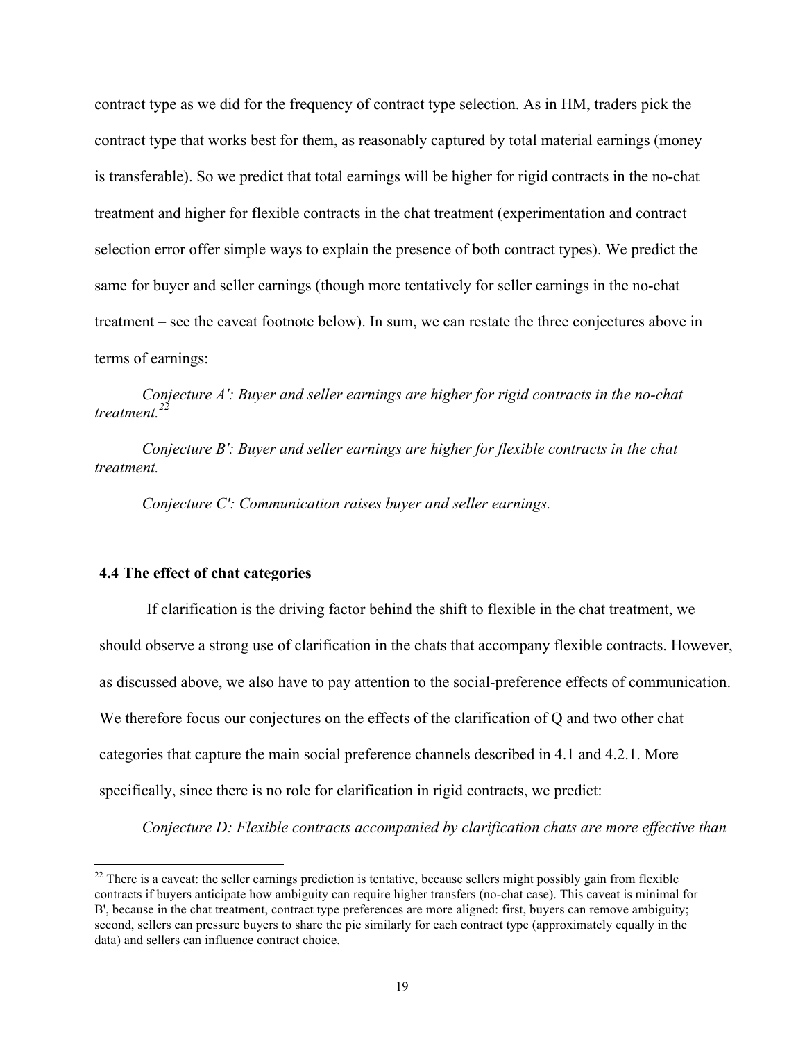contract type as we did for the frequency of contract type selection. As in HM, traders pick the contract type that works best for them, as reasonably captured by total material earnings (money is transferable). So we predict that total earnings will be higher for rigid contracts in the no-chat treatment and higher for flexible contracts in the chat treatment (experimentation and contract selection error offer simple ways to explain the presence of both contract types). We predict the same for buyer and seller earnings (though more tentatively for seller earnings in the no-chat treatment – see the caveat footnote below). In sum, we can restate the three conjectures above in terms of earnings:

*Conjecture A′: Buyer and seller earnings are higher for rigid contracts in the no-chat treatment.*[22]

*Conjecture B′: Buyer and seller earnings are higher for flexible contracts in the chat treatment.*

*Conjecture C′: Communication raises buyer and seller earnings.*

### 4.4 The effect of chat categories

If clarification is the driving factor behind the shift to flexible in the chat treatment, we should observe a strong use of clarification in the chats that accompany flexible contracts. However, as discussed above, we also have to pay attention to the social-preference effects of communication. We therefore focus our conjectures on the effects of the clarification of Q and two other chat categories that capture the main social preference channels described in 4.1 and 4.2.1. More specifically, since there is no role for clarification in rigid contracts, we predict:

*Conjecture D: Flexible contracts accompanied by clarification chats are more effective than*

[22] There is a caveat: the seller earnings prediction is tentative, because sellers might possibly gain from flexible contracts if buyers anticipate how ambiguity can require higher transfers (no-chat case). This caveat is minimal for B′, because in the chat treatment, contract type preferences are more aligned: first, buyers can remove ambiguity; second, sellers can pressure buyers to share the pie similarly for each contract type (approximately equally in the data) and sellers can influence contract choice.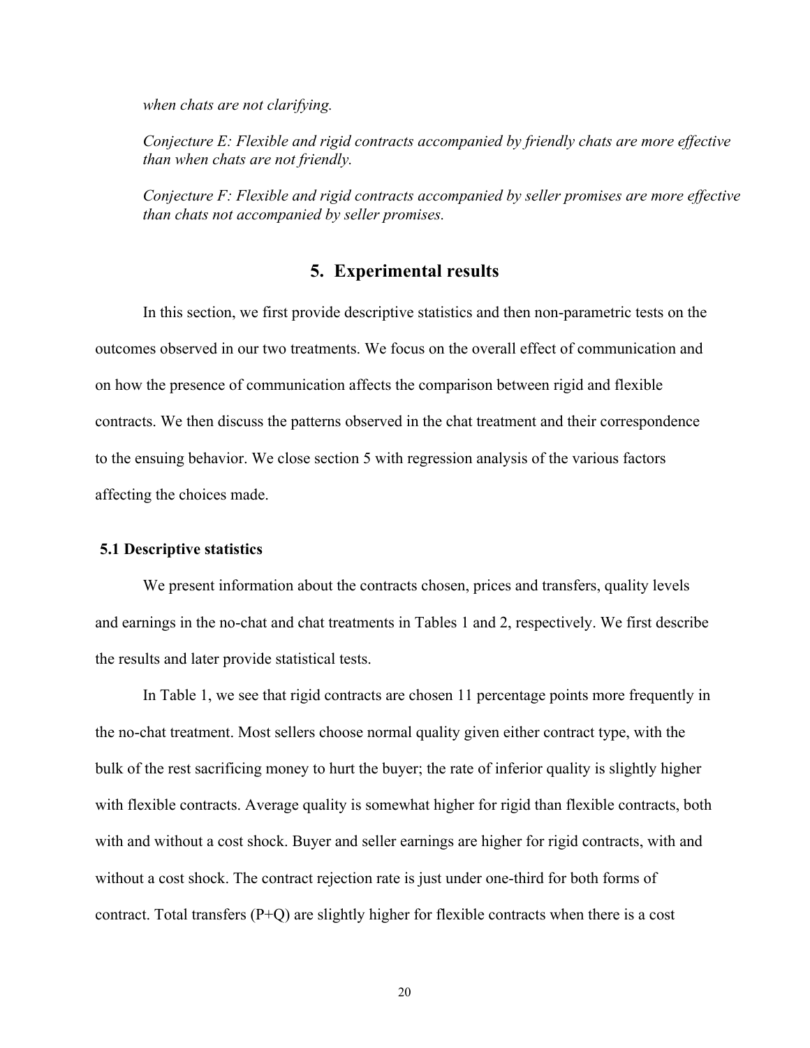*when chats are not clarifying.*

*Conjecture E: Flexible and rigid contracts accompanied by friendly chats are more effective than when chats are not friendly.*

*Conjecture F: Flexible and rigid contracts accompanied by seller promises are more effective than chats not accompanied by seller promises.*

## 5. Experimental results

In this section, we first provide descriptive statistics and then non-parametric tests on the outcomes observed in our two treatments. We focus on the overall effect of communication and on how the presence of communication affects the comparison between rigid and flexible contracts. We then discuss the patterns observed in the chat treatment and their correspondence to the ensuing behavior. We close section 5 with regression analysis of the various factors affecting the choices made.

### 5.1 Descriptive statistics

We present information about the contracts chosen, prices and transfers, quality levels and earnings in the no-chat and chat treatments in Tables 1 and 2, respectively. We first describe the results and later provide statistical tests.

In Table 1, we see that rigid contracts are chosen 11 percentage points more frequently in the no-chat treatment. Most sellers choose normal quality given either contract type, with the bulk of the rest sacrificing money to hurt the buyer; the rate of inferior quality is slightly higher with flexible contracts. Average quality is somewhat higher for rigid than flexible contracts, both with and without a cost shock. Buyer and seller earnings are higher for rigid contracts, with and without a cost shock. The contract rejection rate is just under one-third for both forms of contract. Total transfers (P+Q) are slightly higher for flexible contracts when there is a cost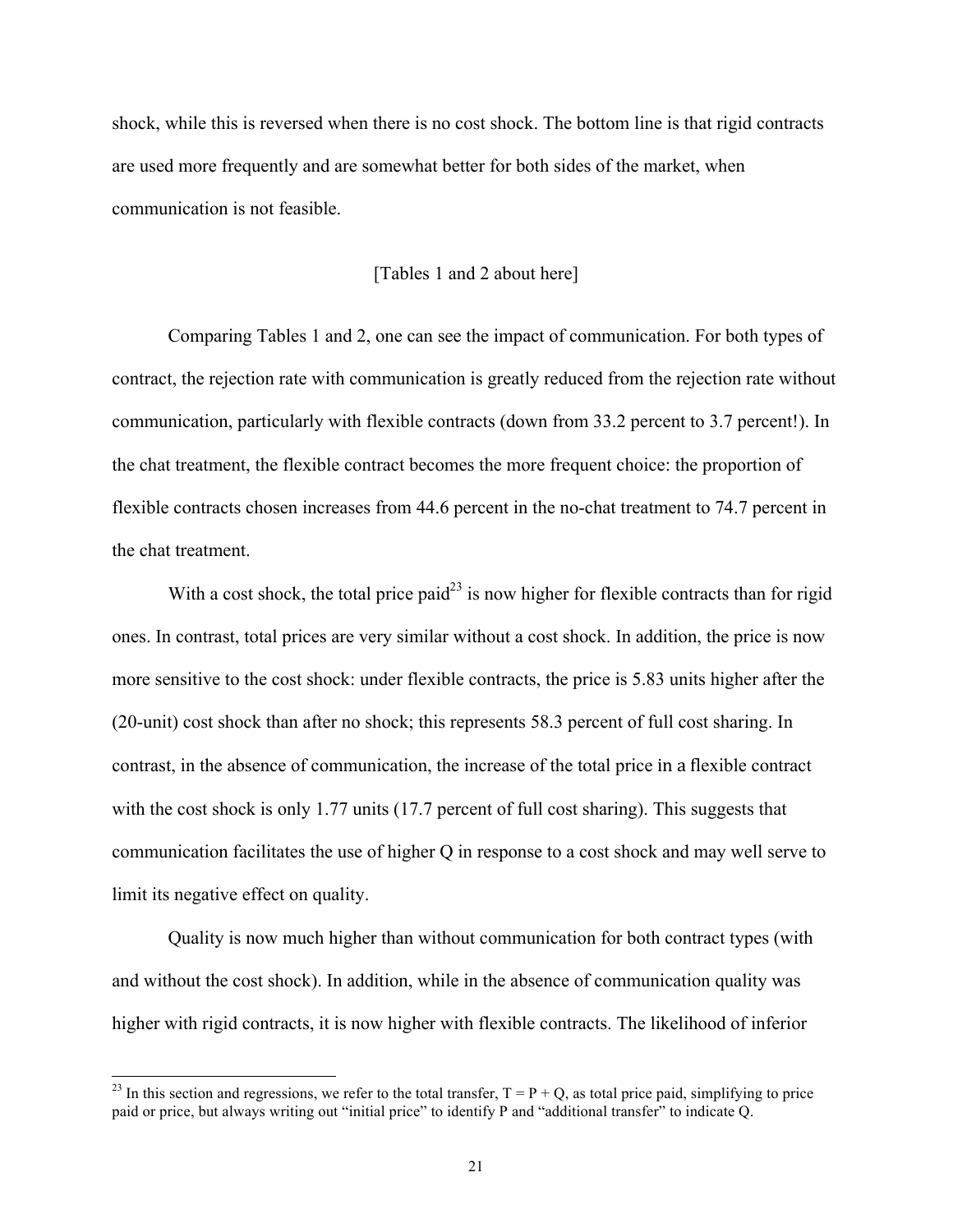shock, while this is reversed when there is no cost shock. The bottom line is that rigid contracts are used more frequently and are somewhat better for both sides of the market, when communication is not feasible.

[Tables 1 and 2 about here]

Comparing Tables 1 and 2, one can see the impact of communication. For both types of contract, the rejection rate with communication is greatly reduced from the rejection rate without communication, particularly with flexible contracts (down from 33.2 percent to 3.7 percent!). In the chat treatment, the flexible contract becomes the more frequent choice: the proportion of flexible contracts chosen increases from 44.6 percent in the no-chat treatment to 74.7 percent in the chat treatment.

With a cost shock, the total price paid[23] is now higher for flexible contracts than for rigid ones. In contrast, total prices are very similar without a cost shock. In addition, the price is now more sensitive to the cost shock: under flexible contracts, the price is 5.83 units higher after the (20-unit) cost shock than after no shock; this represents 58.3 percent of full cost sharing. In contrast, in the absence of communication, the increase of the total price in a flexible contract with the cost shock is only 1.77 units (17.7 percent of full cost sharing). This suggests that communication facilitates the use of higher Q in response to a cost shock and may well serve to limit its negative effect on quality.

Quality is now much higher than without communication for both contract types (with and without the cost shock). In addition, while in the absence of communication quality was higher with rigid contracts, it is now higher with flexible contracts. The likelihood of inferior

[23] In this section and regressions, we refer to the total transfer, $T = P + Q$, as total price paid, simplifying to price paid or price, but always writing out "initial price" to identify P and "additional transfer" to indicate Q.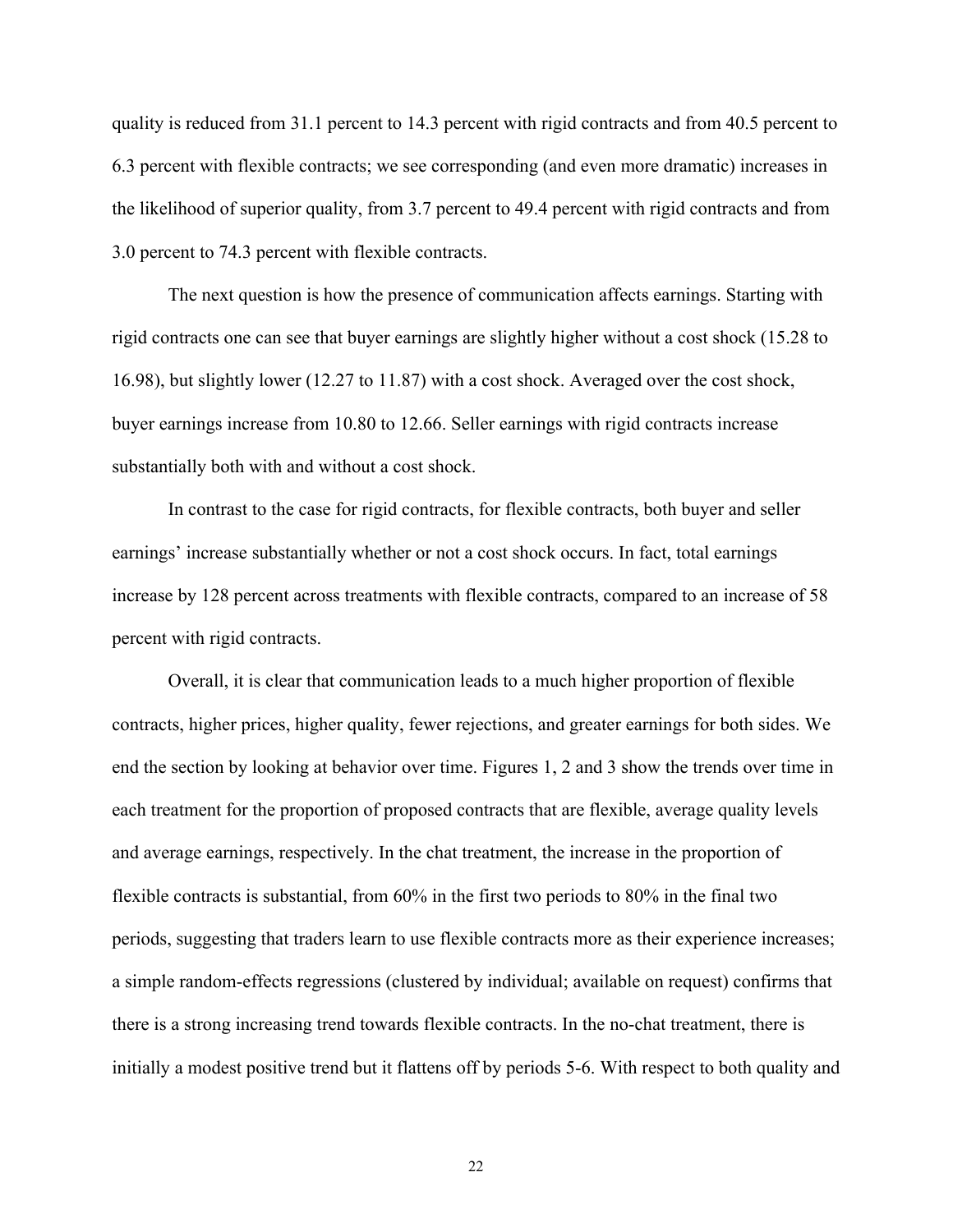quality is reduced from 31.1 percent to 14.3 percent with rigid contracts and from 40.5 percent to 6.3 percent with flexible contracts; we see corresponding (and even more dramatic) increases in the likelihood of superior quality, from 3.7 percent to 49.4 percent with rigid contracts and from 3.0 percent to 74.3 percent with flexible contracts.

The next question is how the presence of communication affects earnings. Starting with rigid contracts one can see that buyer earnings are slightly higher without a cost shock (15.28 to 16.98), but slightly lower (12.27 to 11.87) with a cost shock. Averaged over the cost shock, buyer earnings increase from 10.80 to 12.66. Seller earnings with rigid contracts increase substantially both with and without a cost shock.

In contrast to the case for rigid contracts, for flexible contracts, both buyer and seller earnings' increase substantially whether or not a cost shock occurs. In fact, total earnings increase by 128 percent across treatments with flexible contracts, compared to an increase of 58 percent with rigid contracts.

Overall, it is clear that communication leads to a much higher proportion of flexible contracts, higher prices, higher quality, fewer rejections, and greater earnings for both sides. We end the section by looking at behavior over time. Figures 1, 2 and 3 show the trends over time in each treatment for the proportion of proposed contracts that are flexible, average quality levels and average earnings, respectively. In the chat treatment, the increase in the proportion of flexible contracts is substantial, from 60% in the first two periods to 80% in the final two periods, suggesting that traders learn to use flexible contracts more as their experience increases; a simple random-effects regressions (clustered by individual; available on request) confirms that there is a strong increasing trend towards flexible contracts. In the no-chat treatment, there is initially a modest positive trend but it flattens off by periods 5-6. With respect to both quality and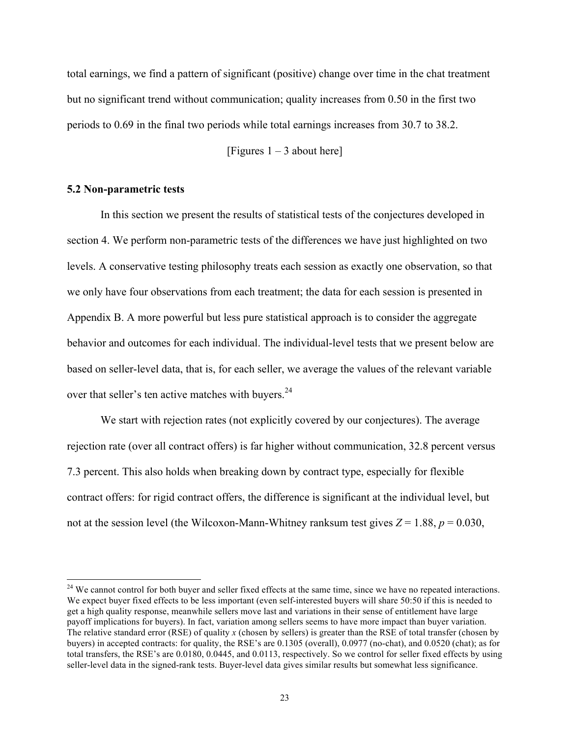total earnings, we find a pattern of significant (positive) change over time in the chat treatment but no significant trend without communication; quality increases from 0.50 in the first two periods to 0.69 in the final two periods while total earnings increases from 30.7 to 38.2.

[Figures 1 – 3 about here]

### 5.2 Non-parametric tests

In this section we present the results of statistical tests of the conjectures developed in section 4. We perform non-parametric tests of the differences we have just highlighted on two levels. A conservative testing philosophy treats each session as exactly one observation, so that we only have four observations from each treatment; the data for each session is presented in Appendix B. A more powerful but less pure statistical approach is to consider the aggregate behavior and outcomes for each individual. The individual-level tests that we present below are based on seller-level data, that is, for each seller, we average the values of the relevant variable over that seller's ten active matches with buyers.[24]

We start with rejection rates (not explicitly covered by our conjectures). The average rejection rate (over all contract offers) is far higher without communication, 32.8 percent versus 7.3 percent. This also holds when breaking down by contract type, especially for flexible contract offers: for rigid contract offers, the difference is significant at the individual level, but not at the session level (the Wilcoxon-Mann-Whitney ranksum test gives $Z = 1.88$, $p = 0.030$,

[24] We cannot control for both buyer and seller fixed effects at the same time, since we have no repeated interactions. We expect buyer fixed effects to be less important (even self-interested buyers will share 50:50 if this is needed to get a high quality response, meanwhile sellers move last and variations in their sense of entitlement have large payoff implications for buyers). In fact, variation among sellers seems to have more impact than buyer variation. The relative standard error (RSE) of quality $x$ (chosen by sellers) is greater than the RSE of total transfer (chosen by buyers) in accepted contracts: for quality, the RSE's are 0.1305 (overall), 0.0977 (no-chat), and 0.0520 (chat); as for total transfers, the RSE's are 0.0180, 0.0445, and 0.0113, respectively. So we control for seller fixed effects by using seller-level data in the signed-rank tests. Buyer-level data gives similar results but somewhat less significance.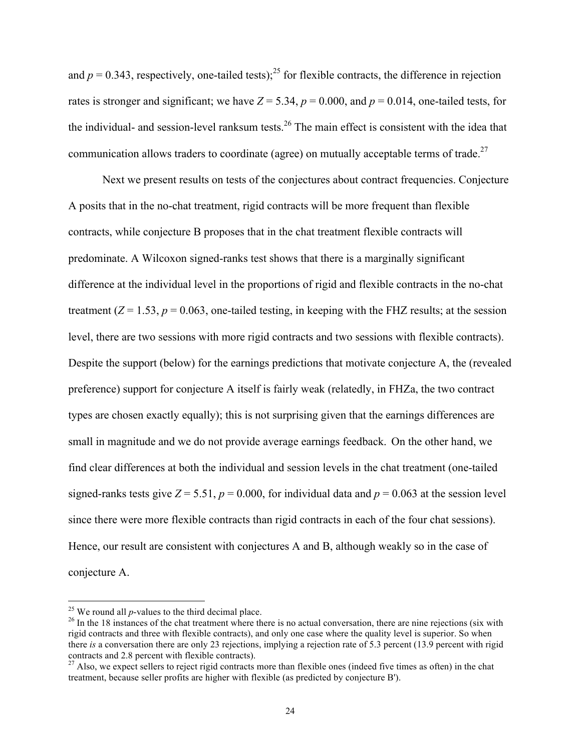and $p = 0.343$, respectively, one-tailed tests);[25] for flexible contracts, the difference in rejection rates is stronger and significant; we have $Z = 5.34$, $p = 0.000$, and $p = 0.014$, one-tailed tests, for the individual- and session-level ranksum tests.[26] The main effect is consistent with the idea that communication allows traders to coordinate (agree) on mutually acceptable terms of trade.[27]

Next we present results on tests of the conjectures about contract frequencies. Conjecture A posits that in the no-chat treatment, rigid contracts will be more frequent than flexible contracts, while conjecture B proposes that in the chat treatment flexible contracts will predominate. A Wilcoxon signed-ranks test shows that there is a marginally significant difference at the individual level in the proportions of rigid and flexible contracts in the no-chat treatment ($Z = 1.53$, $p = 0.063$, one-tailed testing, in keeping with the FHZ results; at the session level, there are two sessions with more rigid contracts and two sessions with flexible contracts). Despite the support (below) for the earnings predictions that motivate conjecture A, the (revealed preference) support for conjecture A itself is fairly weak (relatedly, in FHZa, the two contract types are chosen exactly equally); this is not surprising given that the earnings differences are small in magnitude and we do not provide average earnings feedback. On the other hand, we find clear differences at both the individual and session levels in the chat treatment (one-tailed signed-ranks tests give $Z = 5.51$, $p = 0.000$, for individual data and $p = 0.063$ at the session level since there were more flexible contracts than rigid contracts in each of the four chat sessions). Hence, our result are consistent with conjectures A and B, although weakly so in the case of conjecture A.

---

[25] We round all *p*-values to the third decimal place.

[26] In the 18 instances of the chat treatment where there is no actual conversation, there are nine rejections (six with rigid contracts and three with flexible contracts), and only one case where the quality level is superior. So when there *is* a conversation there are only 23 rejections, implying a rejection rate of 5.3 percent (13.9 percent with rigid contracts and 2.8 percent with flexible contracts).

[27] Also, we expect sellers to reject rigid contracts more than flexible ones (indeed five times as often) in the chat treatment, because seller profits are higher with flexible (as predicted by conjecture B').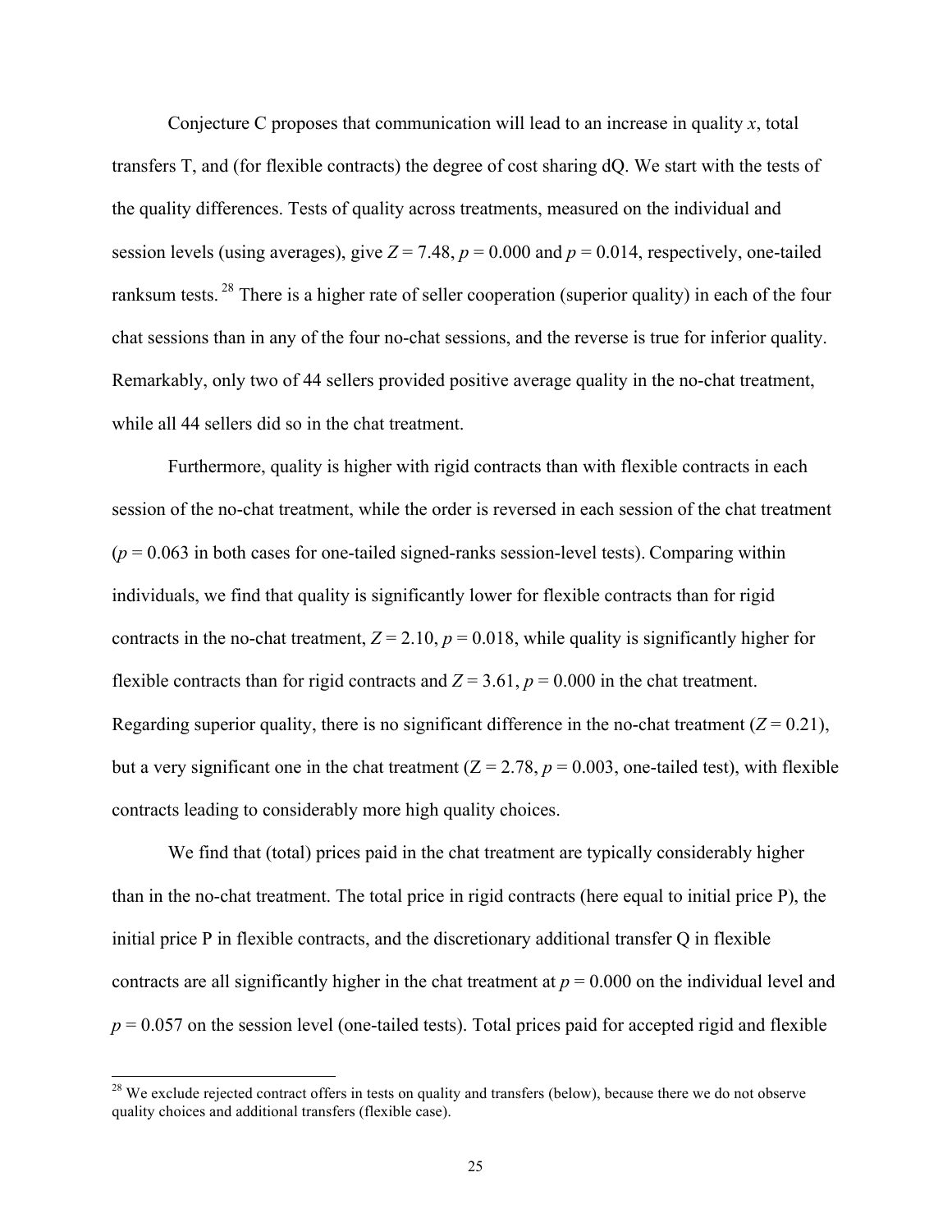Conjecture C proposes that communication will lead to an increase in quality $x$, total transfers T, and (for flexible contracts) the degree of cost sharing dQ. We start with the tests of the quality differences. Tests of quality across treatments, measured on the individual and session levels (using averages), give $Z = 7.48$, $p = 0.000$ and $p = 0.014$, respectively, one-tailed ranksum tests. [28] There is a higher rate of seller cooperation (superior quality) in each of the four chat sessions than in any of the four no-chat sessions, and the reverse is true for inferior quality. Remarkably, only two of 44 sellers provided positive average quality in the no-chat treatment, while all 44 sellers did so in the chat treatment.

Furthermore, quality is higher with rigid contracts than with flexible contracts in each session of the no-chat treatment, while the order is reversed in each session of the chat treatment ($p = 0.063$ in both cases for one-tailed signed-ranks session-level tests). Comparing within individuals, we find that quality is significantly lower for flexible contracts than for rigid contracts in the no-chat treatment, $Z = 2.10$, $p = 0.018$, while quality is significantly higher for flexible contracts than for rigid contracts and $Z = 3.61$, $p = 0.000$ in the chat treatment. Regarding superior quality, there is no significant difference in the no-chat treatment ($Z = 0.21$), but a very significant one in the chat treatment ($Z = 2.78$, $p = 0.003$, one-tailed test), with flexible contracts leading to considerably more high quality choices.

We find that (total) prices paid in the chat treatment are typically considerably higher than in the no-chat treatment. The total price in rigid contracts (here equal to initial price P), the initial price P in flexible contracts, and the discretionary additional transfer Q in flexible contracts are all significantly higher in the chat treatment at $p = 0.000$ on the individual level and $p = 0.057$ on the session level (one-tailed tests). Total prices paid for accepted rigid and flexible

[28] We exclude rejected contract offers in tests on quality and transfers (below), because there we do not observe quality choices and additional transfers (flexible case).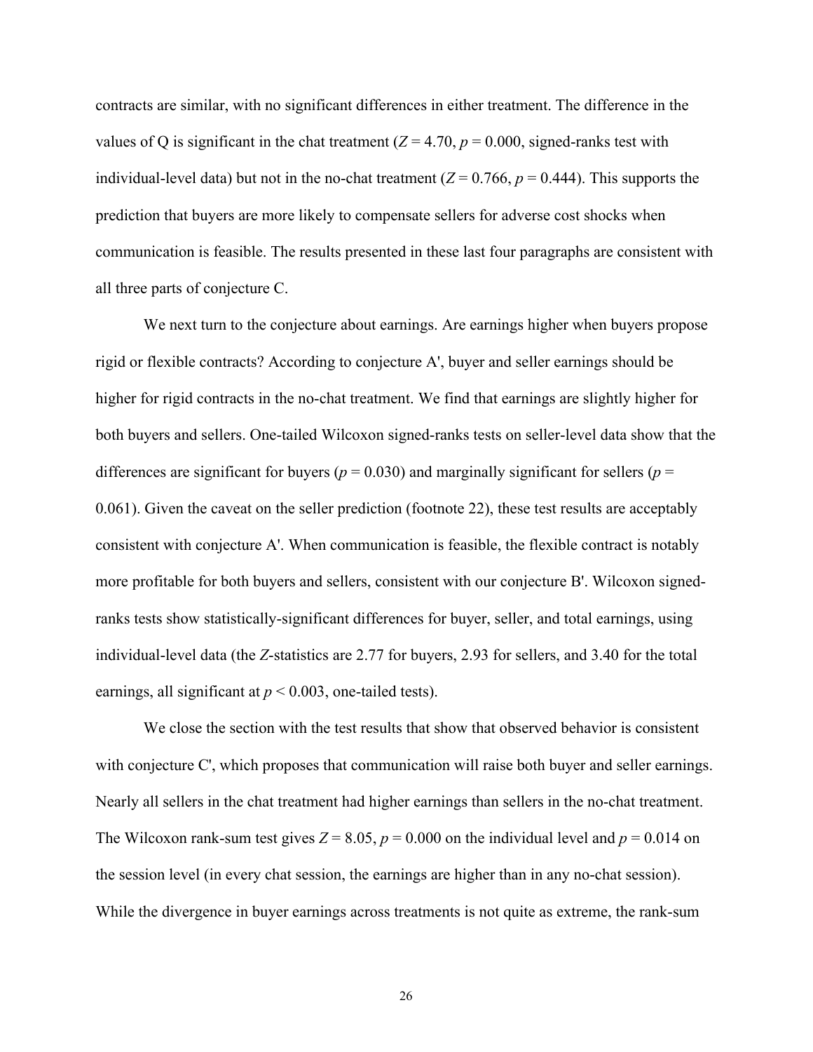contracts are similar, with no significant differences in either treatment. The difference in the values of Q is significant in the chat treatment ($Z = 4.70$, $p = 0.000$, signed-ranks test with individual-level data) but not in the no-chat treatment ($Z = 0.766$, $p = 0.444$). This supports the prediction that buyers are more likely to compensate sellers for adverse cost shocks when communication is feasible. The results presented in these last four paragraphs are consistent with all three parts of conjecture C.

We next turn to the conjecture about earnings. Are earnings higher when buyers propose rigid or flexible contracts? According to conjecture A', buyer and seller earnings should be higher for rigid contracts in the no-chat treatment. We find that earnings are slightly higher for both buyers and sellers. One-tailed Wilcoxon signed-ranks tests on seller-level data show that the differences are significant for buyers ($p = 0.030$) and marginally significant for sellers ($p = 0.061$). Given the caveat on the seller prediction (footnote 22), these test results are acceptably consistent with conjecture A'. When communication is feasible, the flexible contract is notably more profitable for both buyers and sellers, consistent with our conjecture B'. Wilcoxon signed-ranks tests show statistically-significant differences for buyer, seller, and total earnings, using individual-level data (the *Z*-statistics are 2.77 for buyers, 2.93 for sellers, and 3.40 for the total earnings, all significant at $p < 0.003$, one-tailed tests).

We close the section with the test results that show that observed behavior is consistent with conjecture C', which proposes that communication will raise both buyer and seller earnings. Nearly all sellers in the chat treatment had higher earnings than sellers in the no-chat treatment. The Wilcoxon rank-sum test gives $Z = 8.05$, $p = 0.000$ on the individual level and $p = 0.014$ on the session level (in every chat session, the earnings are higher than in any no-chat session). While the divergence in buyer earnings across treatments is not quite as extreme, the rank-sum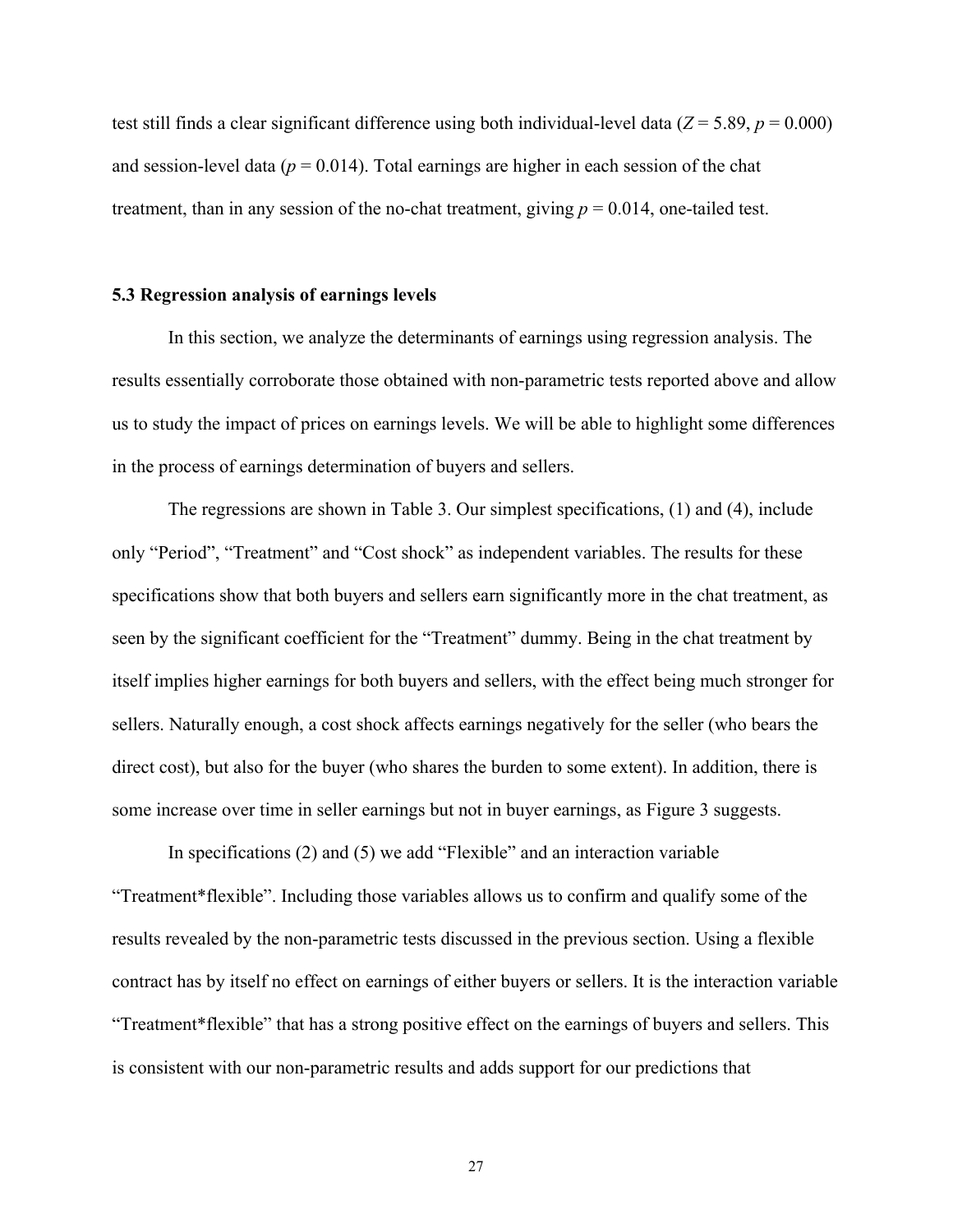test still finds a clear significant difference using both individual-level data ($Z = 5.89$, $p = 0.000$) and session-level data ($p = 0.014$). Total earnings are higher in each session of the chat treatment, than in any session of the no-chat treatment, giving $p = 0.014$, one-tailed test.

### 5.3 Regression analysis of earnings levels

In this section, we analyze the determinants of earnings using regression analysis. The results essentially corroborate those obtained with non-parametric tests reported above and allow us to study the impact of prices on earnings levels. We will be able to highlight some differences in the process of earnings determination of buyers and sellers.

The regressions are shown in Table 3. Our simplest specifications, (1) and (4), include only "Period", "Treatment" and "Cost shock" as independent variables. The results for these specifications show that both buyers and sellers earn significantly more in the chat treatment, as seen by the significant coefficient for the "Treatment" dummy. Being in the chat treatment by itself implies higher earnings for both buyers and sellers, with the effect being much stronger for sellers. Naturally enough, a cost shock affects earnings negatively for the seller (who bears the direct cost), but also for the buyer (who shares the burden to some extent). In addition, there is some increase over time in seller earnings but not in buyer earnings, as Figure 3 suggests.

In specifications (2) and (5) we add "Flexible" and an interaction variable "Treatment*flexible". Including those variables allows us to confirm and qualify some of the results revealed by the non-parametric tests discussed in the previous section. Using a flexible contract has by itself no effect on earnings of either buyers or sellers. It is the interaction variable "Treatment*flexible" that has a strong positive effect on the earnings of buyers and sellers. This is consistent with our non-parametric results and adds support for our predictions that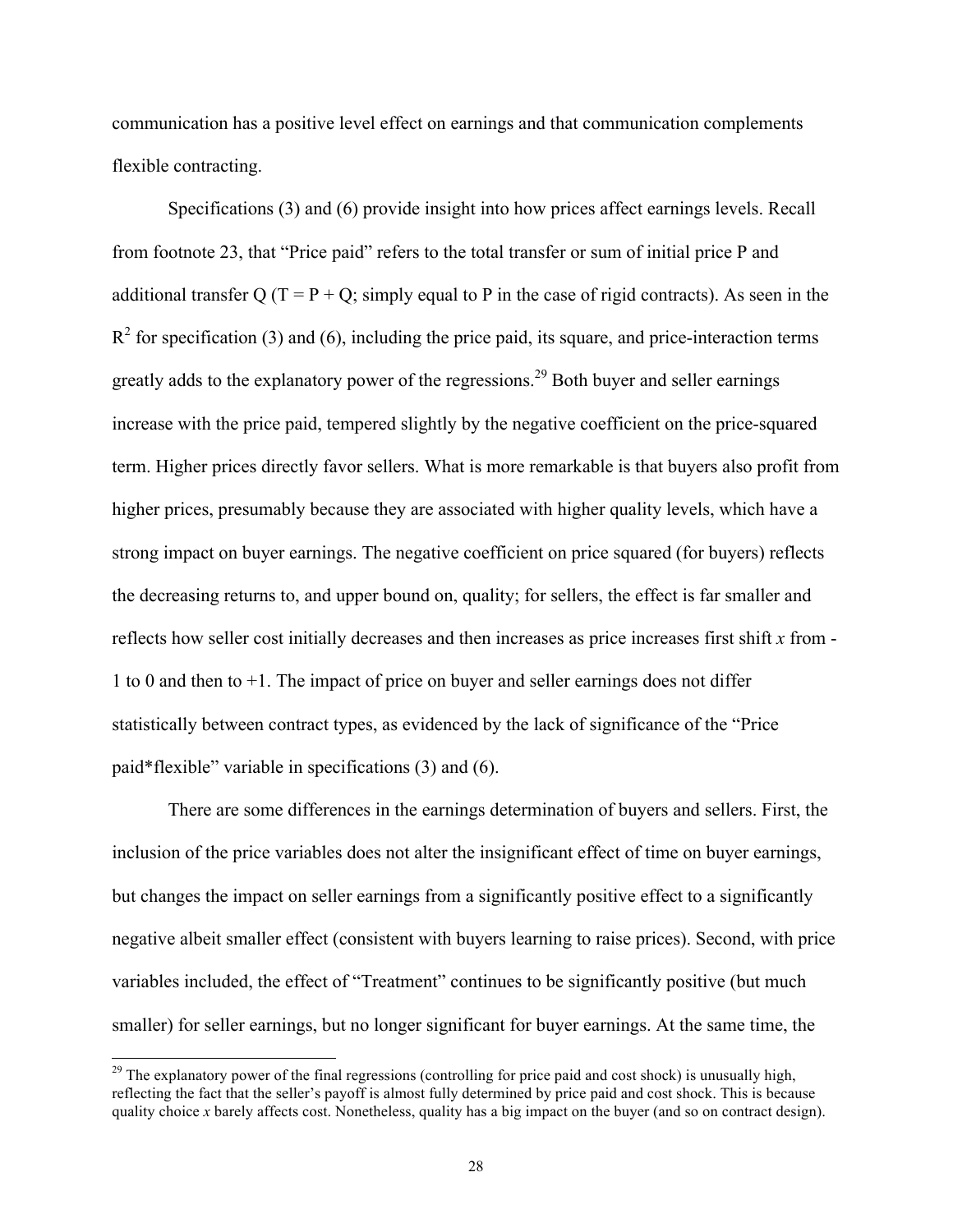communication has a positive level effect on earnings and that communication complements flexible contracting.

Specifications (3) and (6) provide insight into how prices affect earnings levels. Recall from footnote 23, that "Price paid" refers to the total transfer or sum of initial price P and additional transfer Q (T = P + Q; simply equal to P in the case of rigid contracts). As seen in the $R^2$ for specification (3) and (6), including the price paid, its square, and price-interaction terms greatly adds to the explanatory power of the regressions.[29] Both buyer and seller earnings increase with the price paid, tempered slightly by the negative coefficient on the price-squared term. Higher prices directly favor sellers. What is more remarkable is that buyers also profit from higher prices, presumably because they are associated with higher quality levels, which have a strong impact on buyer earnings. The negative coefficient on price squared (for buyers) reflects the decreasing returns to, and upper bound on, quality; for sellers, the effect is far smaller and reflects how seller cost initially decreases and then increases as price increases first shift $x$ from -1 to 0 and then to +1. The impact of price on buyer and seller earnings does not differ statistically between contract types, as evidenced by the lack of significance of the "Price paid*flexible" variable in specifications (3) and (6).

There are some differences in the earnings determination of buyers and sellers. First, the inclusion of the price variables does not alter the insignificant effect of time on buyer earnings, but changes the impact on seller earnings from a significantly positive effect to a significantly negative albeit smaller effect (consistent with buyers learning to raise prices). Second, with price variables included, the effect of "Treatment" continues to be significantly positive (but much smaller) for seller earnings, but no longer significant for buyer earnings. At the same time, the

[29] The explanatory power of the final regressions (controlling for price paid and cost shock) is unusually high, reflecting the fact that the seller's payoff is almost fully determined by price paid and cost shock. This is because quality choice $x$ barely affects cost. Nonetheless, quality has a big impact on the buyer (and so on contract design).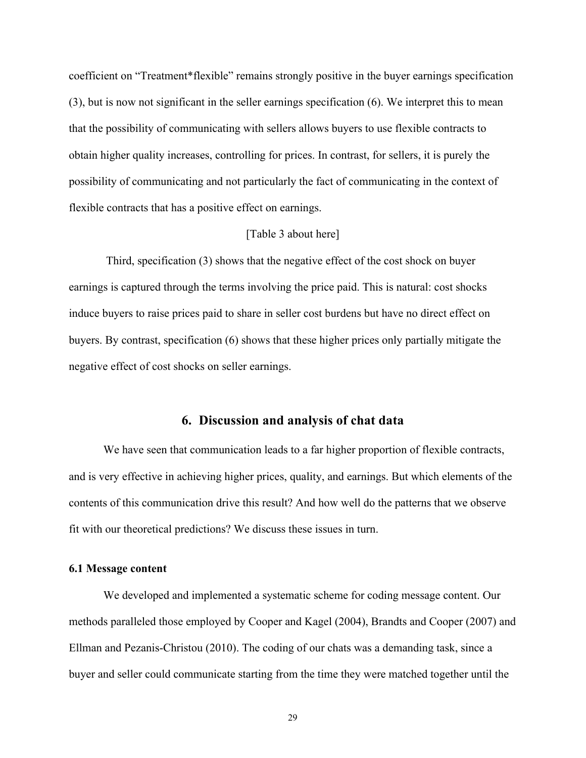coefficient on “Treatment*flexible” remains strongly positive in the buyer earnings specification (3), but is now not significant in the seller earnings specification (6). We interpret this to mean that the possibility of communicating with sellers allows buyers to use flexible contracts to obtain higher quality increases, controlling for prices. In contrast, for sellers, it is purely the possibility of communicating and not particularly the fact of communicating in the context of flexible contracts that has a positive effect on earnings.

[Table 3 about here]

Third, specification (3) shows that the negative effect of the cost shock on buyer earnings is captured through the terms involving the price paid. This is natural: cost shocks induce buyers to raise prices paid to share in seller cost burdens but have no direct effect on buyers. By contrast, specification (6) shows that these higher prices only partially mitigate the negative effect of cost shocks on seller earnings.

## 6. Discussion and analysis of chat data

We have seen that communication leads to a far higher proportion of flexible contracts, and is very effective in achieving higher prices, quality, and earnings. But which elements of the contents of this communication drive this result? And how well do the patterns that we observe fit with our theoretical predictions? We discuss these issues in turn.

### 6.1 Message content

We developed and implemented a systematic scheme for coding message content. Our methods paralleled those employed by Cooper and Kagel (2004), Brandts and Cooper (2007) and Ellman and Pezanis-Christou (2010). The coding of our chats was a demanding task, since a buyer and seller could communicate starting from the time they were matched together until the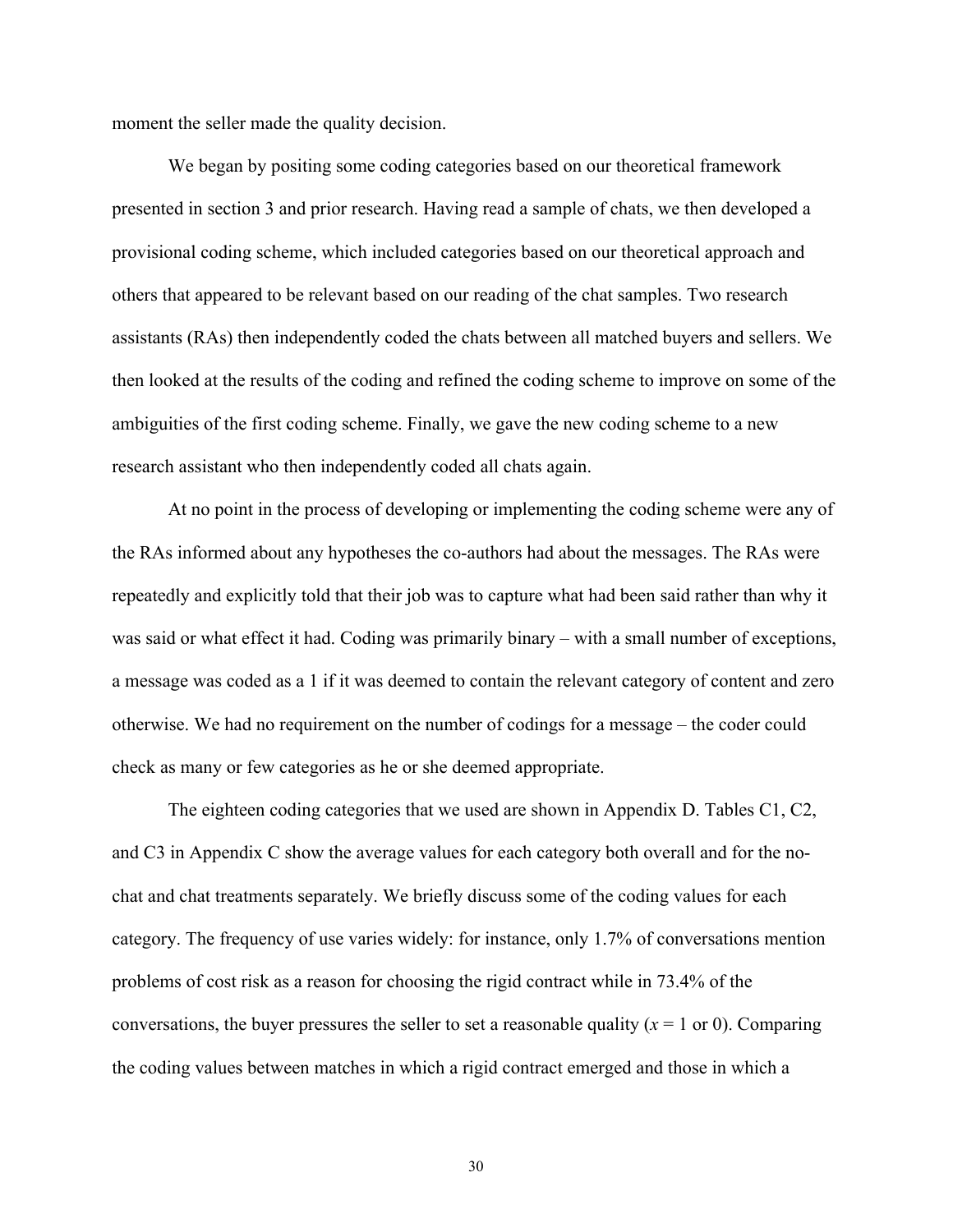moment the seller made the quality decision.

We began by positing some coding categories based on our theoretical framework presented in section 3 and prior research. Having read a sample of chats, we then developed a provisional coding scheme, which included categories based on our theoretical approach and others that appeared to be relevant based on our reading of the chat samples. Two research assistants (RAs) then independently coded the chats between all matched buyers and sellers. We then looked at the results of the coding and refined the coding scheme to improve on some of the ambiguities of the first coding scheme. Finally, we gave the new coding scheme to a new research assistant who then independently coded all chats again.

At no point in the process of developing or implementing the coding scheme were any of the RAs informed about any hypotheses the co-authors had about the messages. The RAs were repeatedly and explicitly told that their job was to capture what had been said rather than why it was said or what effect it had. Coding was primarily binary – with a small number of exceptions, a message was coded as a 1 if it was deemed to contain the relevant category of content and zero otherwise. We had no requirement on the number of codings for a message – the coder could check as many or few categories as he or she deemed appropriate.

The eighteen coding categories that we used are shown in Appendix D. Tables C1, C2, and C3 in Appendix C show the average values for each category both overall and for the no-chat and chat treatments separately. We briefly discuss some of the coding values for each category. The frequency of use varies widely: for instance, only 1.7% of conversations mention problems of cost risk as a reason for choosing the rigid contract while in 73.4% of the conversations, the buyer pressures the seller to set a reasonable quality ($x = 1$ or 0). Comparing the coding values between matches in which a rigid contract emerged and those in which a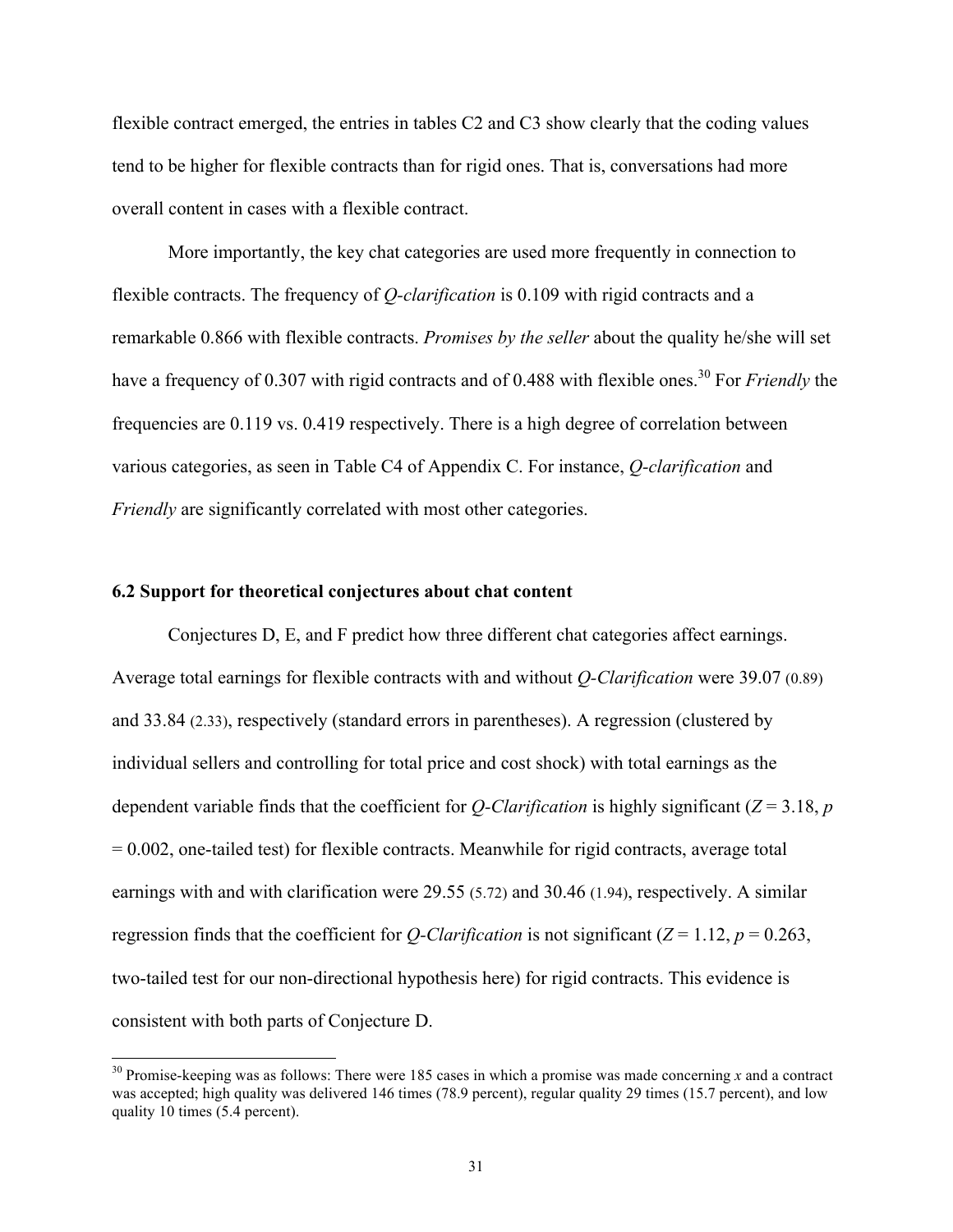flexible contract emerged, the entries in tables C2 and C3 show clearly that the coding values tend to be higher for flexible contracts than for rigid ones. That is, conversations had more overall content in cases with a flexible contract.

More importantly, the key chat categories are used more frequently in connection to flexible contracts. The frequency of *Q-clarification* is 0.109 with rigid contracts and a remarkable 0.866 with flexible contracts. *Promises by the seller* about the quality he/she will set have a frequency of 0.307 with rigid contracts and of 0.488 with flexible ones.[30] For *Friendly* the frequencies are 0.119 vs. 0.419 respectively. There is a high degree of correlation between various categories, as seen in Table C4 of Appendix C. For instance, *Q-clarification* and *Friendly* are significantly correlated with most other categories.

### 6.2 Support for theoretical conjectures about chat content

Conjectures D, E, and F predict how three different chat categories affect earnings. Average total earnings for flexible contracts with and without *Q-Clarification* were 39.07 (0.89) and 33.84 (2.33), respectively (standard errors in parentheses). A regression (clustered by individual sellers and controlling for total price and cost shock) with total earnings as the dependent variable finds that the coefficient for *Q-Clarification* is highly significant ($Z = 3.18$, $p = 0.002$, one-tailed test) for flexible contracts. Meanwhile for rigid contracts, average total earnings with and with clarification were 29.55 (5.72) and 30.46 (1.94), respectively. A similar regression finds that the coefficient for *Q-Clarification* is not significant ($Z = 1.12$, $p = 0.263$, two-tailed test for our non-directional hypothesis here) for rigid contracts. This evidence is consistent with both parts of Conjecture D.

[30] Promise-keeping was as follows: There were 185 cases in which a promise was made concerning $x$ and a contract was accepted; high quality was delivered 146 times (78.9 percent), regular quality 29 times (15.7 percent), and low quality 10 times (5.4 percent).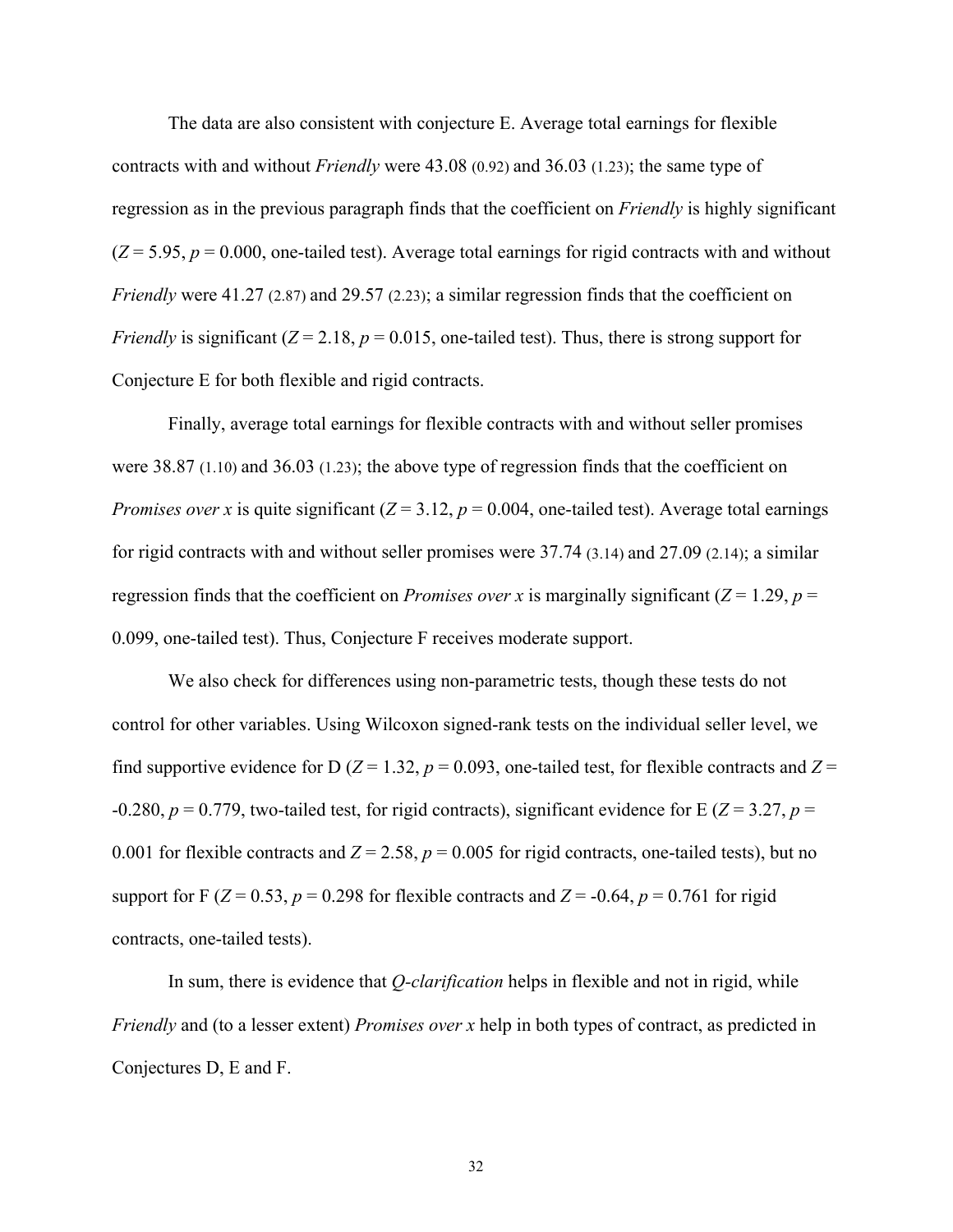The data are also consistent with conjecture E. Average total earnings for flexible contracts with and without *Friendly* were 43.08 (0.92) and 36.03 (1.23); the same type of regression as in the previous paragraph finds that the coefficient on *Friendly* is highly significant ($Z = 5.95$, $p = 0.000$, one-tailed test). Average total earnings for rigid contracts with and without *Friendly* were 41.27 (2.87) and 29.57 (2.23); a similar regression finds that the coefficient on *Friendly* is significant ($Z = 2.18$, $p = 0.015$, one-tailed test). Thus, there is strong support for Conjecture E for both flexible and rigid contracts.

Finally, average total earnings for flexible contracts with and without seller promises were 38.87 (1.10) and 36.03 (1.23); the above type of regression finds that the coefficient on *Promises over x* is quite significant ($Z = 3.12$, $p = 0.004$, one-tailed test). Average total earnings for rigid contracts with and without seller promises were 37.74 (3.14) and 27.09 (2.14); a similar regression finds that the coefficient on *Promises over x* is marginally significant ($Z = 1.29$, $p = 0.099$, one-tailed test). Thus, Conjecture F receives moderate support.

We also check for differences using non-parametric tests, though these tests do not control for other variables. Using Wilcoxon signed-rank tests on the individual seller level, we find supportive evidence for D ($Z = 1.32$, $p = 0.093$, one-tailed test, for flexible contracts and $Z = -0.280$, $p = 0.779$, two-tailed test, for rigid contracts), significant evidence for E ($Z = 3.27$, $p = 0.001$ for flexible contracts and $Z = 2.58$, $p = 0.005$ for rigid contracts, one-tailed tests), but no support for F ($Z = 0.53$, $p = 0.298$ for flexible contracts and $Z = -0.64$, $p = 0.761$ for rigid contracts, one-tailed tests).

In sum, there is evidence that *Q-clarification* helps in flexible and not in rigid, while *Friendly* and (to a lesser extent) *Promises over x* help in both types of contract, as predicted in Conjectures D, E and F.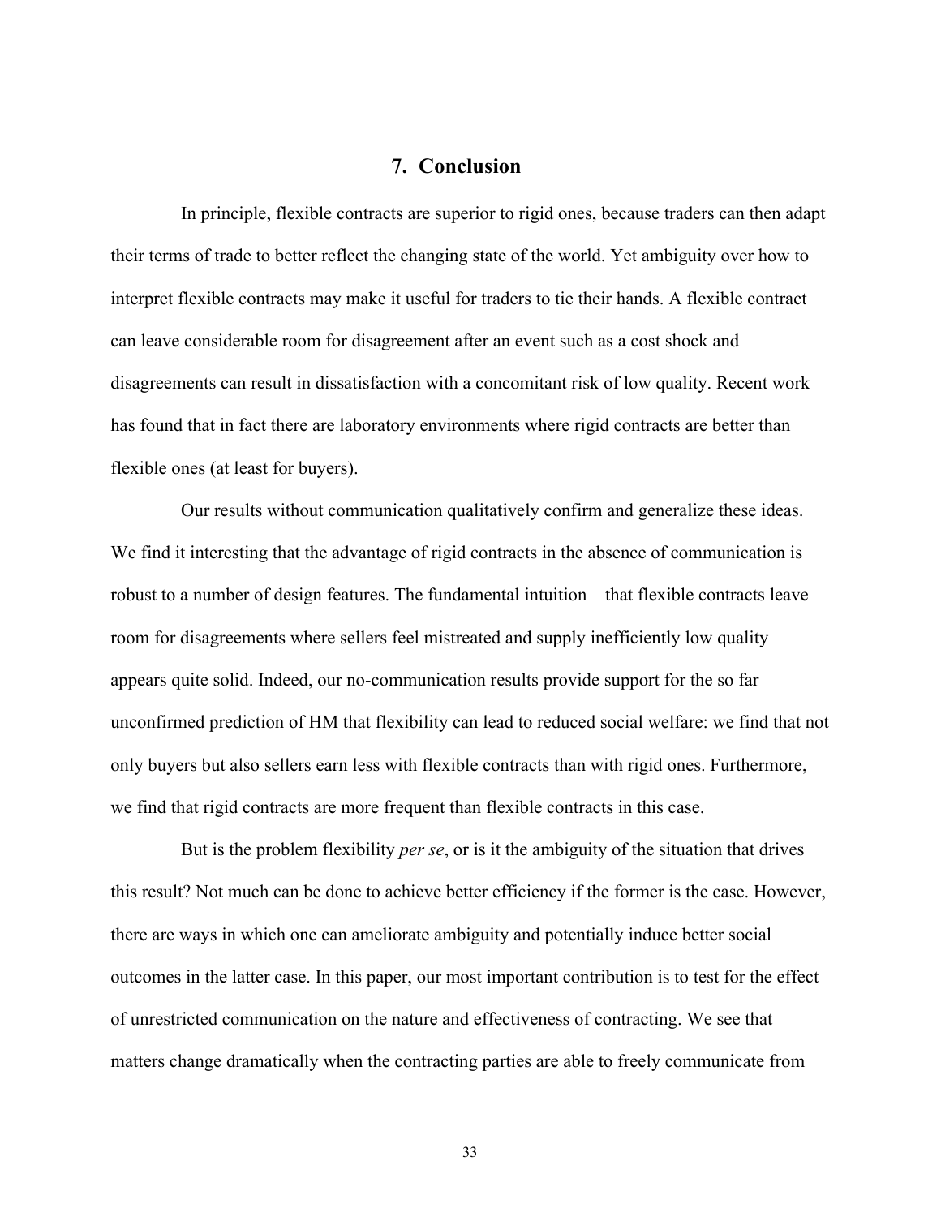## 7. Conclusion

In principle, flexible contracts are superior to rigid ones, because traders can then adapt their terms of trade to better reflect the changing state of the world. Yet ambiguity over how to interpret flexible contracts may make it useful for traders to tie their hands. A flexible contract can leave considerable room for disagreement after an event such as a cost shock and disagreements can result in dissatisfaction with a concomitant risk of low quality. Recent work has found that in fact there are laboratory environments where rigid contracts are better than flexible ones (at least for buyers).

Our results without communication qualitatively confirm and generalize these ideas. We find it interesting that the advantage of rigid contracts in the absence of communication is robust to a number of design features. The fundamental intuition – that flexible contracts leave room for disagreements where sellers feel mistreated and supply inefficiently low quality – appears quite solid. Indeed, our no-communication results provide support for the so far unconfirmed prediction of HM that flexibility can lead to reduced social welfare: we find that not only buyers but also sellers earn less with flexible contracts than with rigid ones. Furthermore, we find that rigid contracts are more frequent than flexible contracts in this case.

But is the problem flexibility *per se*, or is it the ambiguity of the situation that drives this result? Not much can be done to achieve better efficiency if the former is the case. However, there are ways in which one can ameliorate ambiguity and potentially induce better social outcomes in the latter case. In this paper, our most important contribution is to test for the effect of unrestricted communication on the nature and effectiveness of contracting. We see that matters change dramatically when the contracting parties are able to freely communicate from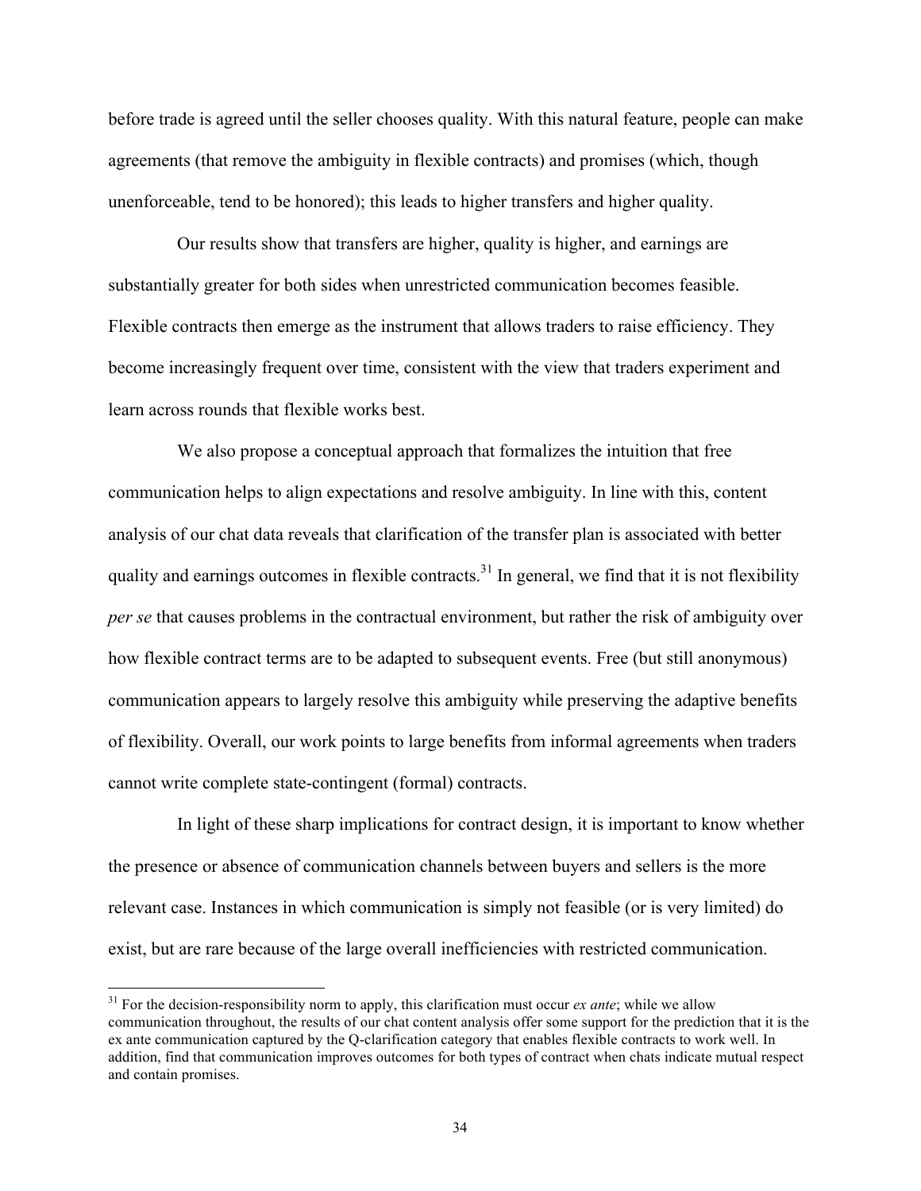before trade is agreed until the seller chooses quality. With this natural feature, people can make agreements (that remove the ambiguity in flexible contracts) and promises (which, though unenforceable, tend to be honored); this leads to higher transfers and higher quality.

Our results show that transfers are higher, quality is higher, and earnings are substantially greater for both sides when unrestricted communication becomes feasible. Flexible contracts then emerge as the instrument that allows traders to raise efficiency. They become increasingly frequent over time, consistent with the view that traders experiment and learn across rounds that flexible works best.

We also propose a conceptual approach that formalizes the intuition that free communication helps to align expectations and resolve ambiguity. In line with this, content analysis of our chat data reveals that clarification of the transfer plan is associated with better quality and earnings outcomes in flexible contracts.[31] In general, we find that it is not flexibility *per se* that causes problems in the contractual environment, but rather the risk of ambiguity over how flexible contract terms are to be adapted to subsequent events. Free (but still anonymous) communication appears to largely resolve this ambiguity while preserving the adaptive benefits of flexibility. Overall, our work points to large benefits from informal agreements when traders cannot write complete state-contingent (formal) contracts.

In light of these sharp implications for contract design, it is important to know whether the presence or absence of communication channels between buyers and sellers is the more relevant case. Instances in which communication is simply not feasible (or is very limited) do exist, but are rare because of the large overall inefficiencies with restricted communication.

---

[31] For the decision-responsibility norm to apply, this clarification must occur *ex ante*; while we allow communication throughout, the results of our chat content analysis offer some support for the prediction that it is the ex ante communication captured by the Q-clarification category that enables flexible contracts to work well. In addition, find that communication improves outcomes for both types of contract when chats indicate mutual respect and contain promises.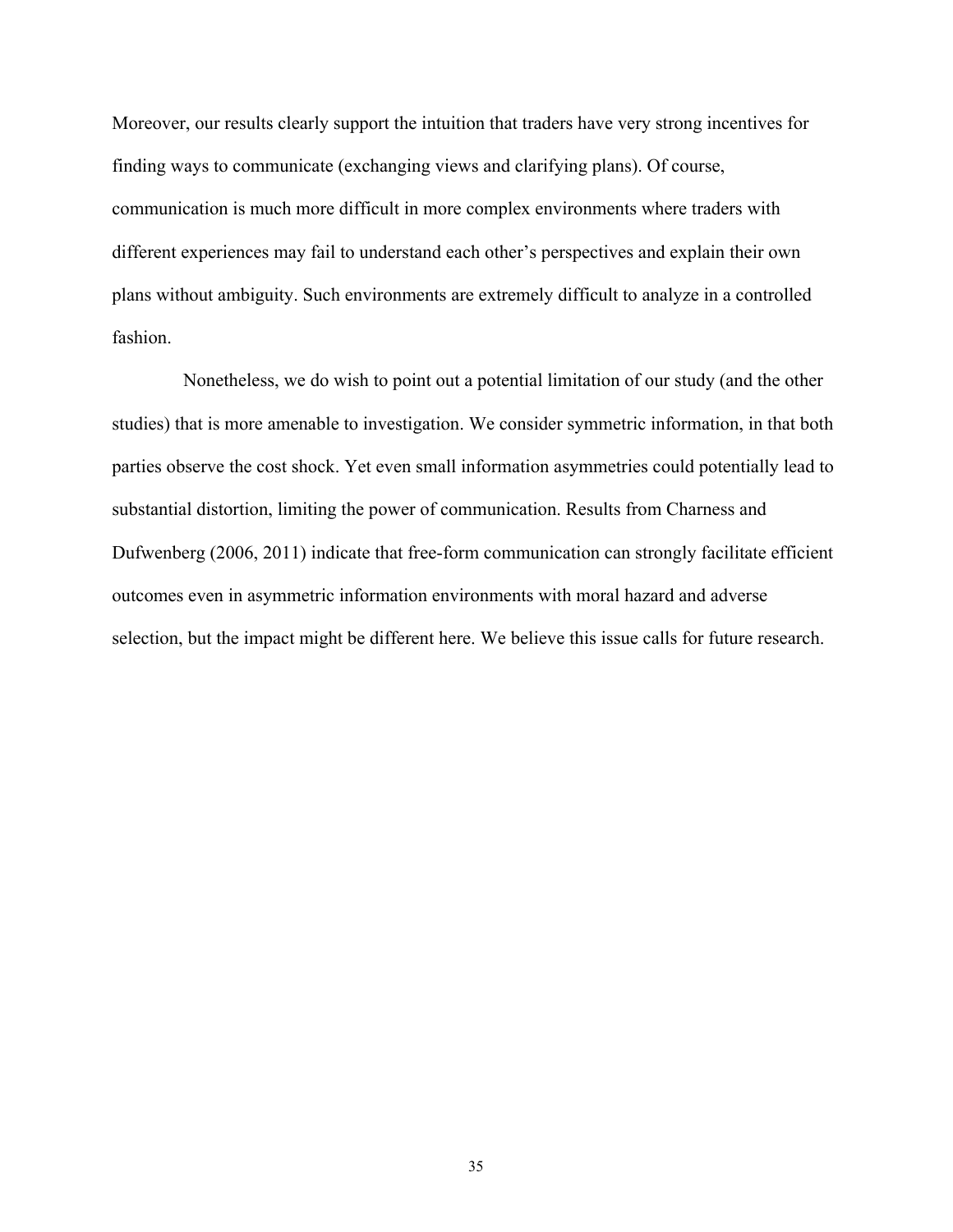Moreover, our results clearly support the intuition that traders have very strong incentives for finding ways to communicate (exchanging views and clarifying plans). Of course, communication is much more difficult in more complex environments where traders with different experiences may fail to understand each other's perspectives and explain their own plans without ambiguity. Such environments are extremely difficult to analyze in a controlled fashion.

Nonetheless, we do wish to point out a potential limitation of our study (and the other studies) that is more amenable to investigation. We consider symmetric information, in that both parties observe the cost shock. Yet even small information asymmetries could potentially lead to substantial distortion, limiting the power of communication. Results from Charness and Dufwenberg (2006, 2011) indicate that free-form communication can strongly facilitate efficient outcomes even in asymmetric information environments with moral hazard and adverse selection, but the impact might be different here. We believe this issue calls for future research.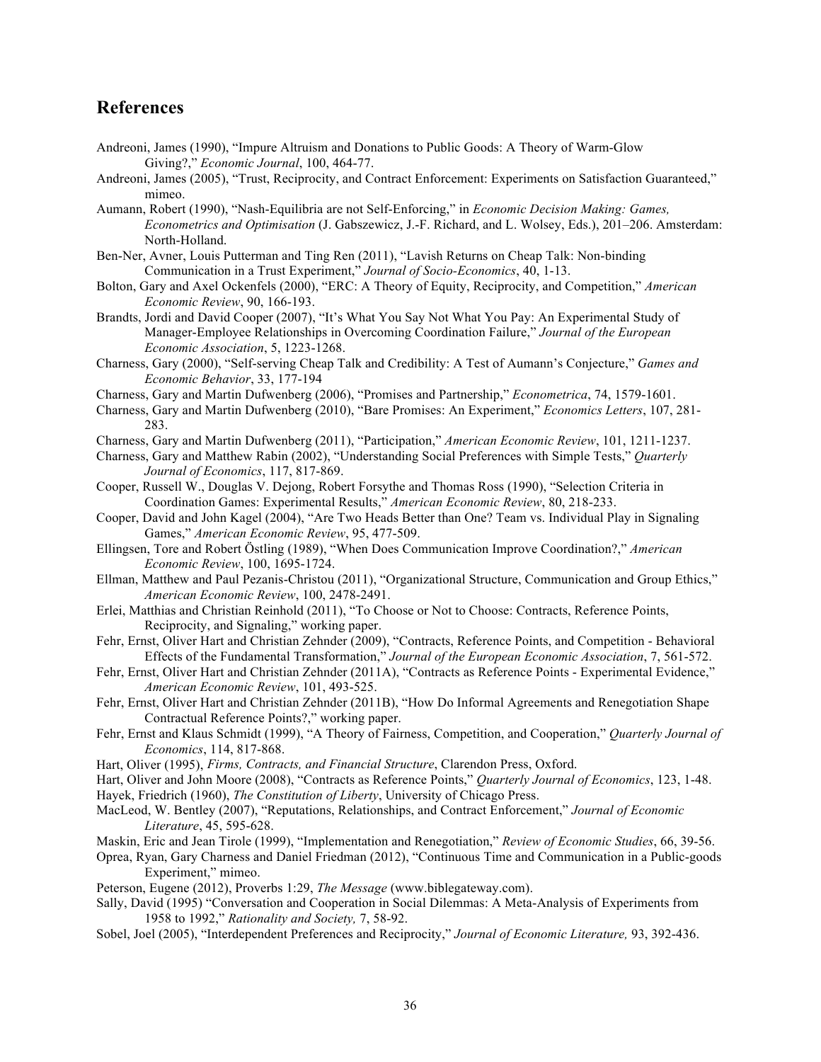## References

Andreoni, James (1990), "Impure Altruism and Donations to Public Goods: A Theory of Warm-Glow Giving?," *Economic Journal*, 100, 464-77.

Andreoni, James (2005), "Trust, Reciprocity, and Contract Enforcement: Experiments on Satisfaction Guaranteed," mimeo.

Aumann, Robert (1990), "Nash-Equilibria are not Self-Enforcing," in *Economic Decision Making: Games, Econometrics and Optimisation* (J. Gabszewicz, J.-F. Richard, and L. Wolsey, Eds.), 201–206. Amsterdam: North-Holland.

Ben-Ner, Avner, Louis Putterman and Ting Ren (2011), "Lavish Returns on Cheap Talk: Non-binding Communication in a Trust Experiment," *Journal of Socio-Economics*, 40, 1-13.

Bolton, Gary and Axel Ockenfels (2000), "ERC: A Theory of Equity, Reciprocity, and Competition," *American Economic Review*, 90, 166-193.

Brandts, Jordi and David Cooper (2007), "It's What You Say Not What You Pay: An Experimental Study of Manager-Employee Relationships in Overcoming Coordination Failure," *Journal of the European Economic Association*, 5, 1223-1268.

Charness, Gary (2000), "Self-serving Cheap Talk and Credibility: A Test of Aumann's Conjecture," *Games and Economic Behavior*, 33, 177-194

Charness, Gary and Martin Dufwenberg (2006), "Promises and Partnership," *Econometrica*, 74, 1579-1601.

Charness, Gary and Martin Dufwenberg (2010), "Bare Promises: An Experiment," *Economics Letters*, 107, 281-283.

Charness, Gary and Martin Dufwenberg (2011), "Participation," *American Economic Review*, 101, 1211-1237.

Charness, Gary and Matthew Rabin (2002), "Understanding Social Preferences with Simple Tests," *Quarterly Journal of Economics*, 117, 817-869.

Cooper, Russell W., Douglas V. Dejong, Robert Forsythe and Thomas Ross (1990), "Selection Criteria in Coordination Games: Experimental Results," *American Economic Review*, 80, 218-233.

Cooper, David and John Kagel (2004), "Are Two Heads Better than One? Team vs. Individual Play in Signaling Games," *American Economic Review*, 95, 477-509.

Ellingsen, Tore and Robert Östling (1989), "When Does Communication Improve Coordination?," *American Economic Review*, 100, 1695-1724.

Ellman, Matthew and Paul Pezanis-Christou (2011), "Organizational Structure, Communication and Group Ethics," *American Economic Review*, 100, 2478-2491.

Erlei, Matthias and Christian Reinhold (2011), "To Choose or Not to Choose: Contracts, Reference Points, Reciprocity, and Signaling," working paper.

Fehr, Ernst, Oliver Hart and Christian Zehnder (2009), "Contracts, Reference Points, and Competition - Behavioral Effects of the Fundamental Transformation," *Journal of the European Economic Association*, 7, 561-572.

Fehr, Ernst, Oliver Hart and Christian Zehnder (2011A), "Contracts as Reference Points - Experimental Evidence," *American Economic Review*, 101, 493-525.

Fehr, Ernst, Oliver Hart and Christian Zehnder (2011B), "How Do Informal Agreements and Renegotiation Shape Contractual Reference Points?," working paper.

Fehr, Ernst and Klaus Schmidt (1999), "A Theory of Fairness, Competition, and Cooperation," *Quarterly Journal of Economics*, 114, 817-868.

Hart, Oliver (1995), *Firms, Contracts, and Financial Structure*, Clarendon Press, Oxford.

Hart, Oliver and John Moore (2008), "Contracts as Reference Points," *Quarterly Journal of Economics*, 123, 1-48.

Hayek, Friedrich (1960), *The Constitution of Liberty*, University of Chicago Press.

MacLeod, W. Bentley (2007), "Reputations, Relationships, and Contract Enforcement," *Journal of Economic Literature*, 45, 595-628.

Maskin, Eric and Jean Tirole (1999), "Implementation and Renegotiation," *Review of Economic Studies*, 66, 39-56.

Oprea, Ryan, Gary Charness and Daniel Friedman (2012), "Continuous Time and Communication in a Public-goods Experiment," mimeo.

Peterson, Eugene (2012), Proverbs 1:29, *The Message* (www.biblegateway.com).

Sally, David (1995) "Conversation and Cooperation in Social Dilemmas: A Meta-Analysis of Experiments from 1958 to 1992," *Rationality and Society,* 7, 58-92.

Sobel, Joel (2005), "Interdependent Preferences and Reciprocity," *Journal of Economic Literature,* 93, 392-436.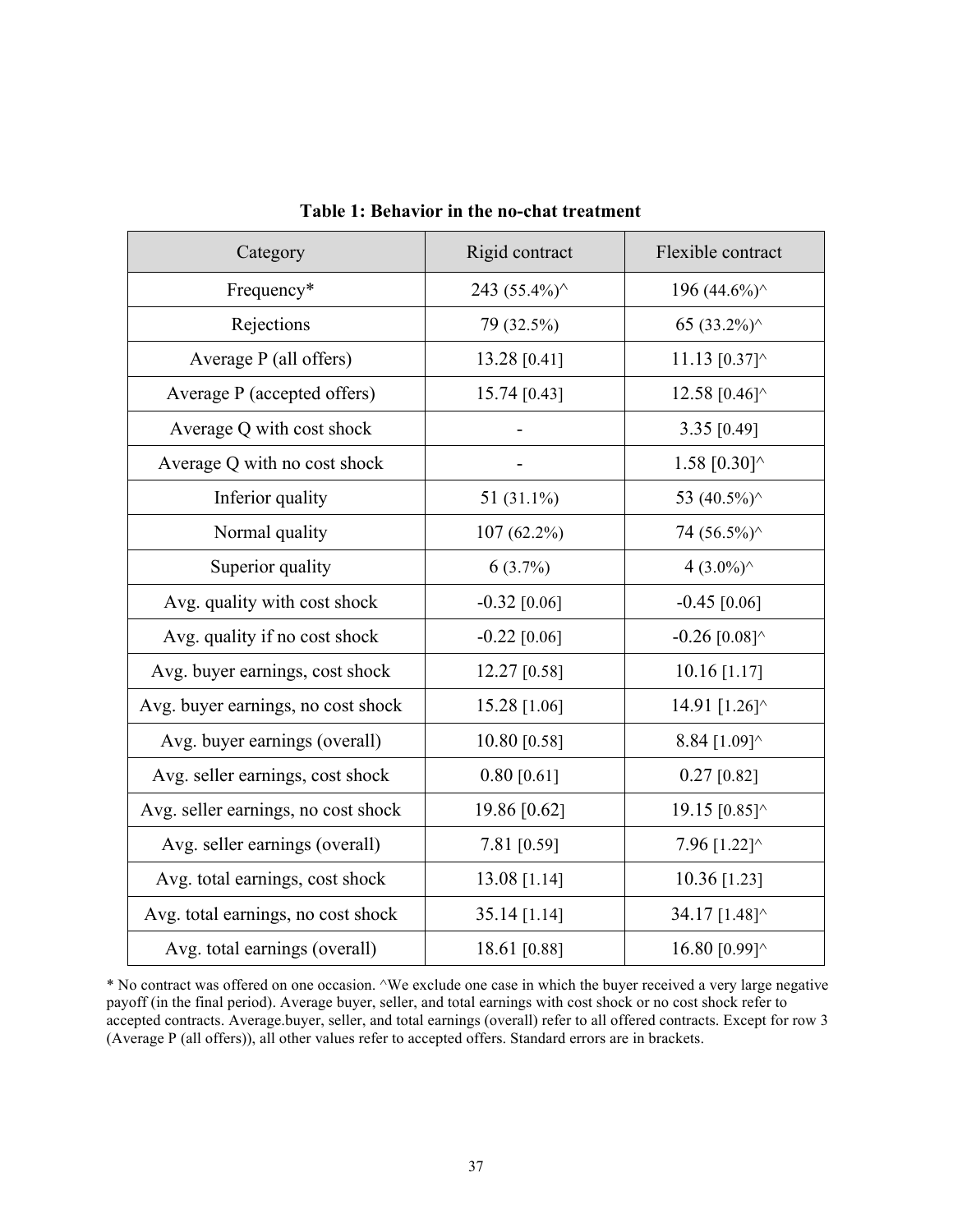**Table 1: Behavior in the no-chat treatment**

| Category | Rigid contract | Flexible contract |
|---|---|---|
| Frequency* | 243 (55.4%)^ | 196 (44.6%)^ |
| Rejections | 79 (32.5%) | 65 (33.2%)^ |
| Average P (all offers) | 13.28 [0.41] | 11.13 [0.37]^ |
| Average P (accepted offers) | 15.74 [0.43] | 12.58 [0.46]^ |
| Average Q with cost shock | - | 3.35 [0.49] |
| Average Q with no cost shock | - | 1.58 [0.30]^ |
| Inferior quality | 51 (31.1%) | 53 (40.5%)^ |
| Normal quality | 107 (62.2%) | 74 (56.5%)^ |
| Superior quality | 6 (3.7%) | 4 (3.0%)^ |
| Avg. quality with cost shock | -0.32 [0.06] | -0.45 [0.06] |
| Avg. quality if no cost shock | -0.22 [0.06] | -0.26 [0.08]^ |
| Avg. buyer earnings, cost shock | 12.27 [0.58] | 10.16 [1.17] |
| Avg. buyer earnings, no cost shock | 15.28 [1.06] | 14.91 [1.26]^ |
| Avg. buyer earnings (overall) | 10.80 [0.58] | 8.84 [1.09]^ |
| Avg. seller earnings, cost shock | 0.80 [0.61] | 0.27 [0.82] |
| Avg. seller earnings, no cost shock | 19.86 [0.62] | 19.15 [0.85]^ |
| Avg. seller earnings (overall) | 7.81 [0.59] | 7.96 [1.22]^ |
| Avg. total earnings, cost shock | 13.08 [1.14] | 10.36 [1.23] |
| Avg. total earnings, no cost shock | 35.14 [1.14] | 34.17 [1.48]^ |
| Avg. total earnings (overall) | 18.61 [0.88] | 16.80 [0.99]^ |

* No contract was offered on one occasion. ^We exclude one case in which the buyer received a very large negative payoff (in the final period). Average buyer, seller, and total earnings with cost shock or no cost shock refer to accepted contracts. Average.buyer, seller, and total earnings (overall) refer to all offered contracts. Except for row 3 (Average P (all offers)), all other values refer to accepted offers. Standard errors are in brackets.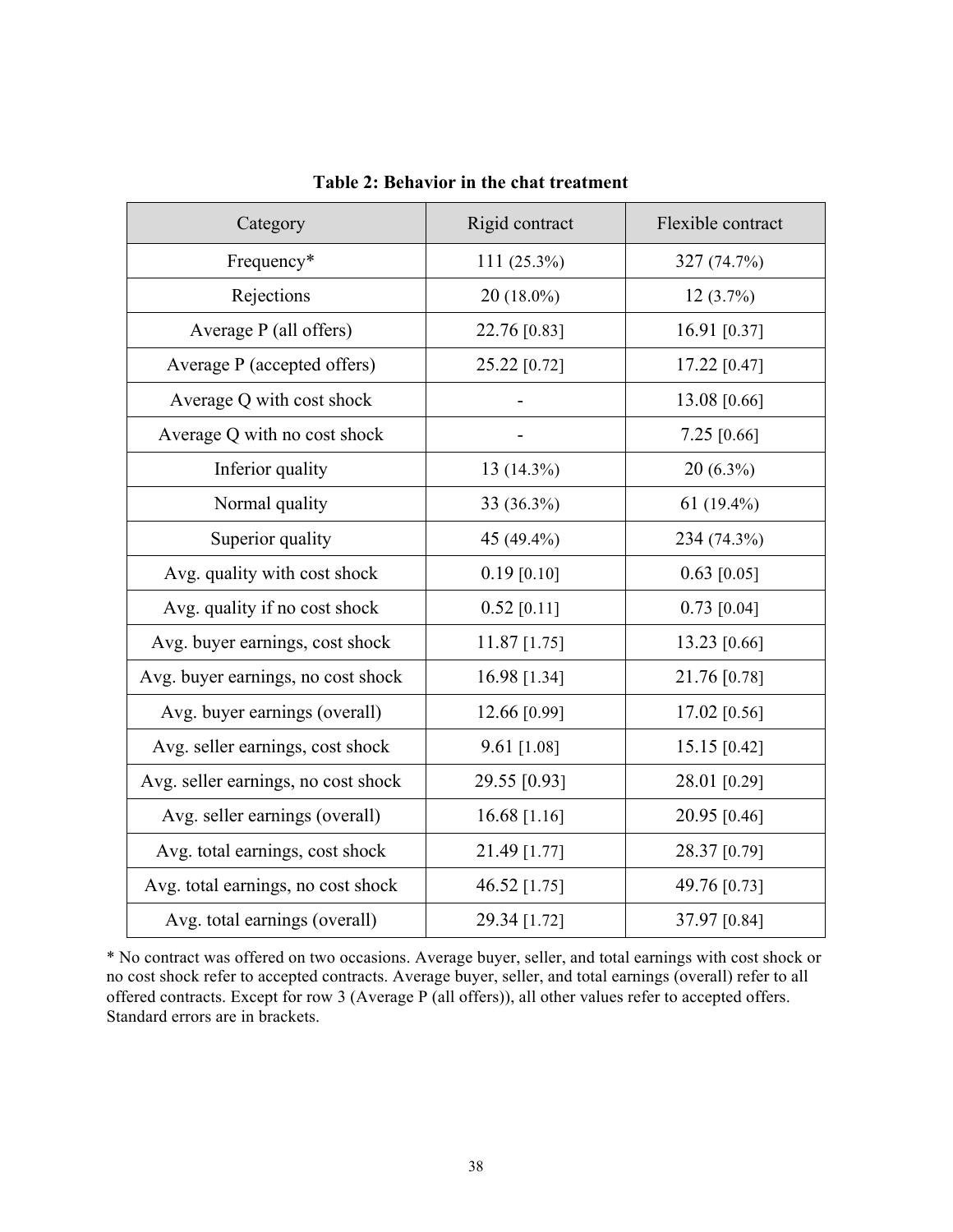**Table 2: Behavior in the chat treatment**

| Category | Rigid contract | Flexible contract |
|---|---|---|
| Frequency* | 111 (25.3%) | 327 (74.7%) |
| Rejections | 20 (18.0%) | 12 (3.7%) |
| Average P (all offers) | 22.76 [0.83] | 16.91 [0.37] |
| Average P (accepted offers) | 25.22 [0.72] | 17.22 [0.47] |
| Average Q with cost shock | - | 13.08 [0.66] |
| Average Q with no cost shock | - | 7.25 [0.66] |
| Inferior quality | 13 (14.3%) | 20 (6.3%) |
| Normal quality | 33 (36.3%) | 61 (19.4%) |
| Superior quality | 45 (49.4%) | 234 (74.3%) |
| Avg. quality with cost shock | 0.19 [0.10] | 0.63 [0.05] |
| Avg. quality if no cost shock | 0.52 [0.11] | 0.73 [0.04] |
| Avg. buyer earnings, cost shock | 11.87 [1.75] | 13.23 [0.66] |
| Avg. buyer earnings, no cost shock | 16.98 [1.34] | 21.76 [0.78] |
| Avg. buyer earnings (overall) | 12.66 [0.99] | 17.02 [0.56] |
| Avg. seller earnings, cost shock | 9.61 [1.08] | 15.15 [0.42] |
| Avg. seller earnings, no cost shock | 29.55 [0.93] | 28.01 [0.29] |
| Avg. seller earnings (overall) | 16.68 [1.16] | 20.95 [0.46] |
| Avg. total earnings, cost shock | 21.49 [1.77] | 28.37 [0.79] |
| Avg. total earnings, no cost shock | 46.52 [1.75] | 49.76 [0.73] |
| Avg. total earnings (overall) | 29.34 [1.72] | 37.97 [0.84] |

* No contract was offered on two occasions. Average buyer, seller, and total earnings with cost shock or no cost shock refer to accepted contracts. Average buyer, seller, and total earnings (overall) refer to all offered contracts. Except for row 3 (Average P (all offers)), all other values refer to accepted offers. Standard errors are in brackets.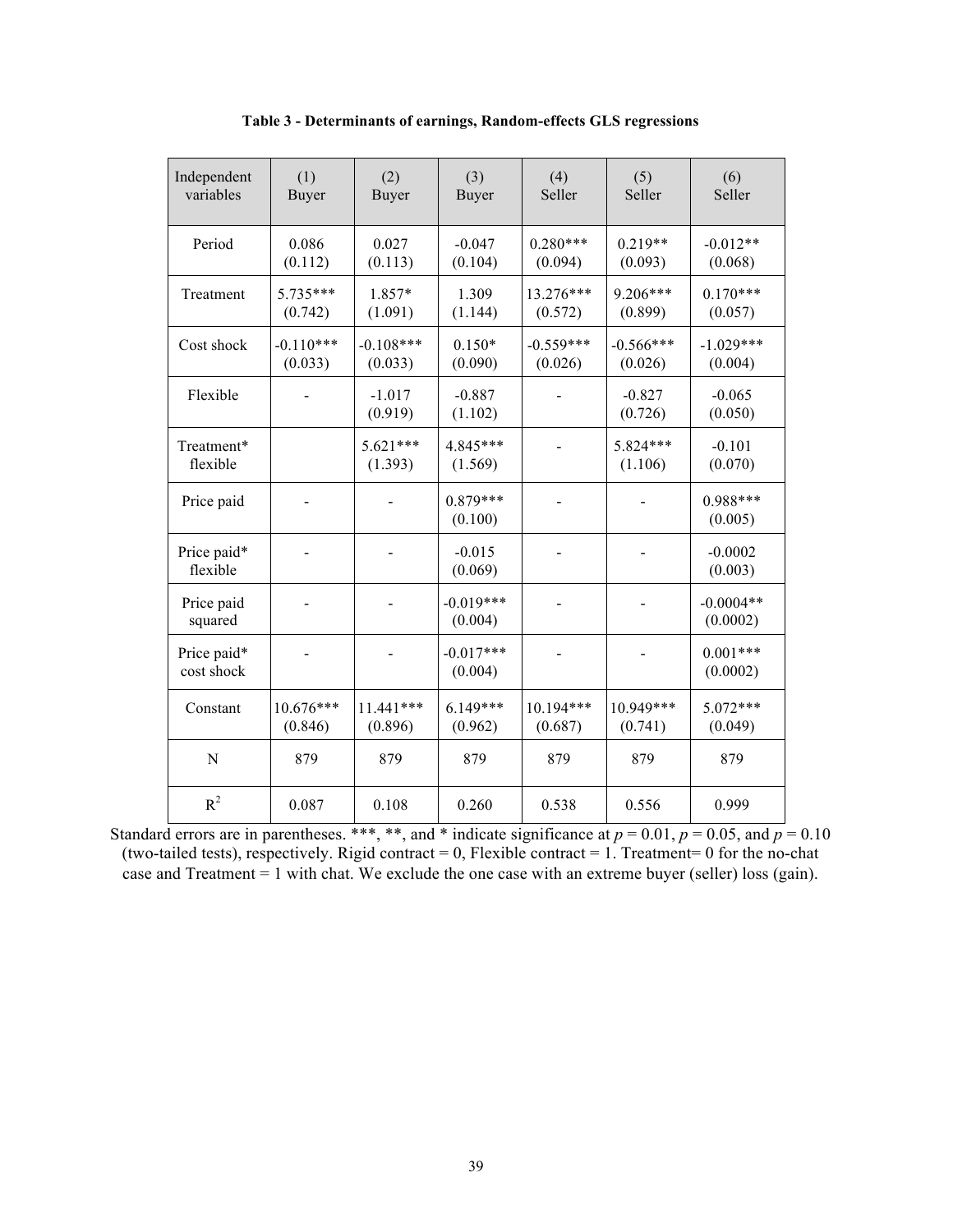**Table 3 - Determinants of earnings, Random-effects GLS regressions**

| Independent variables | (1) Buyer | (2) Buyer | (3) Buyer | (4) Seller | (5) Seller | (6) Seller |
|---|---|---|---|---|---|---|
| Period | 0.086 (0.112) | 0.027 (0.113) | -0.047 (0.104) | 0.280*** (0.094) | 0.219** (0.093) | -0.012** (0.068) |
| Treatment | 5.735*** (0.742) | 1.857* (1.091) | 1.309 (1.144) | 13.276*** (0.572) | 9.206*** (0.899) | 0.170*** (0.057) |
| Cost shock | -0.110*** (0.033) | -0.108*** (0.033) | 0.150* (0.090) | -0.559*** (0.026) | -0.566*** (0.026) | -1.029*** (0.004) |
| Flexible | - | -1.017 (0.919) | -0.887 (1.102) | - | -0.827 (0.726) | -0.065 (0.050) |
| Treatment* flexible | | 5.621*** (1.393) | 4.845*** (1.569) | - | 5.824*** (1.106) | -0.101 (0.070) |
| Price paid | - | - | 0.879*** (0.100) | - | - | 0.988*** (0.005) |
| Price paid* flexible | - | - | -0.015 (0.069) | - | - | -0.0002 (0.003) |
| Price paid squared | - | - | -0.019*** (0.004) | - | - | -0.0004** (0.0002) |
| Price paid* cost shock | - | - | -0.017*** (0.004) | - | - | 0.001*** (0.0002) |
| Constant | 10.676*** (0.846) | 11.441*** (0.896) | 6.149*** (0.962) | 10.194*** (0.687) | 10.949*** (0.741) | 5.072*** (0.049) |
| N | 879 | 879 | 879 | 879 | 879 | 879 |
| $R^2$ | 0.087 | 0.108 | 0.260 | 0.538 | 0.556 | 0.999 |

Standard errors are in parentheses. ***, **, and * indicate significance at $p = 0.01$, $p = 0.05$, and $p = 0.10$ (two-tailed tests), respectively. Rigid contract = 0, Flexible contract = 1. Treatment= 0 for the no-chat case and Treatment = 1 with chat. We exclude the one case with an extreme buyer (seller) loss (gain).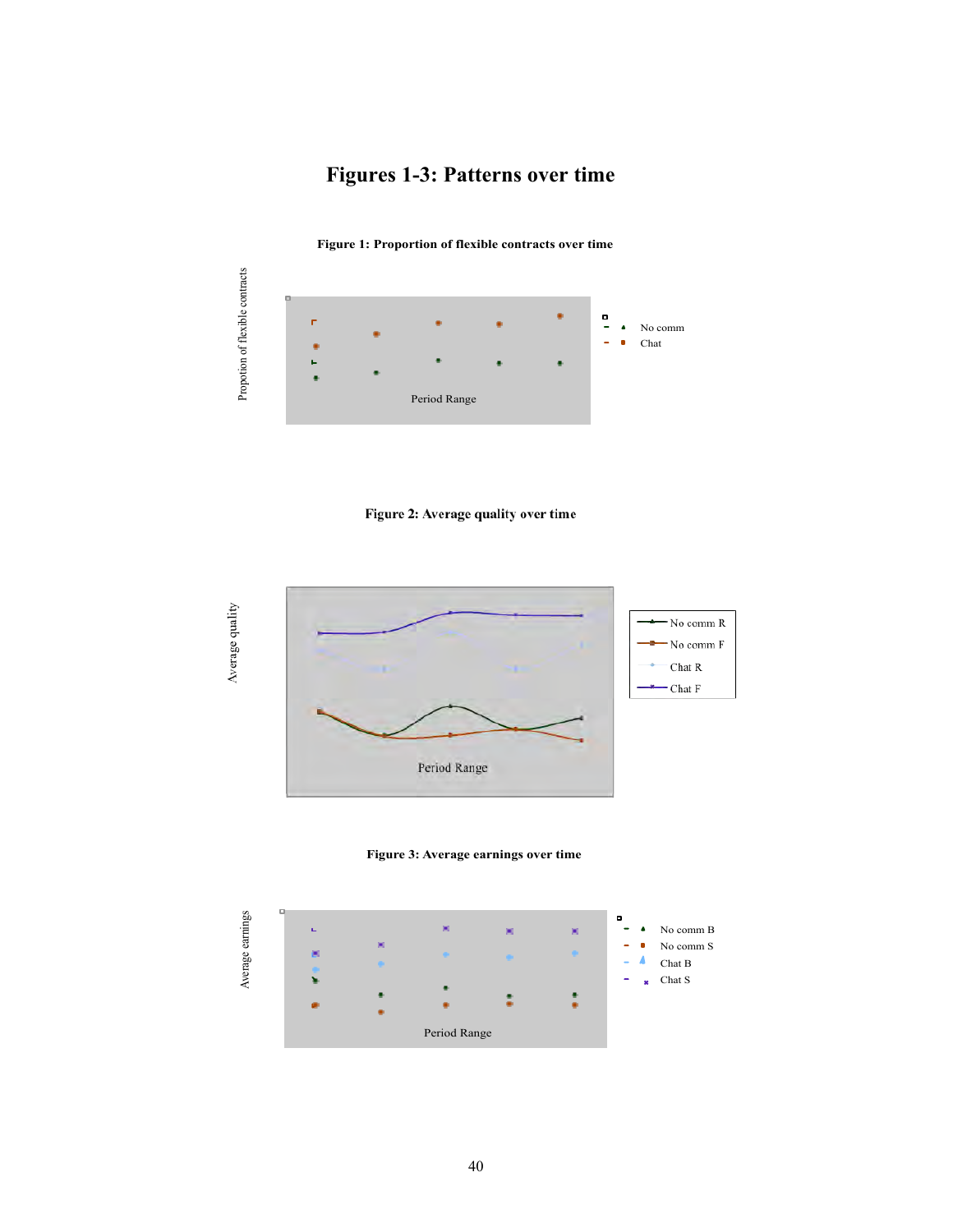# Figures 1-3: Patterns over time

**Figure 1: Proportion of flexible contracts over time**

Propotion of flexible contracts

Period Range

No comm

Chat

**Figure 2: Average quality over time**

Average quality

Period Range

No comm R

No comm F

Chat R

Chat F

**Figure 3: Average earnings over time**

Average earnings

Period Range

No comm B

No comm S

Chat B

Chat S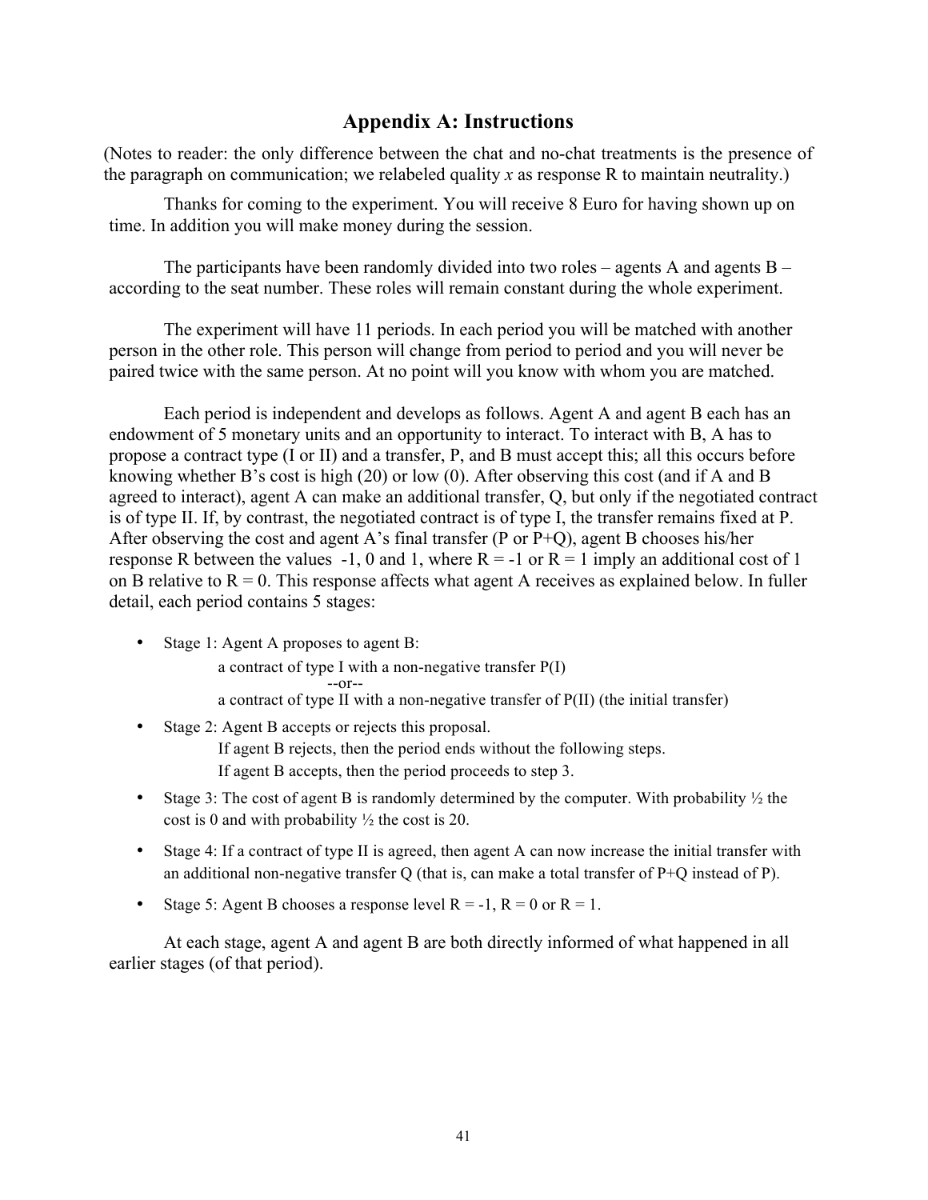## Appendix A: Instructions

(Notes to reader: the only difference between the chat and no-chat treatments is the presence of the paragraph on communication; we relabeled quality $x$ as response R to maintain neutrality.)

Thanks for coming to the experiment. You will receive 8 Euro for having shown up on time. In addition you will make money during the session.

The participants have been randomly divided into two roles – agents A and agents B – according to the seat number. These roles will remain constant during the whole experiment.

The experiment will have 11 periods. In each period you will be matched with another person in the other role. This person will change from period to period and you will never be paired twice with the same person. At no point will you know with whom you are matched.

Each period is independent and develops as follows. Agent A and agent B each has an endowment of 5 monetary units and an opportunity to interact. To interact with B, A has to propose a contract type (I or II) and a transfer, P, and B must accept this; all this occurs before knowing whether B's cost is high (20) or low (0). After observing this cost (and if A and B agreed to interact), agent A can make an additional transfer, Q, but only if the negotiated contract is of type II. If, by contrast, the negotiated contract is of type I, the transfer remains fixed at P. After observing the cost and agent A's final transfer (P or P+Q), agent B chooses his/her response R between the values -1, 0 and 1, where R = -1 or R = 1 imply an additional cost of 1 on B relative to R = 0. This response affects what agent A receives as explained below. In fuller detail, each period contains 5 stages:

- Stage 1: Agent A proposes to agent B:
  - a contract of type I with a non-negative transfer P(I)
  - --or--
  - a contract of type II with a non-negative transfer of P(II) (the initial transfer)
- Stage 2: Agent B accepts or rejects this proposal.
  - If agent B rejects, then the period ends without the following steps.
  - If agent B accepts, then the period proceeds to step 3.
- Stage 3: The cost of agent B is randomly determined by the computer. With probability ½ the cost is 0 and with probability ½ the cost is 20.
- Stage 4: If a contract of type II is agreed, then agent A can now increase the initial transfer with an additional non-negative transfer Q (that is, can make a total transfer of P+Q instead of P).
- Stage 5: Agent B chooses a response level R = -1, R = 0 or R = 1.

At each stage, agent A and agent B are both directly informed of what happened in all earlier stages (of that period).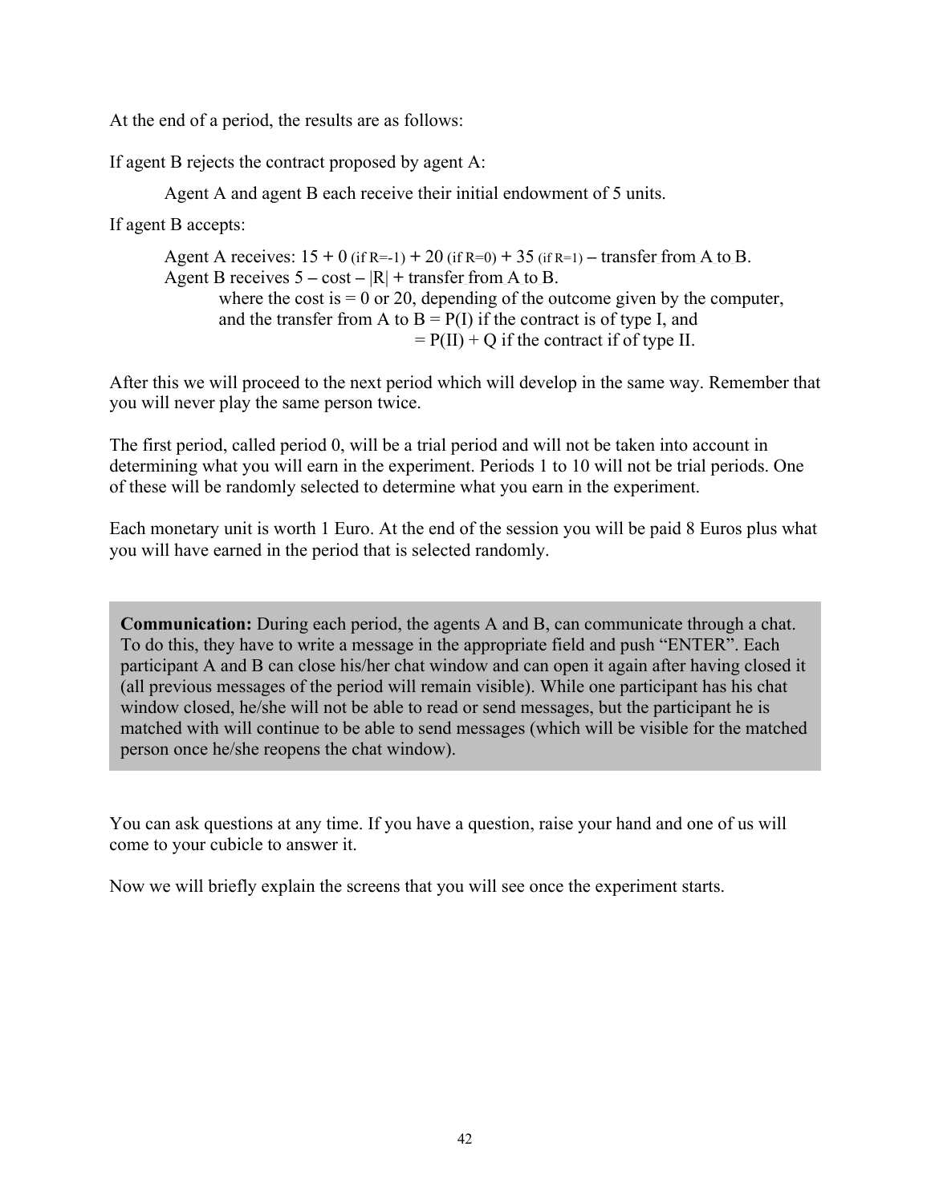At the end of a period, the results are as follows:

If agent B rejects the contract proposed by agent A:

> Agent A and agent B each receive their initial endowment of 5 units.

If agent B accepts:

> Agent A receives: 15 + 0 (if R=-1) + 20 (if R=0) + 35 (if R=1) – transfer from A to B.
> Agent B receives 5 – cost – |R| + transfer from A to B.
> where the cost is = 0 or 20, depending of the outcome given by the computer,
> and the transfer from A to B = P(I) if the contract is of type I, and
> = P(II) + Q if the contract if of type II.

After this we will proceed to the next period which will develop in the same way. Remember that you will never play the same person twice.

The first period, called period 0, will be a trial period and will not be taken into account in determining what you will earn in the experiment. Periods 1 to 10 will not be trial periods. One of these will be randomly selected to determine what you earn in the experiment.

Each monetary unit is worth 1 Euro. At the end of the session you will be paid 8 Euros plus what you will have earned in the period that is selected randomly.

**Communication:** During each period, the agents A and B, can communicate through a chat. To do this, they have to write a message in the appropriate field and push "ENTER". Each participant A and B can close his/her chat window and can open it again after having closed it (all previous messages of the period will remain visible). While one participant has his chat window closed, he/she will not be able to read or send messages, but the participant he is matched with will continue to be able to send messages (which will be visible for the matched person once he/she reopens the chat window).

You can ask questions at any time. If you have a question, raise your hand and one of us will come to your cubicle to answer it.

Now we will briefly explain the screens that you will see once the experiment starts.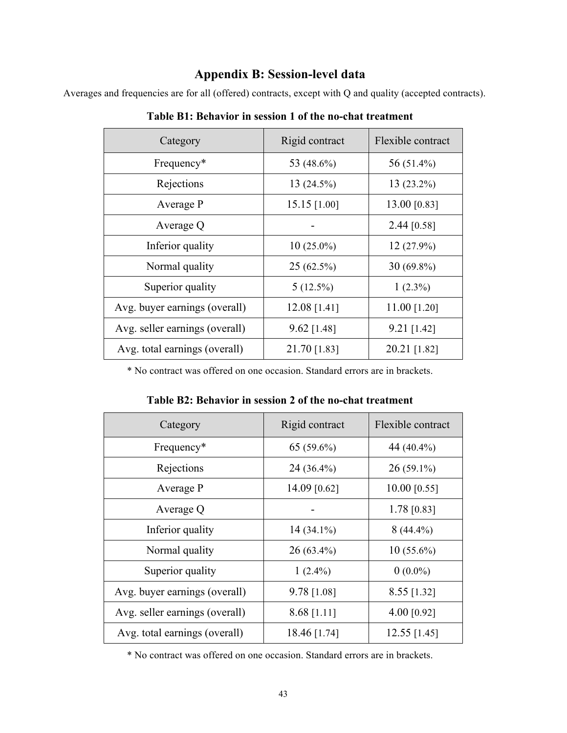## Appendix B: Session-level data

Averages and frequencies are for all (offered) contracts, except with Q and quality (accepted contracts).

**Table B1: Behavior in session 1 of the no-chat treatment**

| Category | Rigid contract | Flexible contract |
|---|---|---|
| Frequency* | 53 (48.6%) | 56 (51.4%) |
| Rejections | 13 (24.5%) | 13 (23.2%) |
| Average P | 15.15 [1.00] | 13.00 [0.83] |
| Average Q | - | 2.44 [0.58] |
| Inferior quality | 10 (25.0%) | 12 (27.9%) |
| Normal quality | 25 (62.5%) | 30 (69.8%) |
| Superior quality | 5 (12.5%) | 1 (2.3%) |
| Avg. buyer earnings (overall) | 12.08 [1.41] | 11.00 [1.20] |
| Avg. seller earnings (overall) | 9.62 [1.48] | 9.21 [1.42] |
| Avg. total earnings (overall) | 21.70 [1.83] | 20.21 [1.82] |

* No contract was offered on one occasion. Standard errors are in brackets.

**Table B2: Behavior in session 2 of the no-chat treatment**

| Category | Rigid contract | Flexible contract |
|---|---|---|
| Frequency* | 65 (59.6%) | 44 (40.4%) |
| Rejections | 24 (36.4%) | 26 (59.1%) |
| Average P | 14.09 [0.62] | 10.00 [0.55] |
| Average Q | - | 1.78 [0.83] |
| Inferior quality | 14 (34.1%) | 8 (44.4%) |
| Normal quality | 26 (63.4%) | 10 (55.6%) |
| Superior quality | 1 (2.4%) | 0 (0.0%) |
| Avg. buyer earnings (overall) | 9.78 [1.08] | 8.55 [1.32] |
| Avg. seller earnings (overall) | 8.68 [1.11] | 4.00 [0.92] |
| Avg. total earnings (overall) | 18.46 [1.74] | 12.55 [1.45] |

* No contract was offered on one occasion. Standard errors are in brackets.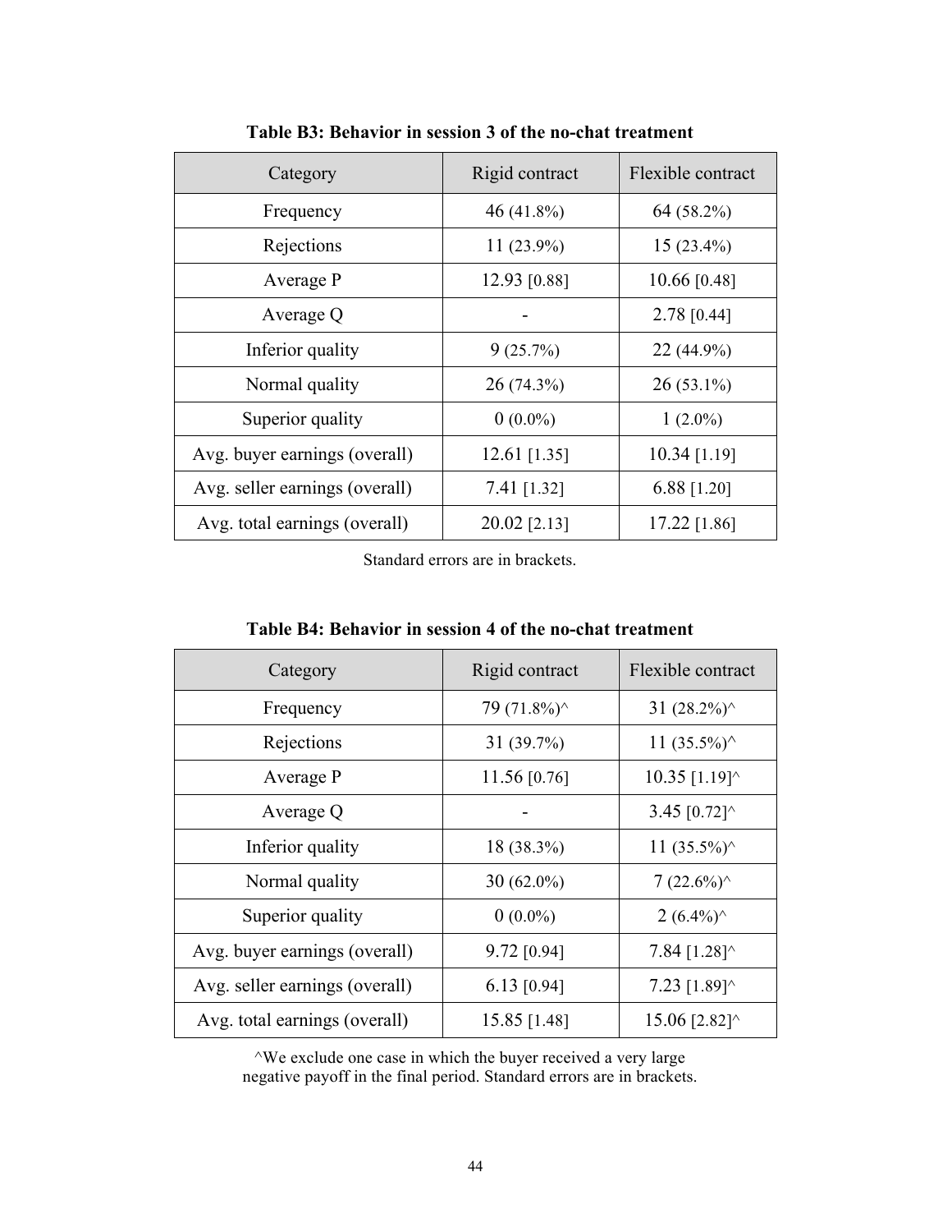**Table B3: Behavior in session 3 of the no-chat treatment**

| Category | Rigid contract | Flexible contract |
|---|---|---|
| Frequency | 46 (41.8%) | 64 (58.2%) |
| Rejections | 11 (23.9%) | 15 (23.4%) |
| Average P | 12.93 [0.88] | 10.66 [0.48] |
| Average Q | - | 2.78 [0.44] |
| Inferior quality | 9 (25.7%) | 22 (44.9%) |
| Normal quality | 26 (74.3%) | 26 (53.1%) |
| Superior quality | 0 (0.0%) | 1 (2.0%) |
| Avg. buyer earnings (overall) | 12.61 [1.35] | 10.34 [1.19] |
| Avg. seller earnings (overall) | 7.41 [1.32] | 6.88 [1.20] |
| Avg. total earnings (overall) | 20.02 [2.13] | 17.22 [1.86] |

Standard errors are in brackets.

**Table B4: Behavior in session 4 of the no-chat treatment**

| Category | Rigid contract | Flexible contract |
|---|---|---|
| Frequency | 79 (71.8%)^ | 31 (28.2%)^ |
| Rejections | 31 (39.7%) | 11 (35.5%)^ |
| Average P | 11.56 [0.76] | 10.35 [1.19]^ |
| Average Q | - | 3.45 [0.72]^ |
| Inferior quality | 18 (38.3%) | 11 (35.5%)^ |
| Normal quality | 30 (62.0%) | 7 (22.6%)^ |
| Superior quality | 0 (0.0%) | 2 (6.4%)^ |
| Avg. buyer earnings (overall) | 9.72 [0.94] | 7.84 [1.28]^ |
| Avg. seller earnings (overall) | 6.13 [0.94] | 7.23 [1.89]^ |
| Avg. total earnings (overall) | 15.85 [1.48] | 15.06 [2.82]^ |

^We exclude one case in which the buyer received a very large negative payoff in the final period. Standard errors are in brackets.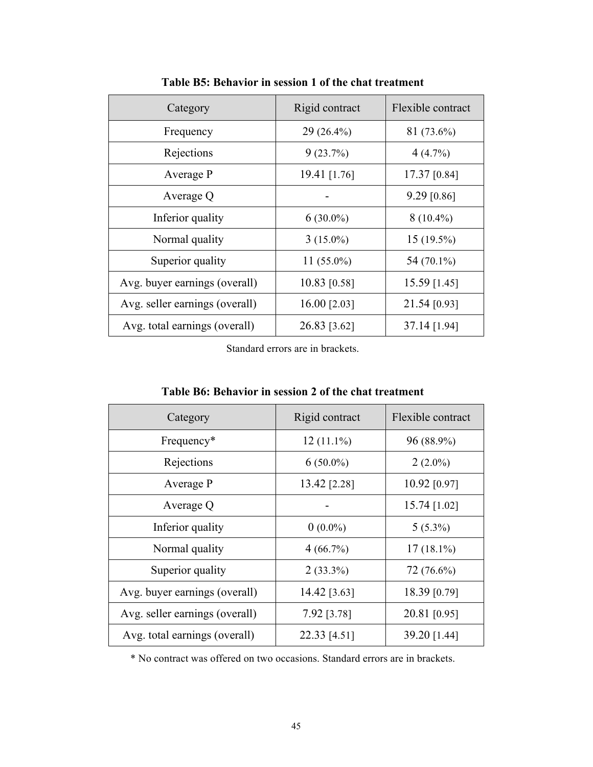**Table B5: Behavior in session 1 of the chat treatment**

| Category | Rigid contract | Flexible contract |
|---|---|---|
| Frequency | 29 (26.4%) | 81 (73.6%) |
| Rejections | 9 (23.7%) | 4 (4.7%) |
| Average P | 19.41 [1.76] | 17.37 [0.84] |
| Average Q | - | 9.29 [0.86] |
| Inferior quality | 6 (30.0%) | 8 (10.4%) |
| Normal quality | 3 (15.0%) | 15 (19.5%) |
| Superior quality | 11 (55.0%) | 54 (70.1%) |
| Avg. buyer earnings (overall) | 10.83 [0.58] | 15.59 [1.45] |
| Avg. seller earnings (overall) | 16.00 [2.03] | 21.54 [0.93] |
| Avg. total earnings (overall) | 26.83 [3.62] | 37.14 [1.94] |

Standard errors are in brackets.

**Table B6: Behavior in session 2 of the chat treatment**

| Category | Rigid contract | Flexible contract |
|---|---|---|
| Frequency* | 12 (11.1%) | 96 (88.9%) |
| Rejections | 6 (50.0%) | 2 (2.0%) |
| Average P | 13.42 [2.28] | 10.92 [0.97] |
| Average Q | - | 15.74 [1.02] |
| Inferior quality | 0 (0.0%) | 5 (5.3%) |
| Normal quality | 4 (66.7%) | 17 (18.1%) |
| Superior quality | 2 (33.3%) | 72 (76.6%) |
| Avg. buyer earnings (overall) | 14.42 [3.63] | 18.39 [0.79] |
| Avg. seller earnings (overall) | 7.92 [3.78] | 20.81 [0.95] |
| Avg. total earnings (overall) | 22.33 [4.51] | 39.20 [1.44] |

* No contract was offered on two occasions. Standard errors are in brackets.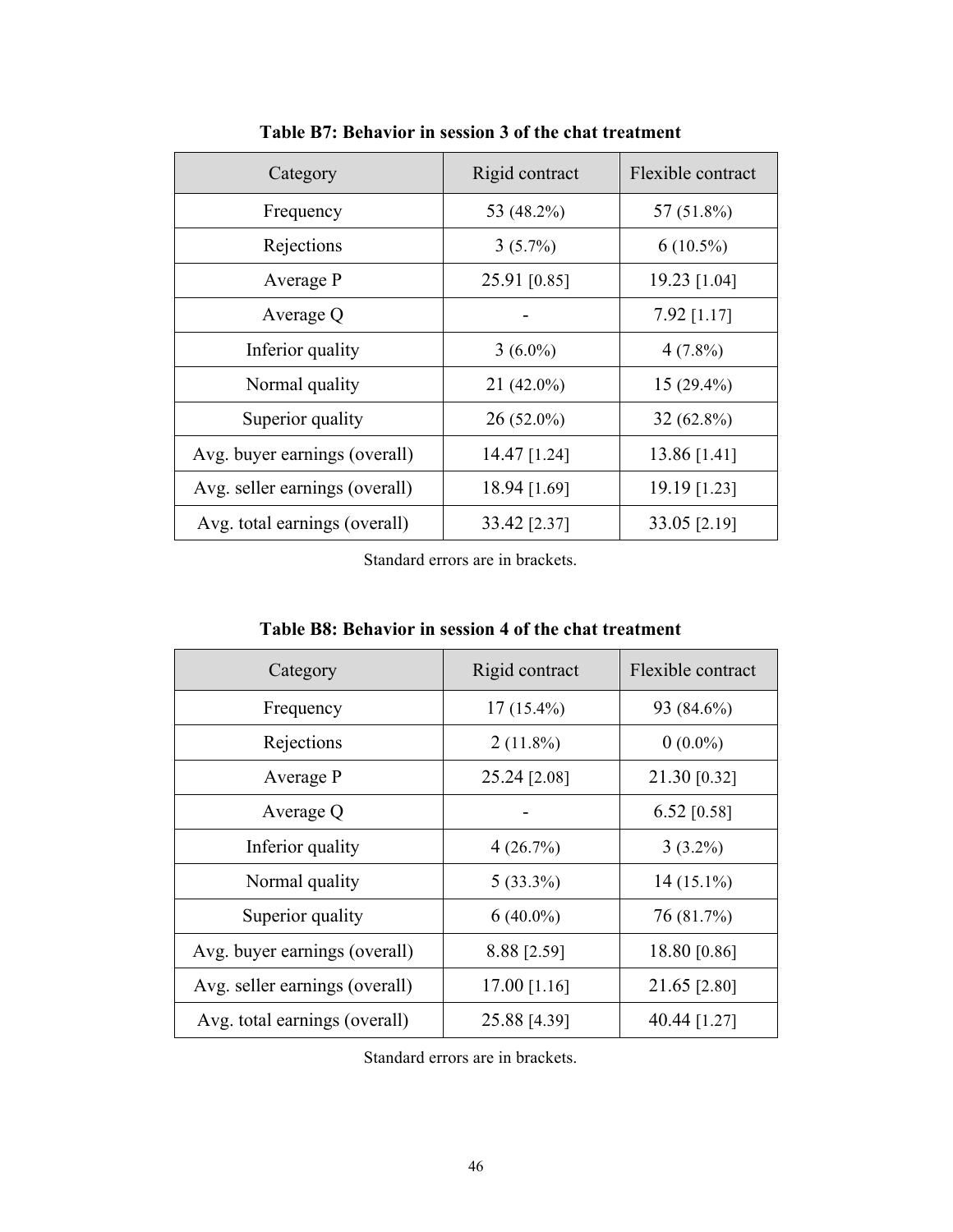**Table B7: Behavior in session 3 of the chat treatment**

| Category | Rigid contract | Flexible contract |
|---|---|---|
| Frequency | 53 (48.2%) | 57 (51.8%) |
| Rejections | 3 (5.7%) | 6 (10.5%) |
| Average P | 25.91 [0.85] | 19.23 [1.04] |
| Average Q | - | 7.92 [1.17] |
| Inferior quality | 3 (6.0%) | 4 (7.8%) |
| Normal quality | 21 (42.0%) | 15 (29.4%) |
| Superior quality | 26 (52.0%) | 32 (62.8%) |
| Avg. buyer earnings (overall) | 14.47 [1.24] | 13.86 [1.41] |
| Avg. seller earnings (overall) | 18.94 [1.69] | 19.19 [1.23] |
| Avg. total earnings (overall) | 33.42 [2.37] | 33.05 [2.19] |

Standard errors are in brackets.

**Table B8: Behavior in session 4 of the chat treatment**

| Category | Rigid contract | Flexible contract |
|---|---|---|
| Frequency | 17 (15.4%) | 93 (84.6%) |
| Rejections | 2 (11.8%) | 0 (0.0%) |
| Average P | 25.24 [2.08] | 21.30 [0.32] |
| Average Q | - | 6.52 [0.58] |
| Inferior quality | 4 (26.7%) | 3 (3.2%) |
| Normal quality | 5 (33.3%) | 14 (15.1%) |
| Superior quality | 6 (40.0%) | 76 (81.7%) |
| Avg. buyer earnings (overall) | 8.88 [2.59] | 18.80 [0.86] |
| Avg. seller earnings (overall) | 17.00 [1.16] | 21.65 [2.80] |
| Avg. total earnings (overall) | 25.88 [4.39] | 40.44 [1.27] |

Standard errors are in brackets.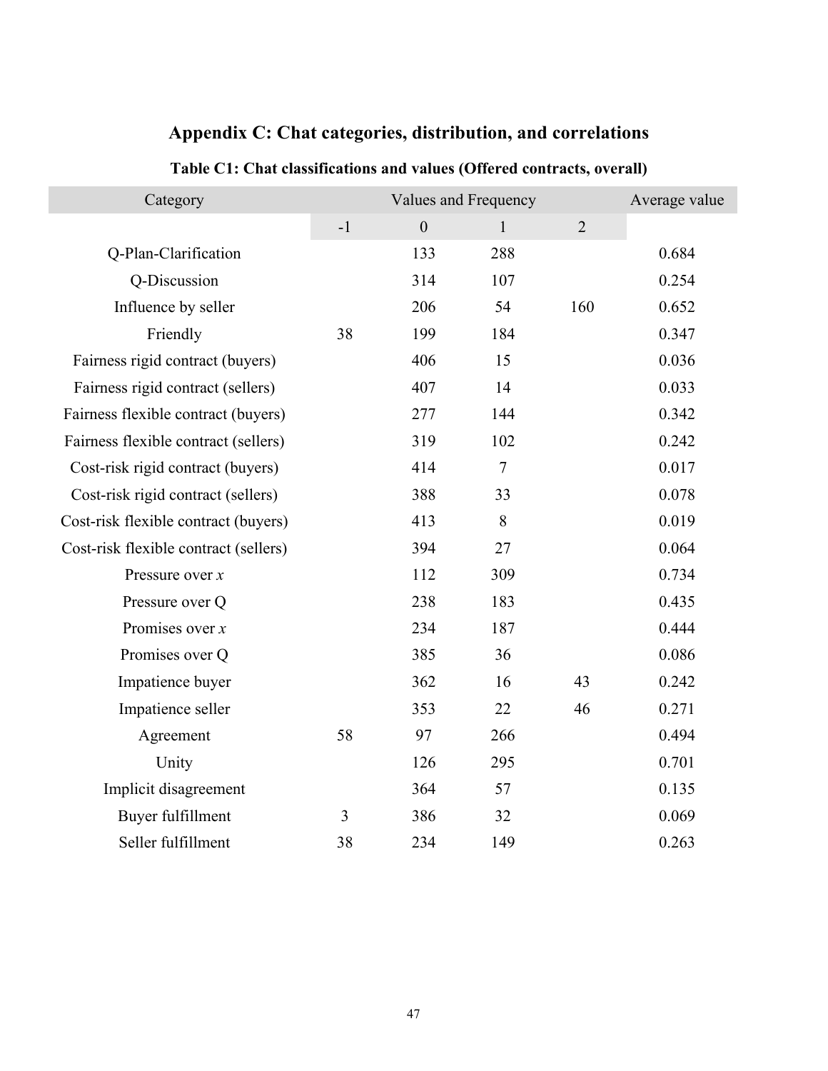# Appendix C: Chat categories, distribution, and correlations

**Table C1: Chat classifications and values (Offered contracts, overall)**

| Category | Values and Frequency | | | | Average value |
|---|---|---|---|---|---|
| | -1 | 0 | 1 | 2 | |
| Q-Plan-Clarification | | 133 | 288 | | 0.684 |
| Q-Discussion | | 314 | 107 | | 0.254 |
| Influence by seller | | 206 | 54 | 160 | 0.652 |
| Friendly | 38 | 199 | 184 | | 0.347 |
| Fairness rigid contract (buyers) | | 406 | 15 | | 0.036 |
| Fairness rigid contract (sellers) | | 407 | 14 | | 0.033 |
| Fairness flexible contract (buyers) | | 277 | 144 | | 0.342 |
| Fairness flexible contract (sellers) | | 319 | 102 | | 0.242 |
| Cost-risk rigid contract (buyers) | | 414 | 7 | | 0.017 |
| Cost-risk rigid contract (sellers) | | 388 | 33 | | 0.078 |
| Cost-risk flexible contract (buyers) | | 413 | 8 | | 0.019 |
| Cost-risk flexible contract (sellers) | | 394 | 27 | | 0.064 |
| Pressure over $x$ | | 112 | 309 | | 0.734 |
| Pressure over Q | | 238 | 183 | | 0.435 |
| Promises over $x$ | | 234 | 187 | | 0.444 |
| Promises over Q | | 385 | 36 | | 0.086 |
| Impatience buyer | | 362 | 16 | 43 | 0.242 |
| Impatience seller | | 353 | 22 | 46 | 0.271 |
| Agreement | 58 | 97 | 266 | | 0.494 |
| Unity | | 126 | 295 | | 0.701 |
| Implicit disagreement | | 364 | 57 | | 0.135 |
| Buyer fulfillment | 3 | 386 | 32 | | 0.069 |
| Seller fulfillment | 38 | 234 | 149 | | 0.263 |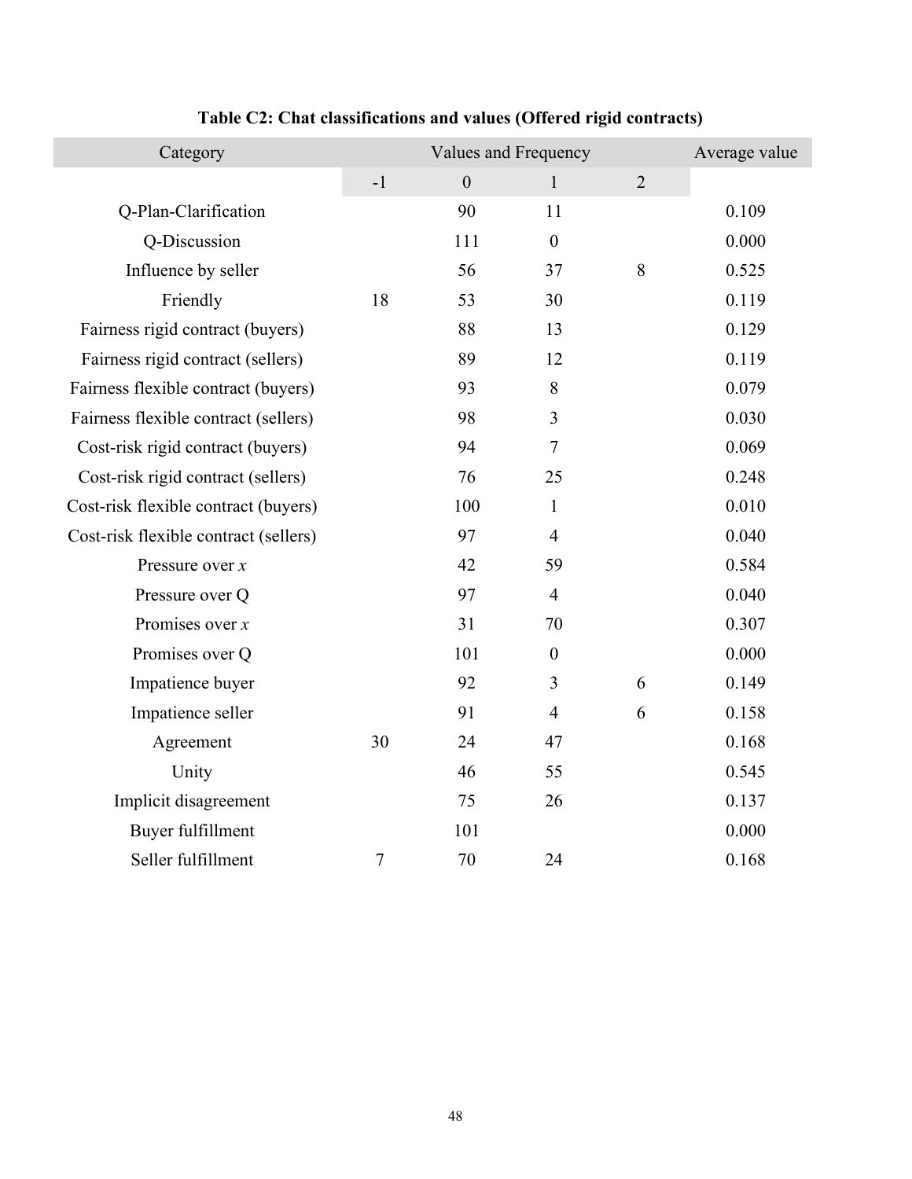**Table C2: Chat classifications and values (Offered rigid contracts)**

| Category | Values and Frequency | | | | Average value |
|---|---|---|---|---|---|
| | -1 | 0 | 1 | 2 | |
| Q-Plan-Clarification | | 90 | 11 | | 0.109 |
| Q-Discussion | | 111 | 0 | | 0.000 |
| Influence by seller | | 56 | 37 | 8 | 0.525 |
| Friendly | 18 | 53 | 30 | | 0.119 |
| Fairness rigid contract (buyers) | | 88 | 13 | | 0.129 |
| Fairness rigid contract (sellers) | | 89 | 12 | | 0.119 |
| Fairness flexible contract (buyers) | | 93 | 8 | | 0.079 |
| Fairness flexible contract (sellers) | | 98 | 3 | | 0.030 |
| Cost-risk rigid contract (buyers) | | 94 | 7 | | 0.069 |
| Cost-risk rigid contract (sellers) | | 76 | 25 | | 0.248 |
| Cost-risk flexible contract (buyers) | | 100 | 1 | | 0.010 |
| Cost-risk flexible contract (sellers) | | 97 | 4 | | 0.040 |
| Pressure over $x$ | | 42 | 59 | | 0.584 |
| Pressure over Q | | 97 | 4 | | 0.040 |
| Promises over $x$ | | 31 | 70 | | 0.307 |
| Promises over Q | | 101 | 0 | | 0.000 |
| Impatience buyer | | 92 | 3 | 6 | 0.149 |
| Impatience seller | | 91 | 4 | 6 | 0.158 |
| Agreement | 30 | 24 | 47 | | 0.168 |
| Unity | | 46 | 55 | | 0.545 |
| Implicit disagreement | | 75 | 26 | | 0.137 |
| Buyer fulfillment | | 101 | | | 0.000 |
| Seller fulfillment | 7 | 70 | 24 | | 0.168 |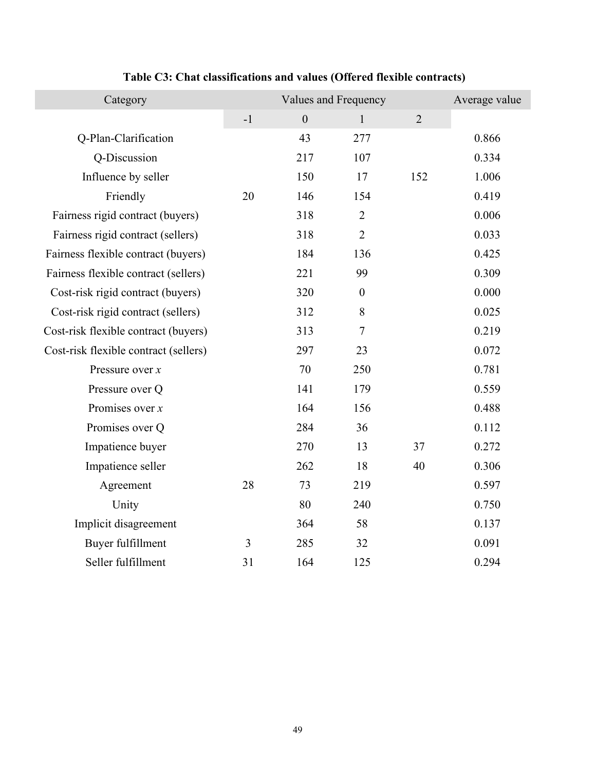**Table C3: Chat classifications and values (Offered flexible contracts)**

| Category | Values and Frequency | | | | Average value |
|---|---|---|---|---|---|
| | -1 | 0 | 1 | 2 | |
| Q-Plan-Clarification | | 43 | 277 | | 0.866 |
| Q-Discussion | | 217 | 107 | | 0.334 |
| Influence by seller | | 150 | 17 | 152 | 1.006 |
| Friendly | 20 | 146 | 154 | | 0.419 |
| Fairness rigid contract (buyers) | | 318 | 2 | | 0.006 |
| Fairness rigid contract (sellers) | | 318 | 2 | | 0.033 |
| Fairness flexible contract (buyers) | | 184 | 136 | | 0.425 |
| Fairness flexible contract (sellers) | | 221 | 99 | | 0.309 |
| Cost-risk rigid contract (buyers) | | 320 | 0 | | 0.000 |
| Cost-risk rigid contract (sellers) | | 312 | 8 | | 0.025 |
| Cost-risk flexible contract (buyers) | | 313 | 7 | | 0.219 |
| Cost-risk flexible contract (sellers) | | 297 | 23 | | 0.072 |
| Pressure over $x$ | | 70 | 250 | | 0.781 |
| Pressure over Q | | 141 | 179 | | 0.559 |
| Promises over $x$ | | 164 | 156 | | 0.488 |
| Promises over Q | | 284 | 36 | | 0.112 |
| Impatience buyer | | 270 | 13 | 37 | 0.272 |
| Impatience seller | | 262 | 18 | 40 | 0.306 |
| Agreement | 28 | 73 | 219 | | 0.597 |
| Unity | | 80 | 240 | | 0.750 |
| Implicit disagreement | | 364 | 58 | | 0.137 |
| Buyer fulfillment | 3 | 285 | 32 | | 0.091 |
| Seller fulfillment | 31 | 164 | 125 | | 0.294 |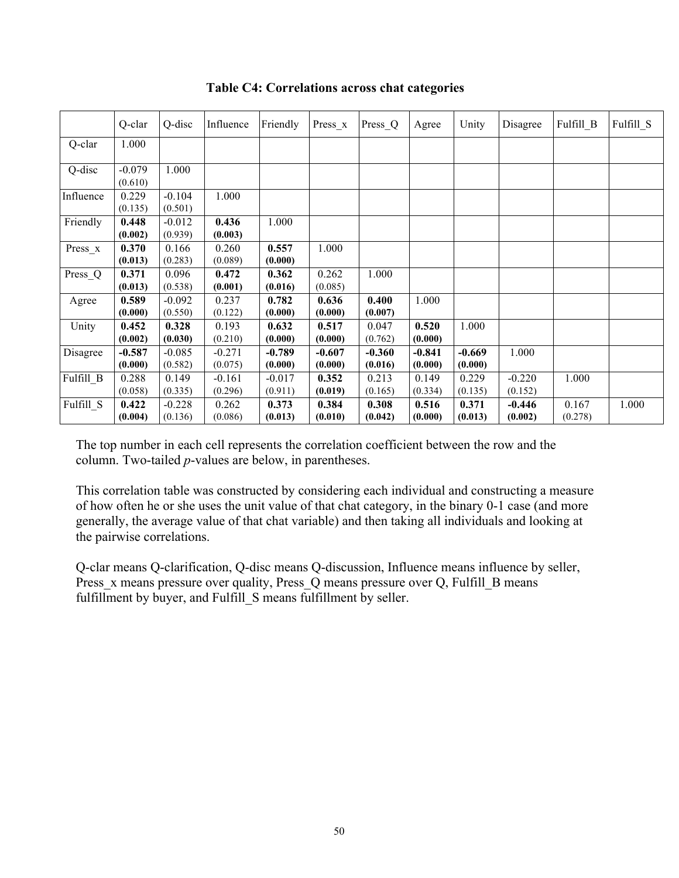**Table C4: Correlations across chat categories**

| | Q-clar | Q-disc | Influence | Friendly | Press_x | Press_Q | Agree | Unity | Disagree | Fulfill_B | Fulfill_S |
|---|---|---|---|---|---|---|---|---|---|---|---|
| Q-clar | 1.000 | | | | | | | | | | |
| Q-disc | -0.079 (0.610) | 1.000 | | | | | | | | | |
| Influence | 0.229 (0.135) | -0.104 (0.501) | 1.000 | | | | | | | | |
| Friendly | **0.448 (0.002)** | -0.012 (0.939) | **0.436 (0.003)** | 1.000 | | | | | | | |
| Press_x | **0.370 (0.013)** | 0.166 (0.283) | 0.260 (0.089) | **0.557 (0.000)** | 1.000 | | | | | | |
| Press_Q | **0.371 (0.013)** | 0.096 (0.538) | **0.472 (0.001)** | **0.362 (0.016)** | 0.262 (0.085) | 1.000 | | | | | |
| Agree | **0.589 (0.000)** | -0.092 (0.550) | 0.237 (0.122) | **0.782 (0.000)** | **0.636 (0.000)** | **0.400 (0.007)** | 1.000 | | | | |
| Unity | **0.452 (0.002)** | **0.328 (0.030)** | 0.193 (0.210) | **0.632 (0.000)** | **0.517 (0.000)** | 0.047 (0.762) | **0.520 (0.000)** | 1.000 | | | |
| Disagree | **-0.587 (0.000)** | -0.085 (0.582) | -0.271 (0.075) | **-0.789 (0.000)** | **-0.607 (0.000)** | **-0.360 (0.016)** | **-0.841 (0.000)** | **-0.669 (0.000)** | 1.000 | | |
| Fulfill_B | 0.288 (0.058) | 0.149 (0.335) | -0.161 (0.296) | -0.017 (0.911) | **0.352 (0.019)** | 0.213 (0.165) | 0.149 (0.334) | 0.229 (0.135) | -0.220 (0.152) | 1.000 | |
| Fulfill_S | **0.422 (0.004)** | -0.228 (0.136) | 0.262 (0.086) | **0.373 (0.013)** | **0.384 (0.010)** | **0.308 (0.042)** | **0.516 (0.000)** | **0.371 (0.013)** | **-0.446 (0.002)** | 0.167 (0.278) | 1.000 |

The top number in each cell represents the correlation coefficient between the row and the column. Two-tailed *p*-values are below, in parentheses.

This correlation table was constructed by considering each individual and constructing a measure of how often he or she uses the unit value of that chat category, in the binary 0-1 case (and more generally, the average value of that chat variable) and then taking all individuals and looking at the pairwise correlations.

Q-clar means Q-clarification, Q-disc means Q-discussion, Influence means influence by seller, Press_x means pressure over quality, Press_Q means pressure over Q, Fulfill_B means fulfillment by buyer, and Fulfill_S means fulfillment by seller.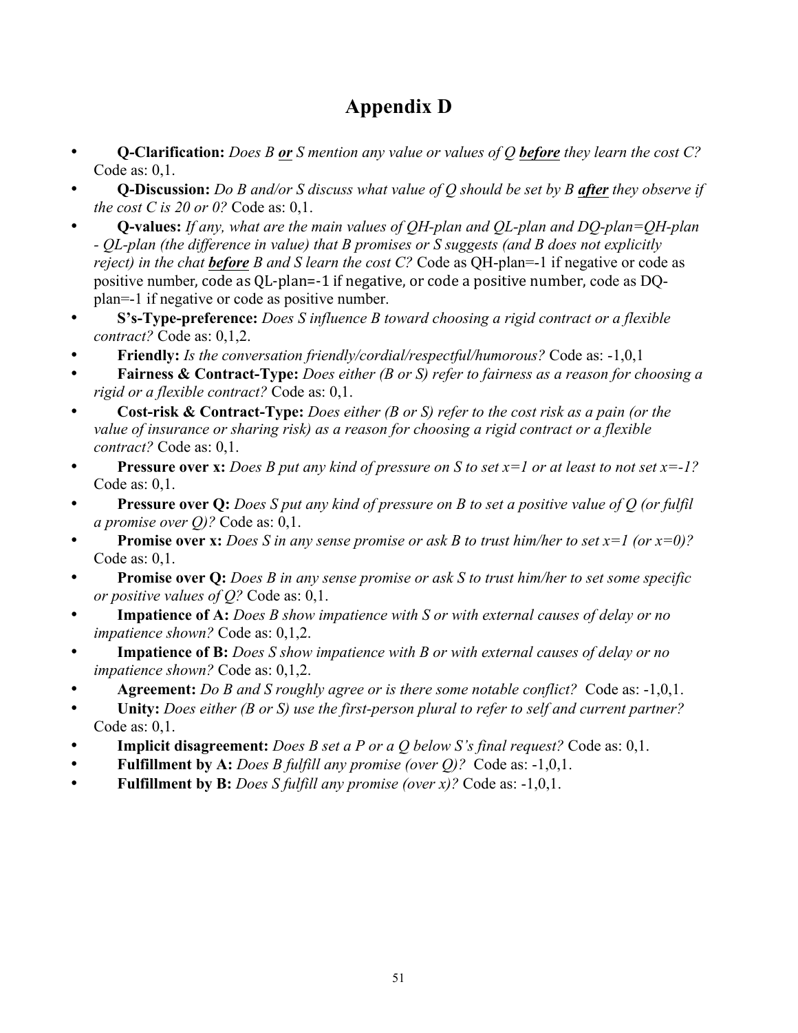# Appendix D

- **Q-Clarification:** *Does B **or** S mention any value or values of Q **before** they learn the cost C?* Code as: 0,1.
- **Q-Discussion:** *Do B and/or S discuss what value of Q should be set by B **after** they observe if the cost C is 20 or 0?* Code as: 0,1.
- **Q-values:** *If any, what are the main values of QH-plan and QL-plan and DQ-plan=QH-plan - QL-plan (the difference in value) that B promises or S suggests (and B does not explicitly reject) in the chat **before** B and S learn the cost C?* Code as QH-plan=-1 if negative or code as positive number, code as QL-plan=-1 if negative, or code a positive number, code as DQ-plan=-1 if negative or code as positive number.
- **S's-Type-preference:** *Does S influence B toward choosing a rigid contract or a flexible contract?* Code as: 0,1,2.
- **Friendly:** *Is the conversation friendly/cordial/respectful/humorous?* Code as: -1,0,1
- **Fairness & Contract-Type:** *Does either (B or S) refer to fairness as a reason for choosing a rigid or a flexible contract?* Code as: 0,1.
- **Cost-risk & Contract-Type:** *Does either (B or S) refer to the cost risk as a pain (or the value of insurance or sharing risk) as a reason for choosing a rigid contract or a flexible contract?* Code as: 0,1.
- **Pressure over x:** *Does B put any kind of pressure on S to set x=1 or at least to not set x=-1?* Code as: 0,1.
- **Pressure over Q:** *Does S put any kind of pressure on B to set a positive value of Q (or fulfil a promise over Q)?* Code as: 0,1.
- **Promise over x:** *Does S in any sense promise or ask B to trust him/her to set x=1 (or x=0)?* Code as: 0,1.
- **Promise over Q:** *Does B in any sense promise or ask S to trust him/her to set some specific or positive values of Q?* Code as: 0,1.
- **Impatience of A:** *Does B show impatience with S or with external causes of delay or no impatience shown?* Code as: 0,1,2.
- **Impatience of B:** *Does S show impatience with B or with external causes of delay or no impatience shown?* Code as: 0,1,2.
- **Agreement:** *Do B and S roughly agree or is there some notable conflict?* Code as: -1,0,1.
- **Unity:** *Does either (B or S) use the first-person plural to refer to self and current partner?* Code as: 0,1.
- **Implicit disagreement:** *Does B set a P or a Q below S's final request?* Code as: 0,1.
- **Fulfillment by A:** *Does B fulfill any promise (over Q)?* Code as: -1,0,1.
- **Fulfillment by B:** *Does S fulfill any promise (over x)?* Code as: -1,0,1.